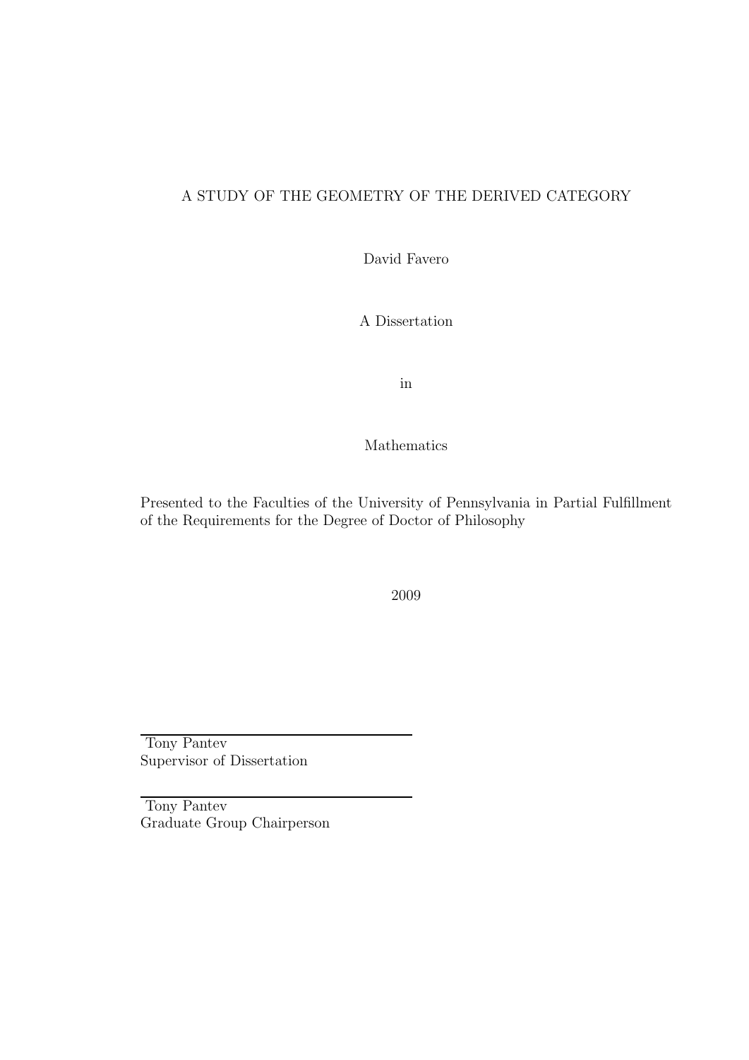# A STUDY OF THE GEOMETRY OF THE DERIVED CATEGORY

David Favero

A Dissertation

in

Mathematics

Presented to the Faculties of the University of Pennsylvania in Partial Fulfillment of the Requirements for the Degree of Doctor of Philosophy

2009

Tony Pantev
Supervisor of Dissertation

Tony Pantev
Graduate Group Chairperson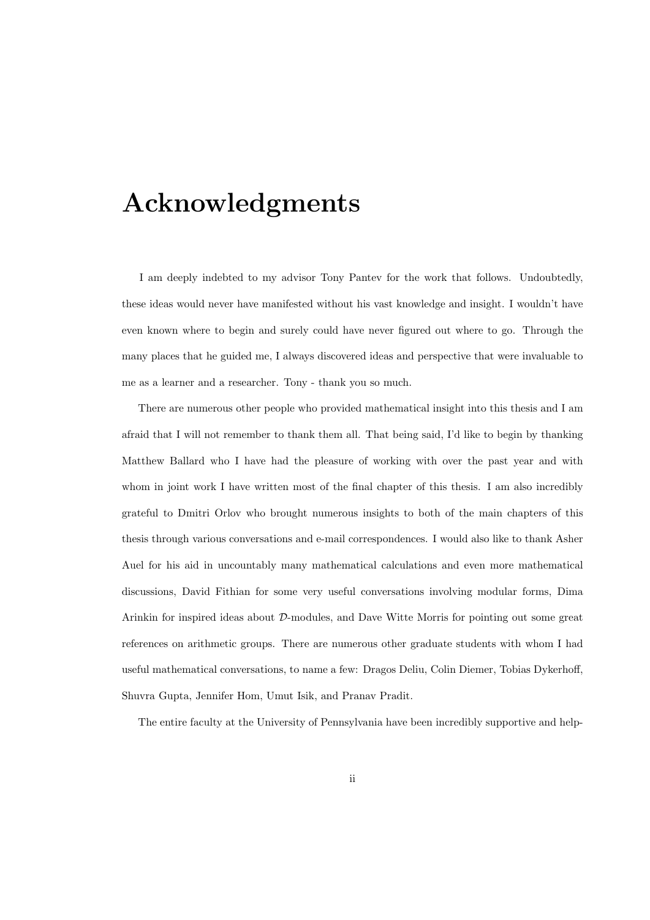# Acknowledgments

I am deeply indebted to my advisor Tony Pantev for the work that follows. Undoubtedly, these ideas would never have manifested without his vast knowledge and insight. I wouldn't have even known where to begin and surely could have never figured out where to go. Through the many places that he guided me, I always discovered ideas and perspective that were invaluable to me as a learner and a researcher. Tony - thank you so much.

There are numerous other people who provided mathematical insight into this thesis and I am afraid that I will not remember to thank them all. That being said, I'd like to begin by thanking Matthew Ballard who I have had the pleasure of working with over the past year and with whom in joint work I have written most of the final chapter of this thesis. I am also incredibly grateful to Dmitri Orlov who brought numerous insights to both of the main chapters of this thesis through various conversations and e-mail correspondences. I would also like to thank Asher Auel for his aid in uncountably many mathematical calculations and even more mathematical discussions, David Fithian for some very useful conversations involving modular forms, Dima Arinkin for inspired ideas about $\mathcal{D}$-modules, and Dave Witte Morris for pointing out some great references on arithmetic groups. There are numerous other graduate students with whom I had useful mathematical conversations, to name a few: Dragos Deliu, Colin Diemer, Tobias Dykerhoff, Shuvra Gupta, Jennifer Hom, Umut Isik, and Pranav Pradit.

The entire faculty at the University of Pennsylvania have been incredibly supportive and help-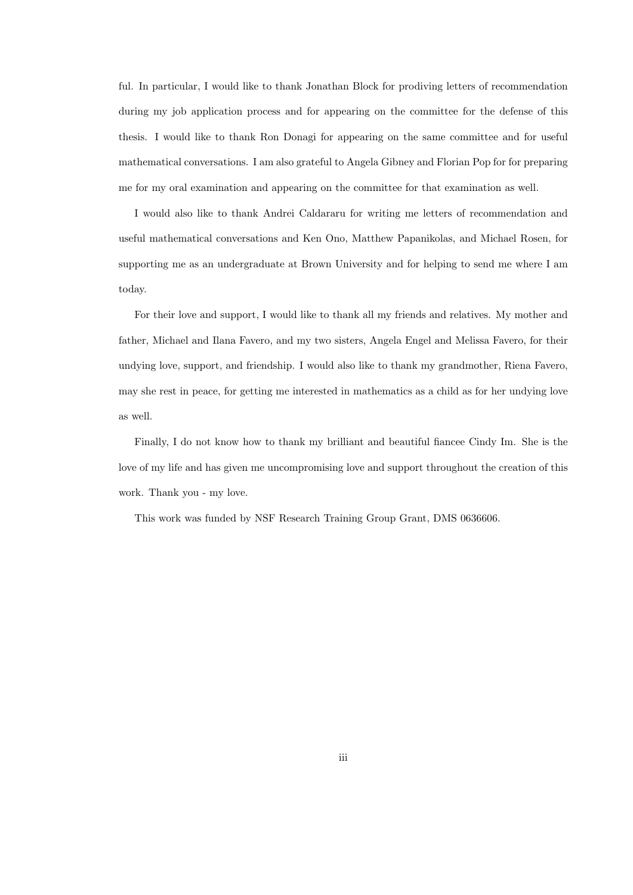ful. In particular, I would like to thank Jonathan Block for prodiving letters of recommendation during my job application process and for appearing on the committee for the defense of this thesis. I would like to thank Ron Donagi for appearing on the same committee and for useful mathematical conversations. I am also grateful to Angela Gibney and Florian Pop for for preparing me for my oral examination and appearing on the committee for that examination as well.

I would also like to thank Andrei Caldararu for writing me letters of recommendation and useful mathematical conversations and Ken Ono, Matthew Papanikolas, and Michael Rosen, for supporting me as an undergraduate at Brown University and for helping to send me where I am today.

For their love and support, I would like to thank all my friends and relatives. My mother and father, Michael and Ilana Favero, and my two sisters, Angela Engel and Melissa Favero, for their undying love, support, and friendship. I would also like to thank my grandmother, Riena Favero, may she rest in peace, for getting me interested in mathematics as a child as for her undying love as well.

Finally, I do not know how to thank my brilliant and beautiful fiancee Cindy Im. She is the love of my life and has given me uncompromising love and support throughout the creation of this work. Thank you - my love.

This work was funded by NSF Research Training Group Grant, DMS 0636606.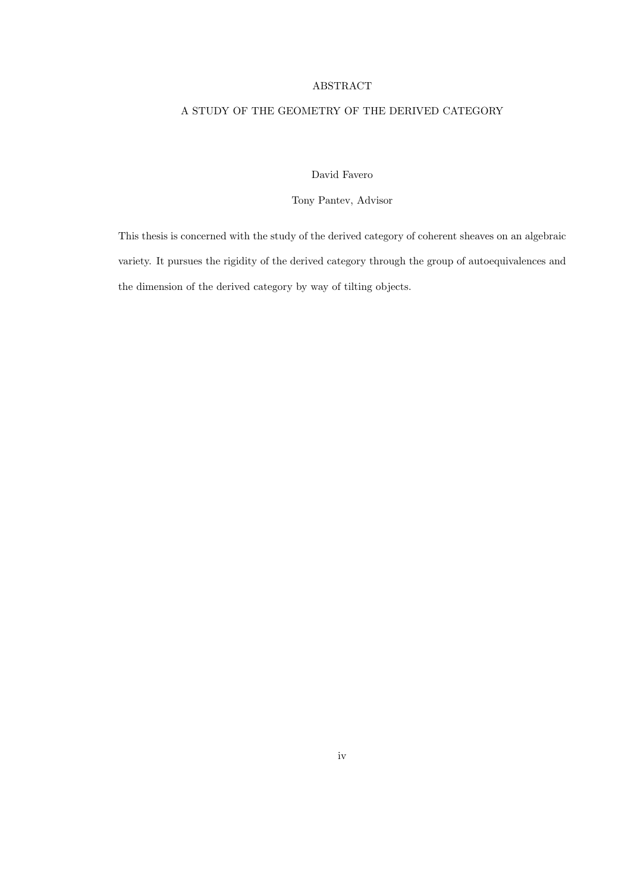# ABSTRACT

## A STUDY OF THE GEOMETRY OF THE DERIVED CATEGORY

David Favero

Tony Pantev, Advisor

This thesis is concerned with the study of the derived category of coherent sheaves on an algebraic variety. It pursues the rigidity of the derived category through the group of autoequivalences and the dimension of the derived category by way of tilting objects.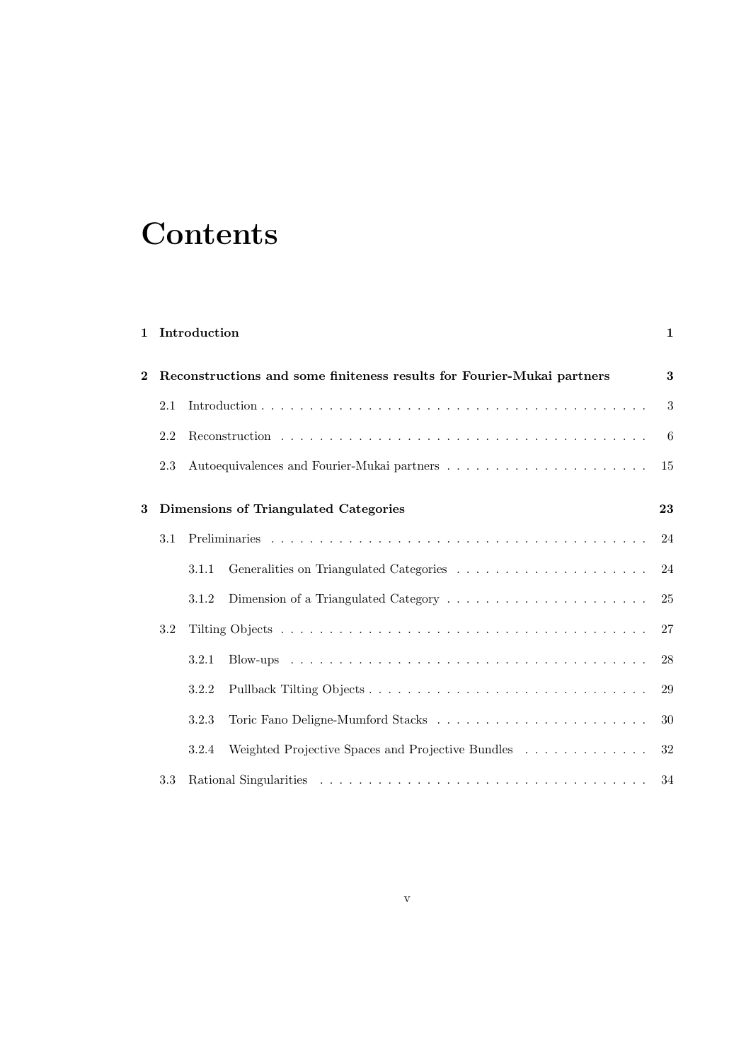# Contents

**1 Introduction** **1**

**2 Reconstructions and some finiteness results for Fourier-Mukai partners** **3**

- 2.1 Introduction . . . . . . . . . . 3
- 2.2 Reconstruction . . . . . . . . . . 6
- 2.3 Autoequivalences and Fourier-Mukai partners . . . . . . . . . . 15

**3 Dimensions of Triangulated Categories** **23**

- 3.1 Preliminaries . . . . . . . . . . 24
  - 3.1.1 Generalities on Triangulated Categories . . . . . . . . . . 24
  - 3.1.2 Dimension of a Triangulated Category . . . . . . . . . . 25
- 3.2 Tilting Objects . . . . . . . . . . 27
  - 3.2.1 Blow-ups . . . . . . . . . . 28
  - 3.2.2 Pullback Tilting Objects . . . . . . . . . . 29
  - 3.2.3 Toric Fano Deligne-Mumford Stacks . . . . . . . . . . 30
  - 3.2.4 Weighted Projective Spaces and Projective Bundles . . . . . . . . . . 32
- 3.3 Rational Singularities . . . . . . . . . . 34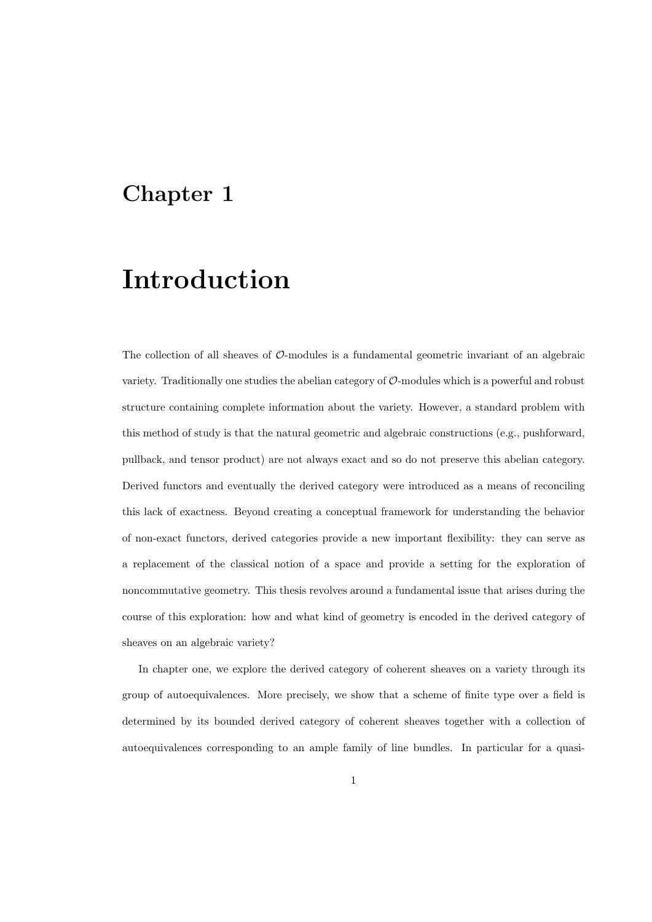# Chapter 1

# Introduction

The collection of all sheaves of $\mathcal{O}$-modules is a fundamental geometric invariant of an algebraic variety. Traditionally one studies the abelian category of $\mathcal{O}$-modules which is a powerful and robust structure containing complete information about the variety. However, a standard problem with this method of study is that the natural geometric and algebraic constructions (e.g., pushforward, pullback, and tensor product) are not always exact and so do not preserve this abelian category. Derived functors and eventually the derived category were introduced as a means of reconciling this lack of exactness. Beyond creating a conceptual framework for understanding the behavior of non-exact functors, derived categories provide a new important flexibility: they can serve as a replacement of the classical notion of a space and provide a setting for the exploration of noncommutative geometry. This thesis revolves around a fundamental issue that arises during the course of this exploration: how and what kind of geometry is encoded in the derived category of sheaves on an algebraic variety?

In chapter one, we explore the derived category of coherent sheaves on a variety through its group of autoequivalences. More precisely, we show that a scheme of finite type over a field is determined by its bounded derived category of coherent sheaves together with a collection of autoequivalences corresponding to an ample family of line bundles. In particular for a quasi-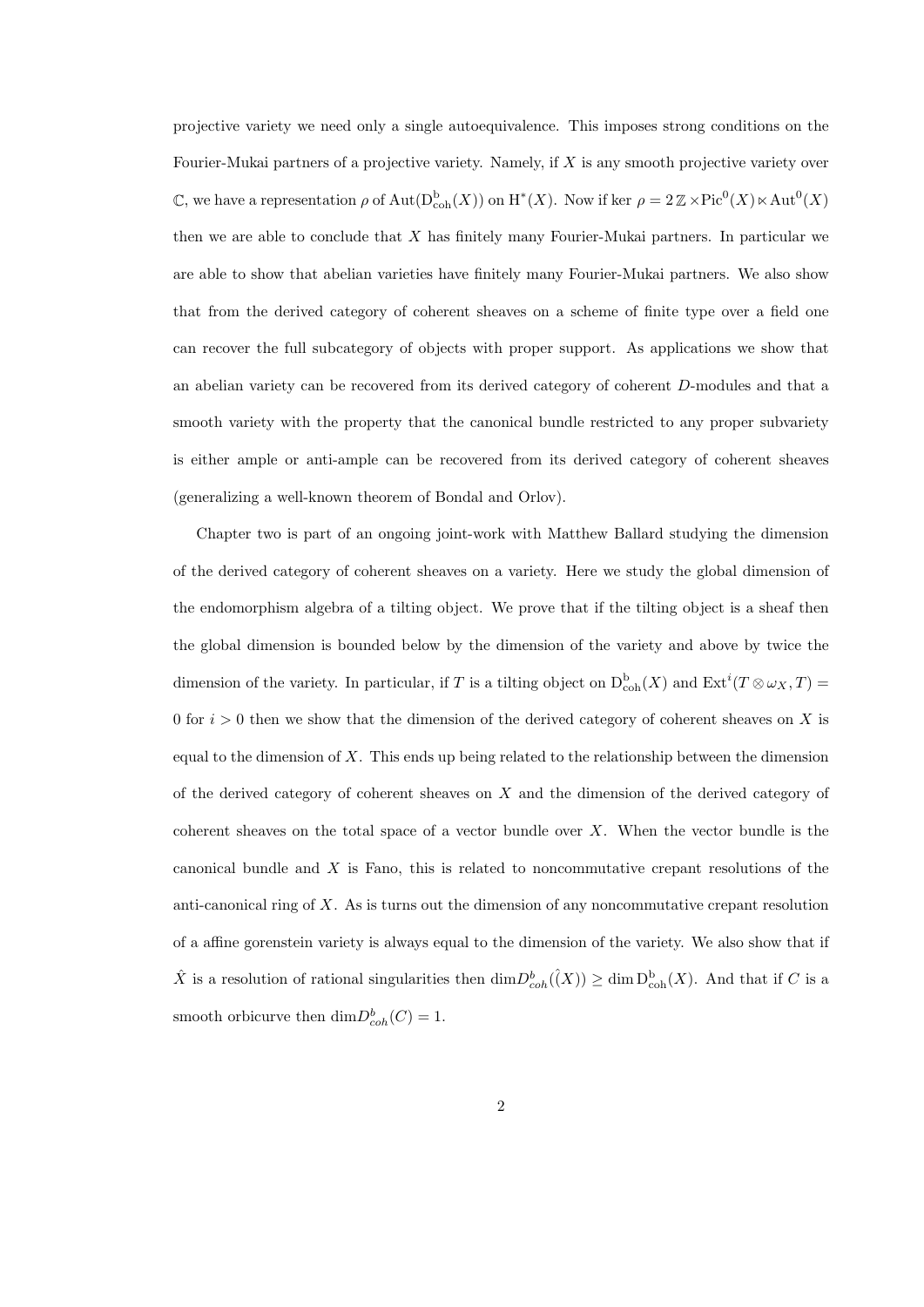projective variety we need only a single autoequivalence. This imposes strong conditions on the Fourier-Mukai partners of a projective variety. Namely, if $X$ is any smooth projective variety over $\mathbb{C}$, we have a representation $\rho$ of $\mathrm{Aut}(\mathrm{D}^{\mathrm{b}}_{\mathrm{coh}}(X))$ on $\mathrm{H}^*(X)$. Now if $\ker\,\rho = 2\,\mathbb{Z} \times \mathrm{Pic}^0(X) \ltimes \mathrm{Aut}^0(X)$ then we are able to conclude that $X$ has finitely many Fourier-Mukai partners. In particular we are able to show that abelian varieties have finitely many Fourier-Mukai partners. We also show that from the derived category of coherent sheaves on a scheme of finite type over a field one can recover the full subcategory of objects with proper support. As applications we show that an abelian variety can be recovered from its derived category of coherent $D$-modules and that a smooth variety with the property that the canonical bundle restricted to any proper subvariety is either ample or anti-ample can be recovered from its derived category of coherent sheaves (generalizing a well-known theorem of Bondal and Orlov).

Chapter two is part of an ongoing joint-work with Matthew Ballard studying the dimension of the derived category of coherent sheaves on a variety. Here we study the global dimension of the endomorphism algebra of a tilting object. We prove that if the tilting object is a sheaf then the global dimension is bounded below by the dimension of the variety and above by twice the dimension of the variety. In particular, if $T$ is a tilting object on $\mathrm{D}^{\mathrm{b}}_{\mathrm{coh}}(X)$ and $\mathrm{Ext}^i(T \otimes \omega_X, T) = 0$ for $i > 0$ then we show that the dimension of the derived category of coherent sheaves on $X$ is equal to the dimension of $X$. This ends up being related to the relationship between the dimension of the derived category of coherent sheaves on $X$ and the dimension of the derived category of coherent sheaves on the total space of a vector bundle over $X$. When the vector bundle is the canonical bundle and $X$ is Fano, this is related to noncommutative crepant resolutions of the anti-canonical ring of $X$. As is turns out the dimension of any noncommutative crepant resolution of a affine gorenstein variety is always equal to the dimension of the variety. We also show that if $\hat{X}$ is a resolution of rational singularities then $\dim D^b_{coh}(\hat{(X)}) \geq \dim \mathrm{D}^{\mathrm{b}}_{\mathrm{coh}}(X)$. And that if $C$ is a smooth orbicurve then $\dim D^b_{coh}(C) = 1$.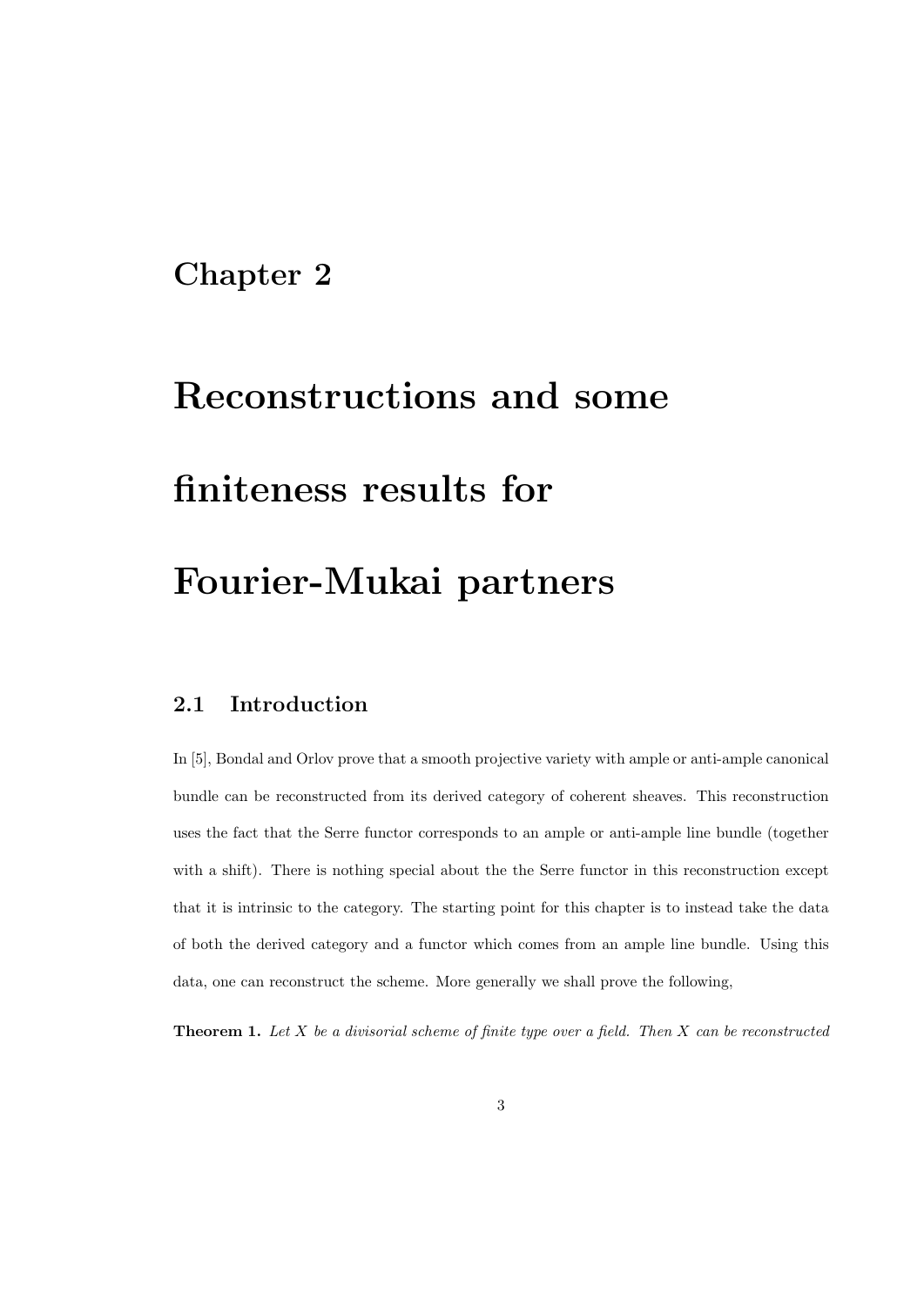# Chapter 2

# Reconstructions and some finiteness results for Fourier-Mukai partners

## 2.1 Introduction

In [5], Bondal and Orlov prove that a smooth projective variety with ample or anti-ample canonical bundle can be reconstructed from its derived category of coherent sheaves. This reconstruction uses the fact that the Serre functor corresponds to an ample or anti-ample line bundle (together with a shift). There is nothing special about the the Serre functor in this reconstruction except that it is intrinsic to the category. The starting point for this chapter is to instead take the data of both the derived category and a functor which comes from an ample line bundle. Using this data, one can reconstruct the scheme. More generally we shall prove the following,

**Theorem 1.** *Let $X$ be a divisorial scheme of finite type over a field. Then $X$ can be reconstructed*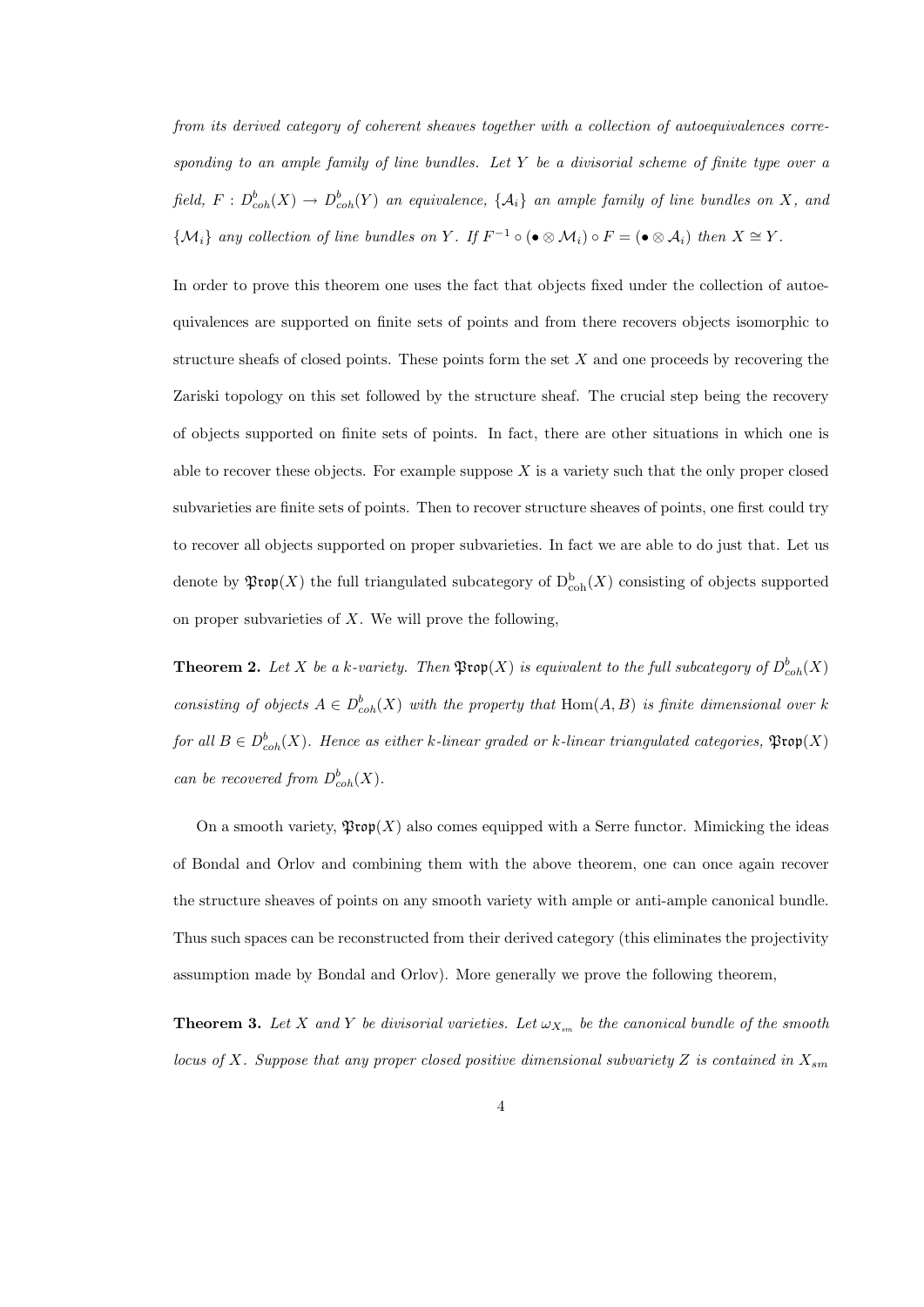*from its derived category of coherent sheaves together with a collection of autoequivalences corresponding to an ample family of line bundles. Let $Y$ be a divisorial scheme of finite type over a field, $F : D^b_{coh}(X) \to D^b_{coh}(Y)$ an equivalence, $\{\mathcal{A}_i\}$ an ample family of line bundles on $X$, and $\{\mathcal{M}_i\}$ any collection of line bundles on $Y$. If $F^{-1} \circ (\bullet \otimes \mathcal{M}_i) \circ F = (\bullet \otimes \mathcal{A}_i)$ then $X \cong Y$.*

In order to prove this theorem one uses the fact that objects fixed under the collection of autoequivalences are supported on finite sets of points and from there recovers objects isomorphic to structure sheafs of closed points. These points form the set $X$ and one proceeds by recovering the Zariski topology on this set followed by the structure sheaf. The crucial step being the recovery of objects supported on finite sets of points. In fact, there are other situations in which one is able to recover these objects. For example suppose $X$ is a variety such that the only proper closed subvarieties are finite sets of points. Then to recover structure sheaves of points, one first could try to recover all objects supported on proper subvarieties. In fact we are able to do just that. Let us denote by $\mathfrak{Prop}(X)$ the full triangulated subcategory of $\mathrm{D}^{\mathrm{b}}_{\mathrm{coh}}(X)$ consisting of objects supported on proper subvarieties of $X$. We will prove the following,

**Theorem 2.** *Let $X$ be a $k$-variety. Then $\mathfrak{Prop}(X)$ is equivalent to the full subcategory of $D^b_{coh}(X)$ consisting of objects $A \in D^b_{coh}(X)$ with the property that $\mathrm{Hom}(A, B)$ is finite dimensional over $k$ for all $B \in D^b_{coh}(X)$. Hence as either $k$-linear graded or $k$-linear triangulated categories, $\mathfrak{Prop}(X)$ can be recovered from $D^b_{coh}(X)$.*

On a smooth variety, $\mathfrak{Prop}(X)$ also comes equipped with a Serre functor. Mimicking the ideas of Bondal and Orlov and combining them with the above theorem, one can once again recover the structure sheaves of points on any smooth variety with ample or anti-ample canonical bundle. Thus such spaces can be reconstructed from their derived category (this eliminates the projectivity assumption made by Bondal and Orlov). More generally we prove the following theorem,

**Theorem 3.** *Let $X$ and $Y$ be divisorial varieties. Let $\omega_{X_{sm}}$ be the canonical bundle of the smooth locus of $X$. Suppose that any proper closed positive dimensional subvariety $Z$ is contained in $X_{sm}$*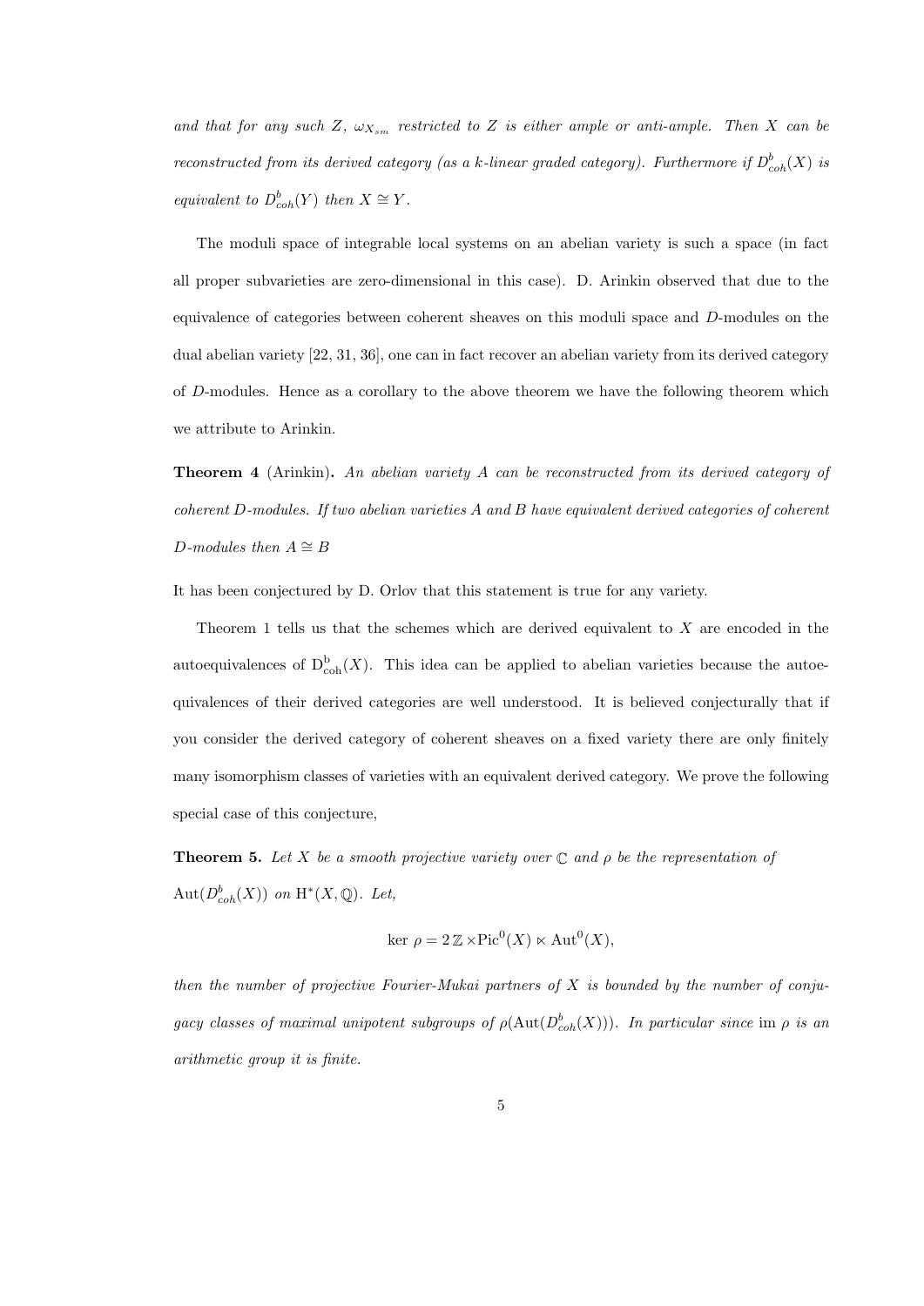*and that for any such $Z$, $\omega_{X_{sm}}$ restricted to $Z$ is either ample or anti-ample. Then $X$ can be reconstructed from its derived category (as a $k$-linear graded category). Furthermore if $D^b_{coh}(X)$ is equivalent to $D^b_{coh}(Y)$ then $X \cong Y$.*

The moduli space of integrable local systems on an abelian variety is such a space (in fact all proper subvarieties are zero-dimensional in this case). D. Arinkin observed that due to the equivalence of categories between coherent sheaves on this moduli space and $D$-modules on the dual abelian variety [22, 31, 36], one can in fact recover an abelian variety from its derived category of $D$-modules. Hence as a corollary to the above theorem we have the following theorem which we attribute to Arinkin.

**Theorem 4** (Arinkin)**.** *An abelian variety $A$ can be reconstructed from its derived category of coherent $D$-modules. If two abelian varieties $A$ and $B$ have equivalent derived categories of coherent $D$-modules then $A \cong B$*

It has been conjectured by D. Orlov that this statement is true for any variety.

Theorem 1 tells us that the schemes which are derived equivalent to $X$ are encoded in the autoequivalences of $\mathrm{D}^{\mathrm{b}}_{\mathrm{coh}}(X)$. This idea can be applied to abelian varieties because the autoequivalences of their derived categories are well understood. It is believed conjecturally that if you consider the derived category of coherent sheaves on a fixed variety there are only finitely many isomorphism classes of varieties with an equivalent derived category. We prove the following special case of this conjecture,

**Theorem 5.** *Let $X$ be a smooth projective variety over $\mathbb{C}$ and $\rho$ be the representation of $\mathrm{Aut}(D^b_{coh}(X))$ on $\mathrm{H}^*(X, \mathbb{Q})$. Let,*

$$\ker\, \rho = 2\,\mathbb{Z} \times \mathrm{Pic}^0(X) \ltimes \mathrm{Aut}^0(X),$$

*then the number of projective Fourier-Mukai partners of $X$ is bounded by the number of conjugacy classes of maximal unipotent subgroups of $\rho(\mathrm{Aut}(D^b_{coh}(X)))$. In particular since* $\mathrm{im}\ \rho$ *is an arithmetic group it is finite.*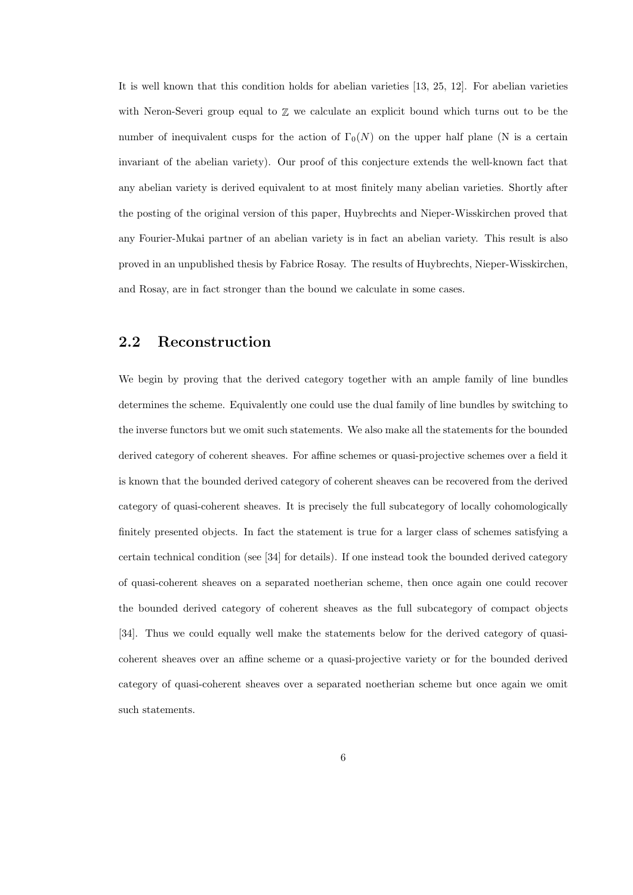It is well known that this condition holds for abelian varieties [13, 25, 12]. For abelian varieties with Neron-Severi group equal to $\mathbb{Z}$ we calculate an explicit bound which turns out to be the number of inequivalent cusps for the action of $\Gamma_0(N)$ on the upper half plane (N is a certain invariant of the abelian variety). Our proof of this conjecture extends the well-known fact that any abelian variety is derived equivalent to at most finitely many abelian varieties. Shortly after the posting of the original version of this paper, Huybrechts and Nieper-Wisskirchen proved that any Fourier-Mukai partner of an abelian variety is in fact an abelian variety. This result is also proved in an unpublished thesis by Fabrice Rosay. The results of Huybrechts, Nieper-Wisskirchen, and Rosay, are in fact stronger than the bound we calculate in some cases.

## 2.2 Reconstruction

We begin by proving that the derived category together with an ample family of line bundles determines the scheme. Equivalently one could use the dual family of line bundles by switching to the inverse functors but we omit such statements. We also make all the statements for the bounded derived category of coherent sheaves. For affine schemes or quasi-projective schemes over a field it is known that the bounded derived category of coherent sheaves can be recovered from the derived category of quasi-coherent sheaves. It is precisely the full subcategory of locally cohomologically finitely presented objects. In fact the statement is true for a larger class of schemes satisfying a certain technical condition (see [34] for details). If one instead took the bounded derived category of quasi-coherent sheaves on a separated noetherian scheme, then once again one could recover the bounded derived category of coherent sheaves as the full subcategory of compact objects [34]. Thus we could equally well make the statements below for the derived category of quasi-coherent sheaves over an affine scheme or a quasi-projective variety or for the bounded derived category of quasi-coherent sheaves over a separated noetherian scheme but once again we omit such statements.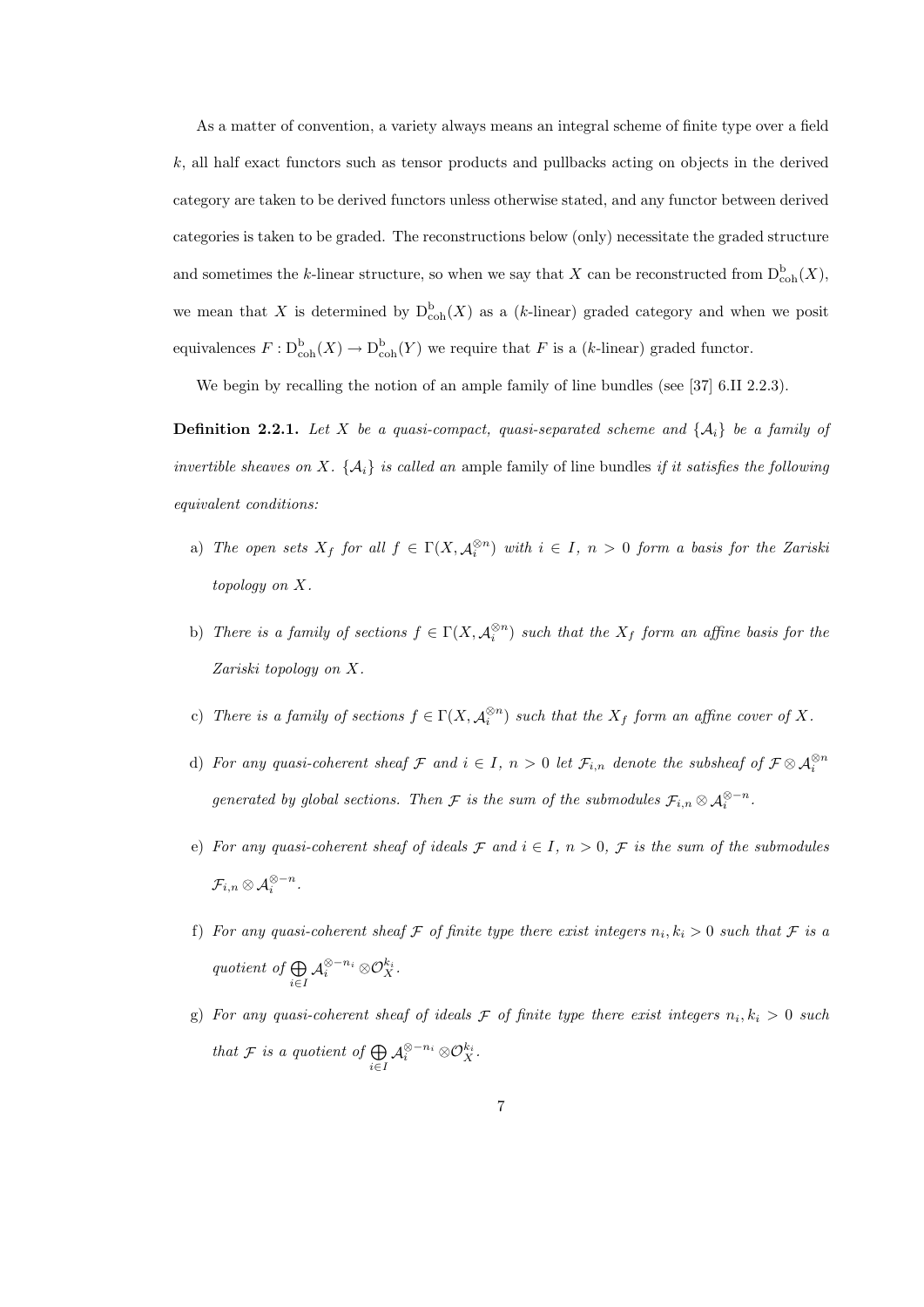As a matter of convention, a variety always means an integral scheme of finite type over a field $k$, all half exact functors such as tensor products and pullbacks acting on objects in the derived category are taken to be derived functors unless otherwise stated, and any functor between derived categories is taken to be graded. The reconstructions below (only) necessitate the graded structure and sometimes the $k$-linear structure, so when we say that $X$ can be reconstructed from $\mathrm{D}^{\mathrm{b}}_{\mathrm{coh}}(X)$, we mean that $X$ is determined by $\mathrm{D}^{\mathrm{b}}_{\mathrm{coh}}(X)$ as a ($k$-linear) graded category and when we posit equivalences $F : \mathrm{D}^{\mathrm{b}}_{\mathrm{coh}}(X) \to \mathrm{D}^{\mathrm{b}}_{\mathrm{coh}}(Y)$ we require that $F$ is a ($k$-linear) graded functor.

We begin by recalling the notion of an ample family of line bundles (see [37] 6.II 2.2.3).

**Definition 2.2.1.** *Let $X$ be a quasi-compact, quasi-separated scheme and $\{\mathcal{A}_i\}$ be a family of invertible sheaves on $X$. $\{\mathcal{A}_i\}$ is called an* ample family of line bundles *if it satisfies the following equivalent conditions:*

a) *The open sets $X_f$ for all $f \in \Gamma(X, \mathcal{A}_i^{\otimes n})$ with $i \in I$, $n > 0$ form a basis for the Zariski topology on $X$.*

b) *There is a family of sections $f \in \Gamma(X, \mathcal{A}_i^{\otimes n})$ such that the $X_f$ form an affine basis for the Zariski topology on $X$.*

c) *There is a family of sections $f \in \Gamma(X, \mathcal{A}_i^{\otimes n})$ such that the $X_f$ form an affine cover of $X$.*

d) *For any quasi-coherent sheaf $\mathcal{F}$ and $i \in I$, $n > 0$ let $\mathcal{F}_{i,n}$ denote the subsheaf of $\mathcal{F} \otimes \mathcal{A}_i^{\otimes n}$ generated by global sections. Then $\mathcal{F}$ is the sum of the submodules $\mathcal{F}_{i,n} \otimes \mathcal{A}_i^{\otimes -n}$.*

e) *For any quasi-coherent sheaf of ideals $\mathcal{F}$ and $i \in I$, $n > 0$, $\mathcal{F}$ is the sum of the submodules $\mathcal{F}_{i,n} \otimes \mathcal{A}_i^{\otimes -n}$.*

f) *For any quasi-coherent sheaf $\mathcal{F}$ of finite type there exist integers $n_i, k_i > 0$ such that $\mathcal{F}$ is a quotient of $\bigoplus_{i \in I} \mathcal{A}_i^{\otimes -n_i} \otimes \mathcal{O}_X^{k_i}$.*

g) *For any quasi-coherent sheaf of ideals $\mathcal{F}$ of finite type there exist integers $n_i, k_i > 0$ such that $\mathcal{F}$ is a quotient of $\bigoplus_{i \in I} \mathcal{A}_i^{\otimes -n_i} \otimes \mathcal{O}_X^{k_i}$.*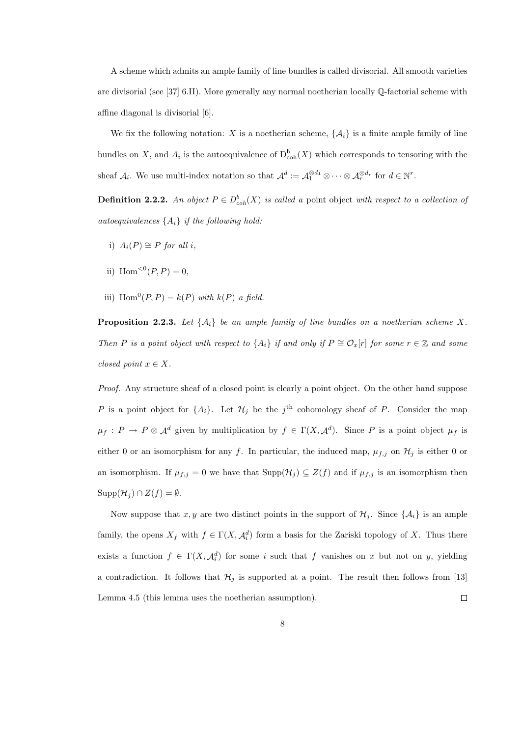A scheme which admits an ample family of line bundles is called divisorial. All smooth varieties are divisorial (see [37] 6.II). More generally any normal noetherian locally $\mathbb{Q}$-factorial scheme with affine diagonal is divisorial [6].

We fix the following notation: $X$ is a noetherian scheme, $\{\mathcal{A}_i\}$ is a finite ample family of line bundles on $X$, and $A_i$ is the autoequivalence of $\mathrm{D}^{\mathrm{b}}_{\mathrm{coh}}(X)$ which corresponds to tensoring with the sheaf $\mathcal{A}_i$. We use multi-index notation so that $\mathcal{A}^d := \mathcal{A}_1^{\otimes d_1} \otimes \cdots \otimes \mathcal{A}_r^{\otimes d_r}$ for $d \in \mathbb{N}^r$.

**Definition 2.2.2.** *An object $P \in D^b_{coh}(X)$ is called a* point object *with respect to a collection of autoequivalences $\{A_i\}$ if the following hold:*

i) $A_i(P) \cong P$ *for all* $i$,

ii) $\mathrm{Hom}^{<0}(P, P) = 0$,

iii) $\mathrm{Hom}^0(P, P) = k(P)$ *with* $k(P)$ *a field.*

**Proposition 2.2.3.** *Let $\{\mathcal{A}_i\}$ be an ample family of line bundles on a noetherian scheme $X$. Then $P$ is a point object with respect to $\{A_i\}$ if and only if $P \cong \mathcal{O}_x[r]$ for some $r \in \mathbb{Z}$ and some closed point $x \in X$.*

*Proof.* Any structure sheaf of a closed point is clearly a point object. On the other hand suppose $P$ is a point object for $\{A_i\}$. Let $\mathcal{H}_j$ be the $j^{\text{th}}$ cohomology sheaf of $P$. Consider the map $\mu_f : P \to P \otimes \mathcal{A}^d$ given by multiplication by $f \in \Gamma(X, \mathcal{A}^d)$. Since $P$ is a point object $\mu_f$ is either 0 or an isomorphism for any $f$. In particular, the induced map, $\mu_{f,j}$ on $\mathcal{H}_j$ is either 0 or an isomorphism. If $\mu_{f,j} = 0$ we have that $\mathrm{Supp}(\mathcal{H}_j) \subseteq Z(f)$ and if $\mu_{f,j}$ is an isomorphism then $\mathrm{Supp}(\mathcal{H}_j) \cap Z(f) = \emptyset$.

Now suppose that $x, y$ are two distinct points in the support of $\mathcal{H}_j$. Since $\{\mathcal{A}_i\}$ is an ample family, the opens $X_f$ with $f \in \Gamma(X, \mathcal{A}_i^d)$ form a basis for the Zariski topology of $X$. Thus there exists a function $f \in \Gamma(X, \mathcal{A}_i^d)$ for some $i$ such that $f$ vanishes on $x$ but not on $y$, yielding a contradiction. It follows that $\mathcal{H}_j$ is supported at a point. The result then follows from [13] Lemma 4.5 (this lemma uses the noetherian assumption). $\square$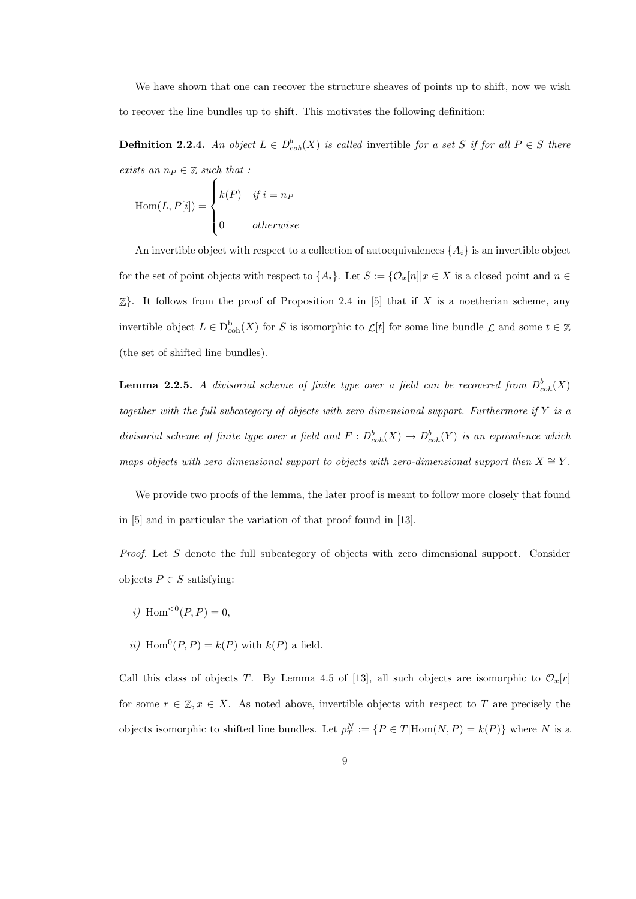We have shown that one can recover the structure sheaves of points up to shift, now we wish to recover the line bundles up to shift. This motivates the following definition:

**Definition 2.2.4.** *An object $L \in D^b_{coh}(X)$ is called* invertible *for a set $S$ if for all $P \in S$ there exists an $n_P \in \mathbb{Z}$ such that :*

$$\mathrm{Hom}(L, P[i]) = \begin{cases} k(P) & \text{if } i = n_P \\ 0 & \text{otherwise} \end{cases}$$

An invertible object with respect to a collection of autoequivalences $\{A_i\}$ is an invertible object for the set of point objects with respect to $\{A_i\}$. Let $S := \{\mathcal{O}_x[n] | x \in X$ is a closed point and $n \in \mathbb{Z}\}$. It follows from the proof of Proposition 2.4 in [5] that if $X$ is a noetherian scheme, any invertible object $L \in \mathrm{D}^{\mathrm{b}}_{\mathrm{coh}}(X)$ for $S$ is isomorphic to $\mathcal{L}[t]$ for some line bundle $\mathcal{L}$ and some $t \in \mathbb{Z}$ (the set of shifted line bundles).

**Lemma 2.2.5.** *A divisorial scheme of finite type over a field can be recovered from $D^b_{coh}(X)$ together with the full subcategory of objects with zero dimensional support. Furthermore if $Y$ is a divisorial scheme of finite type over a field and $F : D^b_{coh}(X) \to D^b_{coh}(Y)$ is an equivalence which maps objects with zero dimensional support to objects with zero-dimensional support then $X \cong Y$.*

We provide two proofs of the lemma, the later proof is meant to follow more closely that found in [5] and in particular the variation of that proof found in [13].

*Proof.* Let $S$ denote the full subcategory of objects with zero dimensional support. Consider objects $P \in S$ satisfying:

*i)* $\mathrm{Hom}^{<0}(P, P) = 0$,

*ii)* $\mathrm{Hom}^0(P, P) = k(P)$ with $k(P)$ a field.

Call this class of objects $T$. By Lemma 4.5 of [13], all such objects are isomorphic to $\mathcal{O}_x[r]$ for some $r \in \mathbb{Z}, x \in X$. As noted above, invertible objects with respect to $T$ are precisely the objects isomorphic to shifted line bundles. Let $p^N_T := \{P \in T | \mathrm{Hom}(N, P) = k(P)\}$ where $N$ is a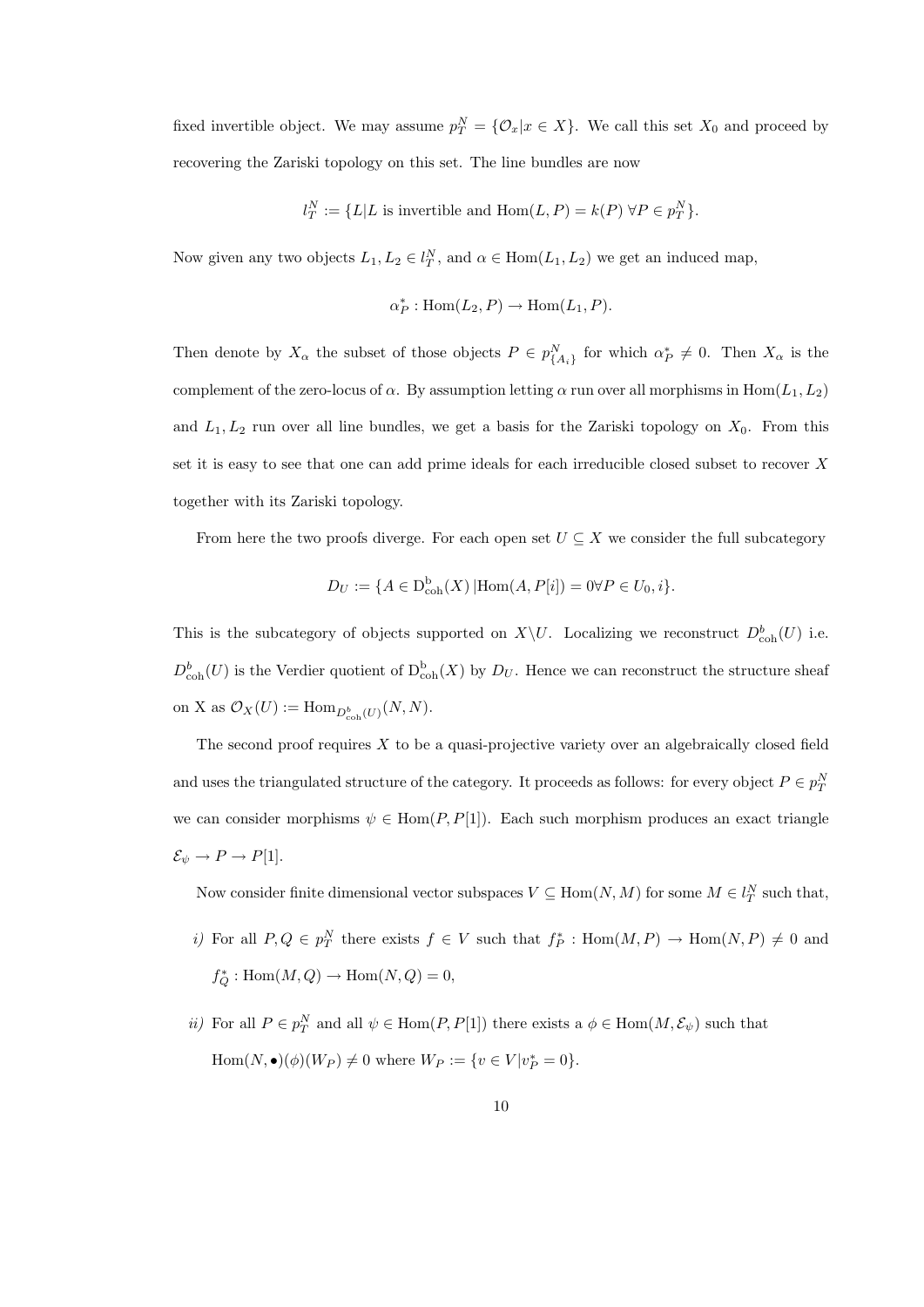fixed invertible object. We may assume $p_T^N = \{\mathcal{O}_x | x \in X\}$. We call this set $X_0$ and proceed by recovering the Zariski topology on this set. The line bundles are now

$$l_T^N := \{L | L \text{ is invertible and } \mathrm{Hom}(L, P) = k(P) \; \forall P \in p_T^N\}.$$

Now given any two objects $L_1, L_2 \in l_T^N$, and $\alpha \in \mathrm{Hom}(L_1, L_2)$ we get an induced map,

$$\alpha_P^* : \mathrm{Hom}(L_2, P) \to \mathrm{Hom}(L_1, P).$$

Then denote by $X_\alpha$ the subset of those objects $P \in p_{\{A_i\}}^N$ for which $\alpha_P^* \neq 0$. Then $X_\alpha$ is the complement of the zero-locus of $\alpha$. By assumption letting $\alpha$ run over all morphisms in $\mathrm{Hom}(L_1, L_2)$ and $L_1, L_2$ run over all line bundles, we get a basis for the Zariski topology on $X_0$. From this set it is easy to see that one can add prime ideals for each irreducible closed subset to recover $X$ together with its Zariski topology.

From here the two proofs diverge. For each open set $U \subseteq X$ we consider the full subcategory

$$D_U := \{A \in \mathrm{D}^{\mathrm{b}}_{\mathrm{coh}}(X) \,|\mathrm{Hom}(A, P[i]) = 0 \forall P \in U_0, i\}.$$

This is the subcategory of objects supported on $X \backslash U$. Localizing we reconstruct $D^b_{\mathrm{coh}}(U)$ i.e. $D^b_{\mathrm{coh}}(U)$ is the Verdier quotient of $\mathrm{D}^{\mathrm{b}}_{\mathrm{coh}}(X)$ by $D_U$. Hence we can reconstruct the structure sheaf on X as $\mathcal{O}_X(U) := \mathrm{Hom}_{D^b_{\mathrm{coh}}(U)}(N, N)$.

The second proof requires $X$ to be a quasi-projective variety over an algebraically closed field and uses the triangulated structure of the category. It proceeds as follows: for every object $P \in p_T^N$ we can consider morphisms $\psi \in \mathrm{Hom}(P, P[1])$. Each such morphism produces an exact triangle $\mathcal{E}_\psi \to P \to P[1]$.

Now consider finite dimensional vector subspaces $V \subseteq \mathrm{Hom}(N, M)$ for some $M \in l_T^N$ such that,

*i)* For all $P, Q \in p_T^N$ there exists $f \in V$ such that $f_P^* : \mathrm{Hom}(M, P) \to \mathrm{Hom}(N, P) \neq 0$ and $f_Q^* : \mathrm{Hom}(M, Q) \to \mathrm{Hom}(N, Q) = 0$,

*ii)* For all $P \in p_T^N$ and all $\psi \in \mathrm{Hom}(P, P[1])$ there exists a $\phi \in \mathrm{Hom}(M, \mathcal{E}_\psi)$ such that $\mathrm{Hom}(N, \bullet)(\phi)(W_P) \neq 0$ where $W_P := \{v \in V | v_P^* = 0\}$.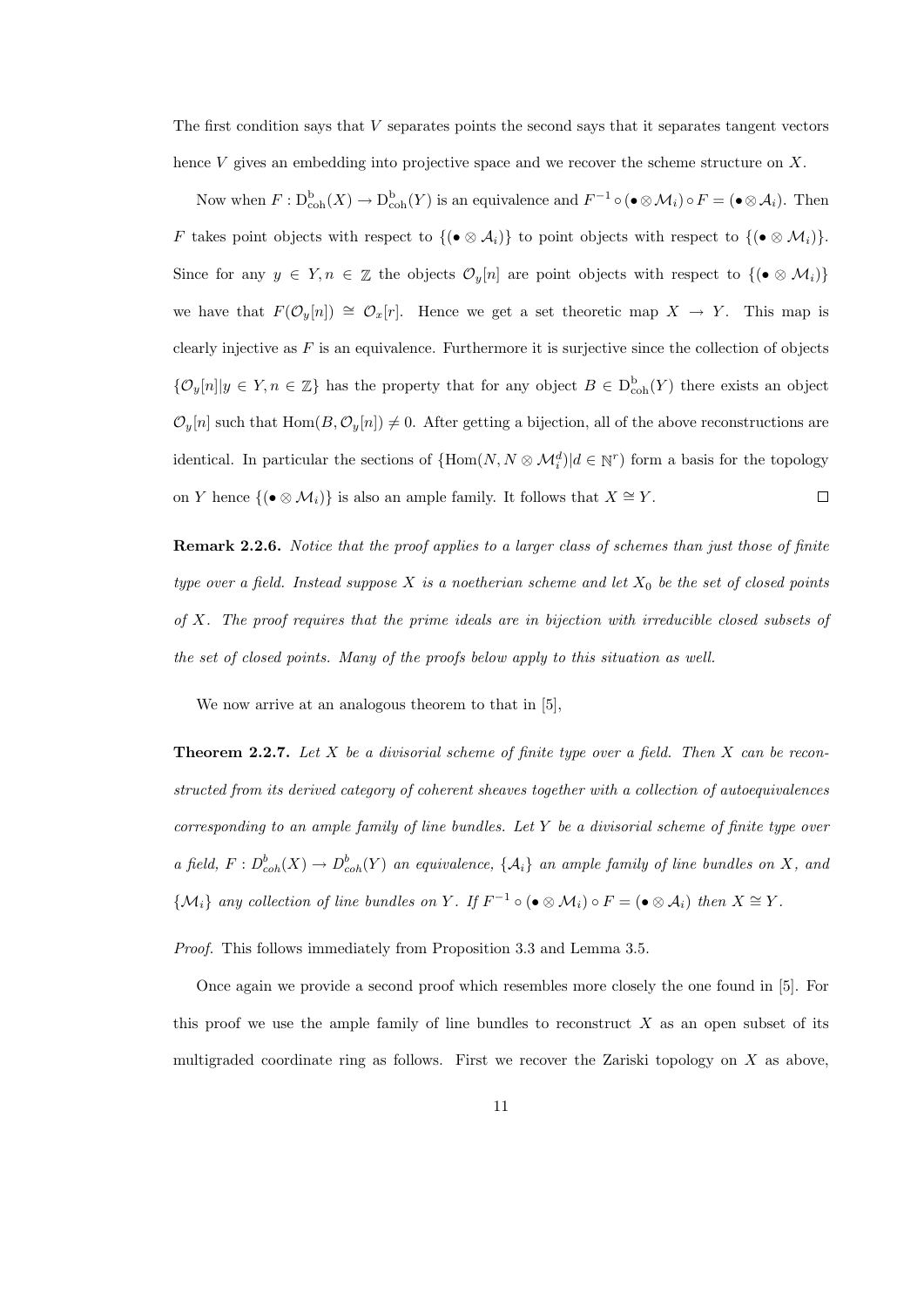The first condition says that $V$ separates points the second says that it separates tangent vectors hence $V$ gives an embedding into projective space and we recover the scheme structure on $X$.

Now when $F : \mathrm{D}^{\mathrm{b}}_{\mathrm{coh}}(X) \to \mathrm{D}^{\mathrm{b}}_{\mathrm{coh}}(Y)$ is an equivalence and $F^{-1} \circ (\bullet \otimes \mathcal{M}_i) \circ F = (\bullet \otimes \mathcal{A}_i)$. Then $F$ takes point objects with respect to $\{(\bullet \otimes \mathcal{A}_i)\}$ to point objects with respect to $\{(\bullet \otimes \mathcal{M}_i)\}$. Since for any $y \in Y, n \in \mathbb{Z}$ the objects $\mathcal{O}_y[n]$ are point objects with respect to $\{(\bullet \otimes \mathcal{M}_i)\}$ we have that $F(\mathcal{O}_y[n]) \cong \mathcal{O}_x[r]$. Hence we get a set theoretic map $X \to Y$. This map is clearly injective as $F$ is an equivalence. Furthermore it is surjective since the collection of objects $\{\mathcal{O}_y[n] | y \in Y, n \in \mathbb{Z}\}$ has the property that for any object $B \in \mathrm{D}^{\mathrm{b}}_{\mathrm{coh}}(Y)$ there exists an object $\mathcal{O}_y[n]$ such that $\mathrm{Hom}(B, \mathcal{O}_y[n]) \neq 0$. After getting a bijection, all of the above reconstructions are identical. In particular the sections of $\{\mathrm{Hom}(N, N \otimes \mathcal{M}_i^d) | d \in \mathbb{N}^r)$ form a basis for the topology on $Y$ hence $\{(\bullet \otimes \mathcal{M}_i)\}$ is also an ample family. It follows that $X \cong Y$. $\square$

**Remark 2.2.6.** *Notice that the proof applies to a larger class of schemes than just those of finite type over a field. Instead suppose $X$ is a noetherian scheme and let $X_0$ be the set of closed points of $X$. The proof requires that the prime ideals are in bijection with irreducible closed subsets of the set of closed points. Many of the proofs below apply to this situation as well.*

We now arrive at an analogous theorem to that in [5],

**Theorem 2.2.7.** *Let $X$ be a divisorial scheme of finite type over a field. Then $X$ can be reconstructed from its derived category of coherent sheaves together with a collection of autoequivalences corresponding to an ample family of line bundles. Let $Y$ be a divisorial scheme of finite type over a field, $F : D^b_{coh}(X) \to D^b_{coh}(Y)$ an equivalence, $\{\mathcal{A}_i\}$ an ample family of line bundles on $X$, and $\{\mathcal{M}_i\}$ any collection of line bundles on $Y$. If $F^{-1} \circ (\bullet \otimes \mathcal{M}_i) \circ F = (\bullet \otimes \mathcal{A}_i)$ then $X \cong Y$.*

*Proof.* This follows immediately from Proposition 3.3 and Lemma 3.5.

Once again we provide a second proof which resembles more closely the one found in [5]. For this proof we use the ample family of line bundles to reconstruct $X$ as an open subset of its multigraded coordinate ring as follows. First we recover the Zariski topology on $X$ as above,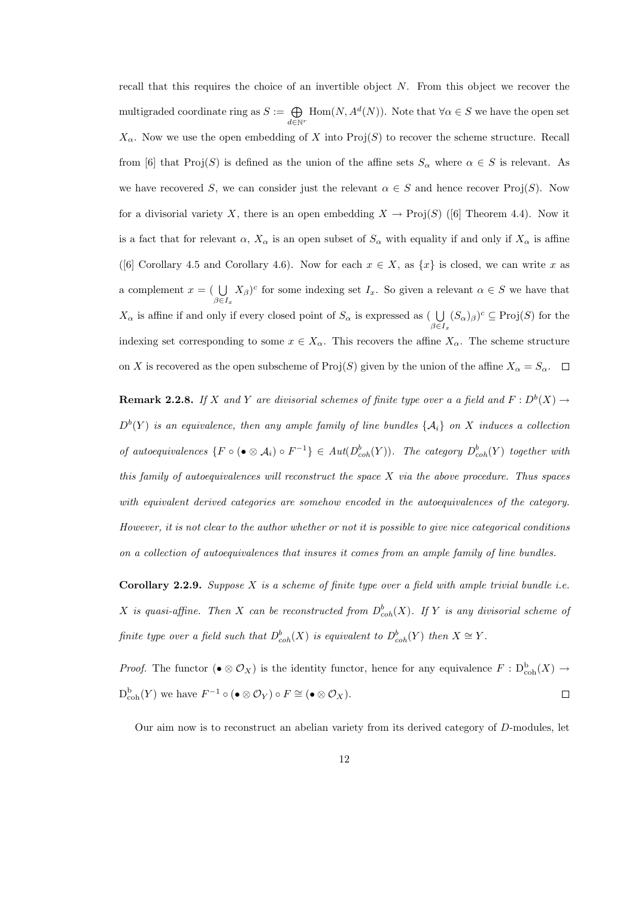recall that this requires the choice of an invertible object $N$. From this object we recover the multigraded coordinate ring as $S := \bigoplus_{d \in \mathbb{N}^r} \mathrm{Hom}(N, A^d(N))$. Note that $\forall \alpha \in S$ we have the open set $X_\alpha$. Now we use the open embedding of $X$ into $\mathrm{Proj}(S)$ to recover the scheme structure. Recall from [6] that $\mathrm{Proj}(S)$ is defined as the union of the affine sets $S_\alpha$ where $\alpha \in S$ is relevant. As we have recovered $S$, we can consider just the relevant $\alpha \in S$ and hence recover $\mathrm{Proj}(S)$. Now for a divisorial variety $X$, there is an open embedding $X \to \mathrm{Proj}(S)$ ([6] Theorem 4.4). Now it is a fact that for relevant $\alpha$, $X_\alpha$ is an open subset of $S_\alpha$ with equality if and only if $X_\alpha$ is affine ([6] Corollary 4.5 and Corollary 4.6). Now for each $x \in X$, as $\{x\}$ is closed, we can write $x$ as a complement $x = (\bigcup_{\beta \in I_x} X_\beta)^c$ for some indexing set $I_x$. So given a relevant $\alpha \in S$ we have that $X_\alpha$ is affine if and only if every closed point of $S_\alpha$ is expressed as $(\bigcup_{\beta \in I_x} (S_\alpha)_\beta)^c \subseteq \mathrm{Proj}(S)$ for the indexing set corresponding to some $x \in X_\alpha$. This recovers the affine $X_\alpha$. The scheme structure on $X$ is recovered as the open subscheme of $\mathrm{Proj}(S)$ given by the union of the affine $X_\alpha = S_\alpha$. $\square$

**Remark 2.2.8.** *If $X$ and $Y$ are divisorial schemes of finite type over a a field and $F : D^b(X) \to D^b(Y)$ is an equivalence, then any ample family of line bundles $\{\mathcal{A}_i\}$ on $X$ induces a collection of autoequivalences $\{F \circ (\bullet \otimes \mathcal{A}_i) \circ F^{-1}\} \in Aut(D^b_{coh}(Y))$. The category $D^b_{coh}(Y)$ together with this family of autoequivalences will reconstruct the space $X$ via the above procedure. Thus spaces with equivalent derived categories are somehow encoded in the autoequivalences of the category. However, it is not clear to the author whether or not it is possible to give nice categorical conditions on a collection of autoequivalences that insures it comes from an ample family of line bundles.*

**Corollary 2.2.9.** *Suppose $X$ is a scheme of finite type over a field with ample trivial bundle i.e. $X$ is quasi-affine. Then $X$ can be reconstructed from $D^b_{coh}(X)$. If $Y$ is any divisorial scheme of finite type over a field such that $D^b_{coh}(X)$ is equivalent to $D^b_{coh}(Y)$ then $X \cong Y$.*

*Proof.* The functor $(\bullet \otimes \mathcal{O}_X)$ is the identity functor, hence for any equivalence $F : \mathrm{D}^{\mathrm{b}}_{\mathrm{coh}}(X) \to \mathrm{D}^{\mathrm{b}}_{\mathrm{coh}}(Y)$ we have $F^{-1} \circ (\bullet \otimes \mathcal{O}_Y) \circ F \cong (\bullet \otimes \mathcal{O}_X)$. $\square$

Our aim now is to reconstruct an abelian variety from its derived category of $D$-modules, let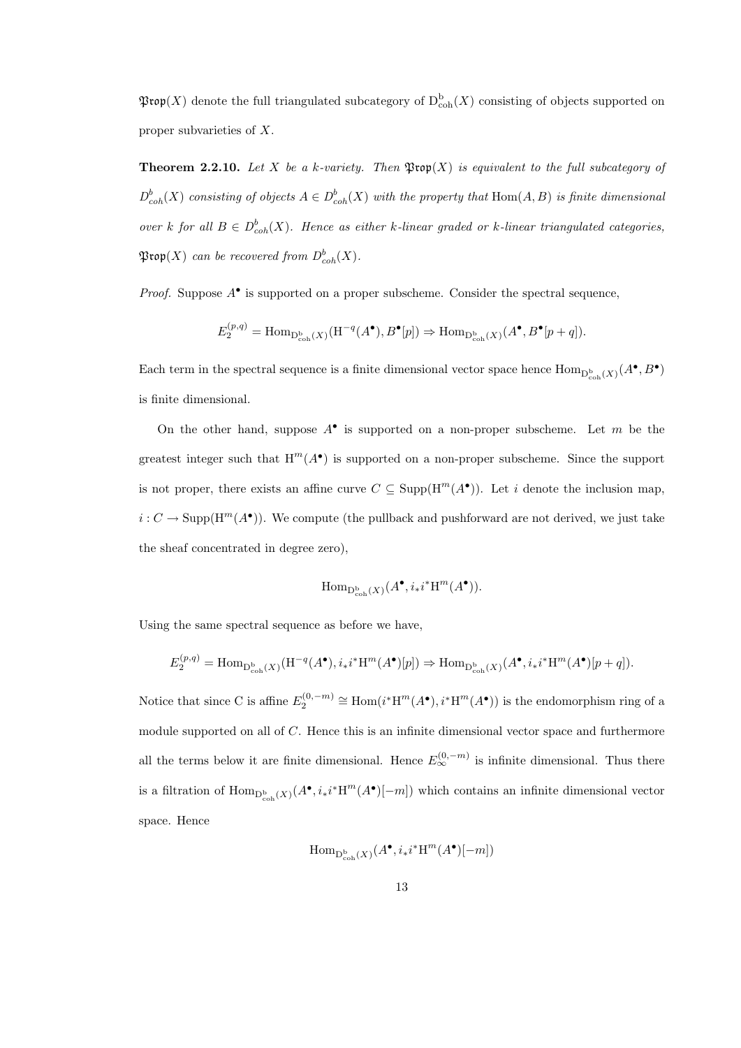$\mathfrak{Prop}(X)$ denote the full triangulated subcategory of $\mathrm{D}^{\mathrm{b}}_{\mathrm{coh}}(X)$ consisting of objects supported on proper subvarieties of $X$.

**Theorem 2.2.10.** *Let $X$ be a $k$-variety. Then $\mathfrak{Prop}(X)$ is equivalent to the full subcategory of $D^b_{coh}(X)$ consisting of objects $A \in D^b_{coh}(X)$ with the property that $\mathrm{Hom}(A, B)$ is finite dimensional over $k$ for all $B \in D^b_{coh}(X)$. Hence as either $k$-linear graded or $k$-linear triangulated categories, $\mathfrak{Prop}(X)$ can be recovered from $D^b_{coh}(X)$.*

*Proof.* Suppose $A^\bullet$ is supported on a proper subscheme. Consider the spectral sequence,

$$E_2^{(p,q)} = \mathrm{Hom}_{\mathrm{D}^{\mathrm{b}}_{\mathrm{coh}}(X)}(\mathrm{H}^{-q}(A^\bullet), B^\bullet[p]) \Rightarrow \mathrm{Hom}_{\mathrm{D}^{\mathrm{b}}_{\mathrm{coh}}(X)}(A^\bullet, B^\bullet[p+q]).$$

Each term in the spectral sequence is a finite dimensional vector space hence $\mathrm{Hom}_{\mathrm{D}^{\mathrm{b}}_{\mathrm{coh}}(X)}(A^\bullet, B^\bullet)$ is finite dimensional.

On the other hand, suppose $A^\bullet$ is supported on a non-proper subscheme. Let $m$ be the greatest integer such that $\mathrm{H}^m(A^\bullet)$ is supported on a non-proper subscheme. Since the support is not proper, there exists an affine curve $C \subseteq \mathrm{Supp}(\mathrm{H}^m(A^\bullet))$. Let $i$ denote the inclusion map, $i : C \to \mathrm{Supp}(\mathrm{H}^m(A^\bullet))$. We compute (the pullback and pushforward are not derived, we just take the sheaf concentrated in degree zero),

$$\mathrm{Hom}_{\mathrm{D}^{\mathrm{b}}_{\mathrm{coh}}(X)}(A^\bullet, i_* i^* \mathrm{H}^m(A^\bullet)).$$

Using the same spectral sequence as before we have,

$$E_2^{(p,q)} = \mathrm{Hom}_{\mathrm{D}^{\mathrm{b}}_{\mathrm{coh}}(X)}(\mathrm{H}^{-q}(A^\bullet), i_* i^* \mathrm{H}^m(A^\bullet)[p]) \Rightarrow \mathrm{Hom}_{\mathrm{D}^{\mathrm{b}}_{\mathrm{coh}}(X)}(A^\bullet, i_* i^* \mathrm{H}^m(A^\bullet)[p+q]).$$

Notice that since C is affine $E_2^{(0,-m)} \cong \mathrm{Hom}(i^* \mathrm{H}^m(A^\bullet), i^* \mathrm{H}^m(A^\bullet))$ is the endomorphism ring of a module supported on all of $C$. Hence this is an infinite dimensional vector space and furthermore all the terms below it are finite dimensional. Hence $E_\infty^{(0,-m)}$ is infinite dimensional. Thus there is a filtration of $\mathrm{Hom}_{\mathrm{D}^{\mathrm{b}}_{\mathrm{coh}}(X)}(A^\bullet, i_* i^* \mathrm{H}^m(A^\bullet)[-m])$ which contains an infinite dimensional vector space. Hence

$$\mathrm{Hom}_{\mathrm{D}^{\mathrm{b}}_{\mathrm{coh}}(X)}(A^\bullet, i_* i^* \mathrm{H}^m(A^\bullet)[-m])$$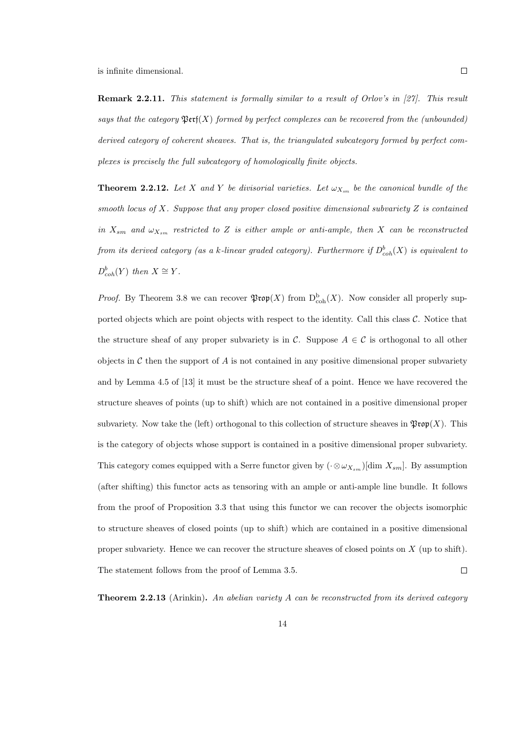is infinite dimensional. □

**Remark 2.2.11.** *This statement is formally similar to a result of Orlov's in [27]. This result says that the category $\mathfrak{Perf}(X)$ formed by perfect complexes can be recovered from the (unbounded) derived category of coherent sheaves. That is, the triangulated subcategory formed by perfect complexes is precisely the full subcategory of homologically finite objects.*

**Theorem 2.2.12.** *Let $X$ and $Y$ be divisorial varieties. Let $\omega_{X_{sm}}$ be the canonical bundle of the smooth locus of $X$. Suppose that any proper closed positive dimensional subvariety $Z$ is contained in $X_{sm}$ and $\omega_{X_{sm}}$ restricted to $Z$ is either ample or anti-ample, then $X$ can be reconstructed from its derived category (as a k-linear graded category). Furthermore if $D^b_{coh}(X)$ is equivalent to $D^b_{coh}(Y)$ then $X \cong Y$.*

*Proof.* By Theorem 3.8 we can recover $\mathfrak{Prop}(X)$ from $\mathrm{D}^{\mathrm{b}}_{\mathrm{coh}}(X)$. Now consider all properly supported objects which are point objects with respect to the identity. Call this class $\mathcal{C}$. Notice that the structure sheaf of any proper subvariety is in $\mathcal{C}$. Suppose $A \in \mathcal{C}$ is orthogonal to all other objects in $\mathcal{C}$ then the support of $A$ is not contained in any positive dimensional proper subvariety and by Lemma 4.5 of [13] it must be the structure sheaf of a point. Hence we have recovered the structure sheaves of points (up to shift) which are not contained in a positive dimensional proper subvariety. Now take the (left) orthogonal to this collection of structure sheaves in $\mathfrak{Prop}(X)$. This is the category of objects whose support is contained in a positive dimensional proper subvariety. This category comes equipped with a Serre functor given by $(\cdot \otimes \omega_{X_{sm}})[\dim\, X_{sm}]$. By assumption (after shifting) this functor acts as tensoring with an ample or anti-ample line bundle. It follows from the proof of Proposition 3.3 that using this functor we can recover the objects isomorphic to structure sheaves of closed points (up to shift) which are contained in a positive dimensional proper subvariety. Hence we can recover the structure sheaves of closed points on $X$ (up to shift). The statement follows from the proof of Lemma 3.5. □

**Theorem 2.2.13** (Arinkin)**.** *An abelian variety $A$ can be reconstructed from its derived category*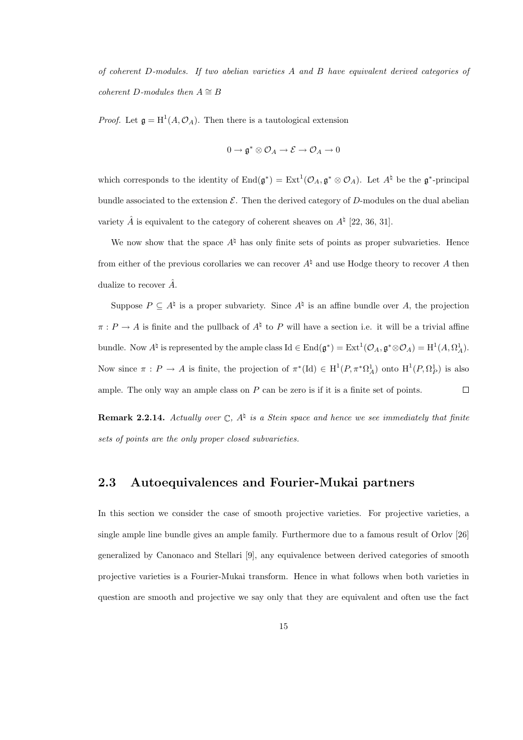*of coherent $D$-modules. If two abelian varieties $A$ and $B$ have equivalent derived categories of coherent $D$-modules then $A \cong B$*

*Proof.* Let $\mathfrak{g} = \mathrm{H}^1(A, \mathcal{O}_A)$. Then there is a tautological extension

$$0 \to \mathfrak{g}^* \otimes \mathcal{O}_A \to \mathcal{E} \to \mathcal{O}_A \to 0$$

which corresponds to the identity of $\mathrm{End}(\mathfrak{g}^*) = \mathrm{Ext}^1(\mathcal{O}_A, \mathfrak{g}^* \otimes \mathcal{O}_A)$. Let $A^\natural$ be the $\mathfrak{g}^*$-principal bundle associated to the extension $\mathcal{E}$. Then the derived category of $D$-modules on the dual abelian variety $\hat{A}$ is equivalent to the category of coherent sheaves on $A^\natural$ [22, 36, 31].

We now show that the space $A^\natural$ has only finite sets of points as proper subvarieties. Hence from either of the previous corollaries we can recover $A^\natural$ and use Hodge theory to recover $A$ then dualize to recover $\hat{A}$.

Suppose $P \subseteq A^\natural$ is a proper subvariety. Since $A^\natural$ is an affine bundle over $A$, the projection $\pi : P \to A$ is finite and the pullback of $A^\natural$ to $P$ will have a section i.e. it will be a trivial affine bundle. Now $A^\natural$ is represented by the ample class $\mathrm{Id} \in \mathrm{End}(\mathfrak{g}^*) = \mathrm{Ext}^1(\mathcal{O}_A, \mathfrak{g}^* \otimes \mathcal{O}_A) = \mathrm{H}^1(A, \Omega^1_A)$. Now since $\pi : P \to A$ is finite, the projection of $\pi^*(\mathrm{Id}) \in \mathrm{H}^1(P, \pi^*\Omega^1_A)$ onto $\mathrm{H}^1(P, \Omega^1_P)$ is also ample. The only way an ample class on $P$ can be zero is if it is a finite set of points. ◻

**Remark 2.2.14.** *Actually over $\mathbb{C}$, $A^\natural$ is a Stein space and hence we see immediately that finite sets of points are the only proper closed subvarieties.*

## 2.3 Autoequivalences and Fourier-Mukai partners

In this section we consider the case of smooth projective varieties. For projective varieties, a single ample line bundle gives an ample family. Furthermore due to a famous result of Orlov [26] generalized by Canonaco and Stellari [9], any equivalence between derived categories of smooth projective varieties is a Fourier-Mukai transform. Hence in what follows when both varieties in question are smooth and projective we say only that they are equivalent and often use the fact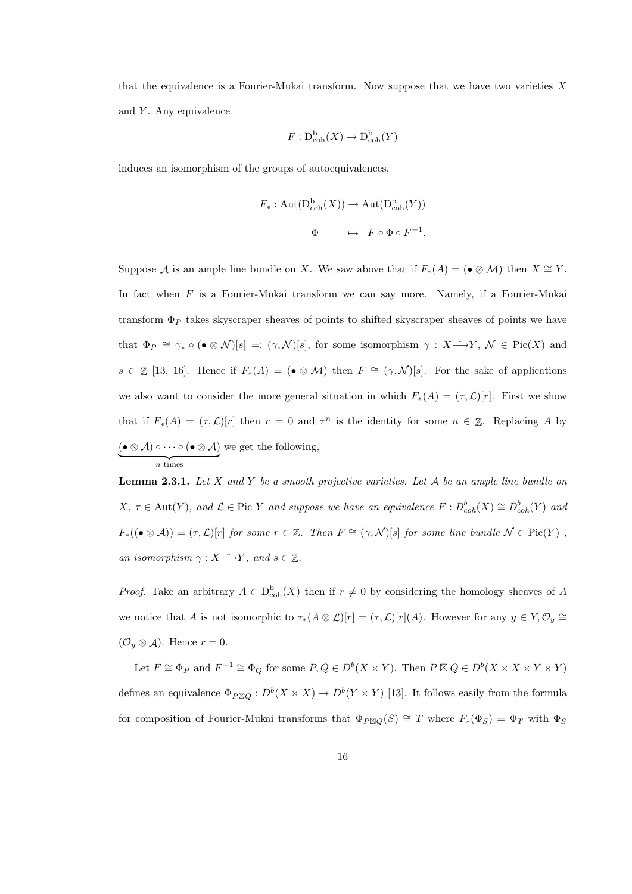that the equivalence is a Fourier-Mukai transform. Now suppose that we have two varieties $X$ and $Y$. Any equivalence

$$F : \mathrm{D}^{\mathrm{b}}_{\mathrm{coh}}(X) \to \mathrm{D}^{\mathrm{b}}_{\mathrm{coh}}(Y)$$

induces an isomorphism of the groups of autoequivalences,

$$F_* : \mathrm{Aut}(\mathrm{D}^{\mathrm{b}}_{\mathrm{coh}}(X)) \to \mathrm{Aut}(\mathrm{D}^{\mathrm{b}}_{\mathrm{coh}}(Y))$$
$$\Phi \quad \mapsto \quad F \circ \Phi \circ F^{-1}.$$

Suppose $\mathcal{A}$ is an ample line bundle on $X$. We saw above that if $F_*(A) = (\bullet \otimes \mathcal{M})$ then $X \cong Y$. In fact when $F$ is a Fourier-Mukai transform we can say more. Namely, if a Fourier-Mukai transform $\Phi_P$ takes skyscraper sheaves of points to shifted skyscraper sheaves of points we have that $\Phi_P \cong \gamma_* \circ (\bullet \otimes \mathcal{N})[s] =: (\gamma, \mathcal{N})[s]$, for some isomorphism $\gamma : X \xrightarrow{\sim} Y$, $\mathcal{N} \in \mathrm{Pic}(X)$ and $s \in \mathbb{Z}$ [13, 16]. Hence if $F_*(A) = (\bullet \otimes \mathcal{M})$ then $F \cong (\gamma, \mathcal{N})[s]$. For the sake of applications we also want to consider the more general situation in which $F_*(A) = (\tau, \mathcal{L})[r]$. First we show that if $F_*(A) = (\tau, \mathcal{L})[r]$ then $r = 0$ and $\tau^n$ is the identity for some $n \in \mathbb{Z}$. Replacing $A$ by $\underbrace{(\bullet \otimes \mathcal{A}) \circ \cdots \circ (\bullet \otimes \mathcal{A})}_{n \text{ times}}$ we get the following,

**Lemma 2.3.1.** *Let $X$ and $Y$ be a smooth projective varieties. Let $\mathcal{A}$ be an ample line bundle on $X$, $\tau \in \mathrm{Aut}(Y)$, and $\mathcal{L} \in \mathrm{Pic}\, Y$ and suppose we have an equivalence $F : D^b_{coh}(X) \cong D^b_{coh}(Y)$ and $F_*((\bullet \otimes \mathcal{A})) = (\tau, \mathcal{L})[r]$ for some $r \in \mathbb{Z}$. Then $F \cong (\gamma, \mathcal{N})[s]$ for some line bundle $\mathcal{N} \in \mathrm{Pic}(Y)$, an isomorphism $\gamma : X \xrightarrow{\sim} Y$, and $s \in \mathbb{Z}$.*

*Proof.* Take an arbitrary $A \in \mathrm{D}^{\mathrm{b}}_{\mathrm{coh}}(X)$ then if $r \neq 0$ by considering the homology sheaves of $A$ we notice that $A$ is not isomorphic to $\tau_*(A \otimes \mathcal{L})[r] = (\tau, \mathcal{L})[r](A)$. However for any $y \in Y, \mathcal{O}_y \cong (\mathcal{O}_y \otimes \mathcal{A})$. Hence $r = 0$.

Let $F \cong \Phi_P$ and $F^{-1} \cong \Phi_Q$ for some $P, Q \in D^b(X \times Y)$. Then $P \boxtimes Q \in D^b(X \times X \times Y \times Y)$ defines an equivalence $\Phi_{P \boxtimes Q} : D^b(X \times X) \to D^b(Y \times Y)$ [13]. It follows easily from the formula for composition of Fourier-Mukai transforms that $\Phi_{P \boxtimes Q}(S) \cong T$ where $F_*(\Phi_S) = \Phi_T$ with $\Phi_S$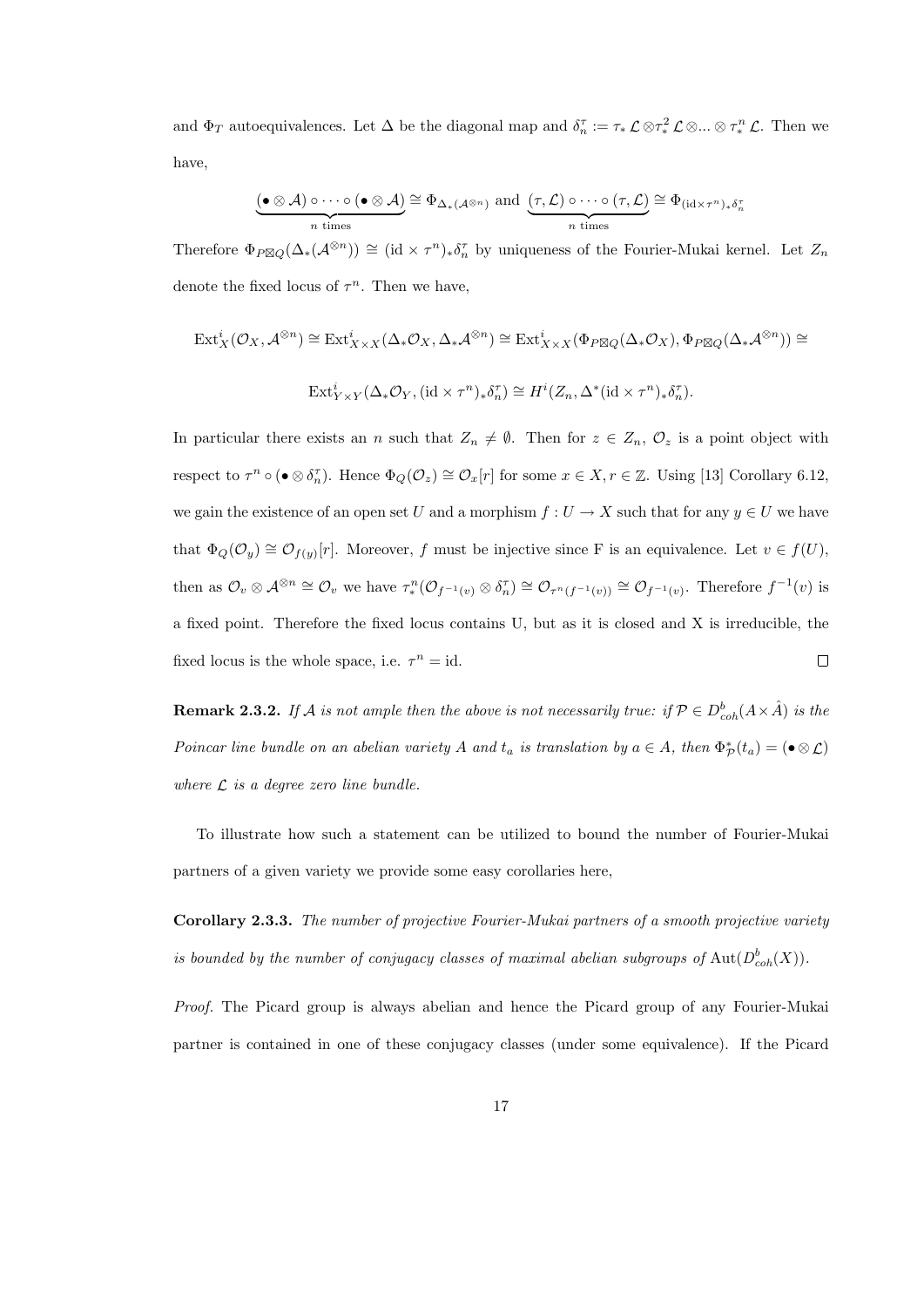and $\Phi_T$ autoequivalences. Let $\Delta$ be the diagonal map and $\delta_n^\tau := \tau_* \mathcal{L} \otimes \tau_*^2 \mathcal{L} \otimes ... \otimes \tau_*^n \mathcal{L}$. Then we have,

$$\underbrace{(\bullet \otimes \mathcal{A}) \circ \cdots \circ (\bullet \otimes \mathcal{A})}_{n \text{ times}} \cong \Phi_{\Delta_*(\mathcal{A}^{\otimes n})} \text{ and } \underbrace{(\tau, \mathcal{L}) \circ \cdots \circ (\tau, \mathcal{L})}_{n \text{ times}} \cong \Phi_{(\mathrm{id} \times \tau^n)_* \delta_n^\tau}$$

Therefore $\Phi_{P \boxtimes Q}(\Delta_*(\mathcal{A}^{\otimes n})) \cong (\mathrm{id} \times \tau^n)_* \delta_n^\tau$ by uniqueness of the Fourier-Mukai kernel. Let $Z_n$ denote the fixed locus of $\tau^n$. Then we have,

$$\mathrm{Ext}^i_X(\mathcal{O}_X, \mathcal{A}^{\otimes n}) \cong \mathrm{Ext}^i_{X \times X}(\Delta_* \mathcal{O}_X, \Delta_* \mathcal{A}^{\otimes n}) \cong \mathrm{Ext}^i_{X \times X}(\Phi_{P \boxtimes Q}(\Delta_* \mathcal{O}_X), \Phi_{P \boxtimes Q}(\Delta_* \mathcal{A}^{\otimes n})) \cong$$

$$\mathrm{Ext}^i_{Y \times Y}(\Delta_* \mathcal{O}_Y, (\mathrm{id} \times \tau^n)_* \delta_n^\tau) \cong H^i(Z_n, \Delta^*(\mathrm{id} \times \tau^n)_* \delta_n^\tau).$$

In particular there exists an $n$ such that $Z_n \neq \emptyset$. Then for $z \in Z_n$, $\mathcal{O}_z$ is a point object with respect to $\tau^n \circ (\bullet \otimes \delta_n^\tau)$. Hence $\Phi_Q(\mathcal{O}_z) \cong \mathcal{O}_x[r]$ for some $x \in X, r \in \mathbb{Z}$. Using [13] Corollary 6.12, we gain the existence of an open set $U$ and a morphism $f : U \to X$ such that for any $y \in U$ we have that $\Phi_Q(\mathcal{O}_y) \cong \mathcal{O}_{f(y)}[r]$. Moreover, $f$ must be injective since F is an equivalence. Let $v \in f(U)$, then as $\mathcal{O}_v \otimes \mathcal{A}^{\otimes n} \cong \mathcal{O}_v$ we have $\tau_*^n(\mathcal{O}_{f^{-1}(v)} \otimes \delta_n^\tau) \cong \mathcal{O}_{\tau^n(f^{-1}(v))} \cong \mathcal{O}_{f^{-1}(v)}$. Therefore $f^{-1}(v)$ is a fixed point. Therefore the fixed locus contains U, but as it is closed and X is irreducible, the fixed locus is the whole space, i.e. $\tau^n = \mathrm{id}$. $\square$

**Remark 2.3.2.** *If $\mathcal{A}$ is not ample then the above is not necessarily true: if $\mathcal{P} \in D^b_{coh}(A \times \hat{A})$ is the Poincar line bundle on an abelian variety $A$ and $t_a$ is translation by $a \in A$, then $\Phi^*_{\mathcal{P}}(t_a) = (\bullet \otimes \mathcal{L})$ where $\mathcal{L}$ is a degree zero line bundle.*

To illustrate how such a statement can be utilized to bound the number of Fourier-Mukai partners of a given variety we provide some easy corollaries here,

**Corollary 2.3.3.** *The number of projective Fourier-Mukai partners of a smooth projective variety is bounded by the number of conjugacy classes of maximal abelian subgroups of $\mathrm{Aut}(D^b_{coh}(X))$.*

*Proof.* The Picard group is always abelian and hence the Picard group of any Fourier-Mukai partner is contained in one of these conjugacy classes (under some equivalence). If the Picard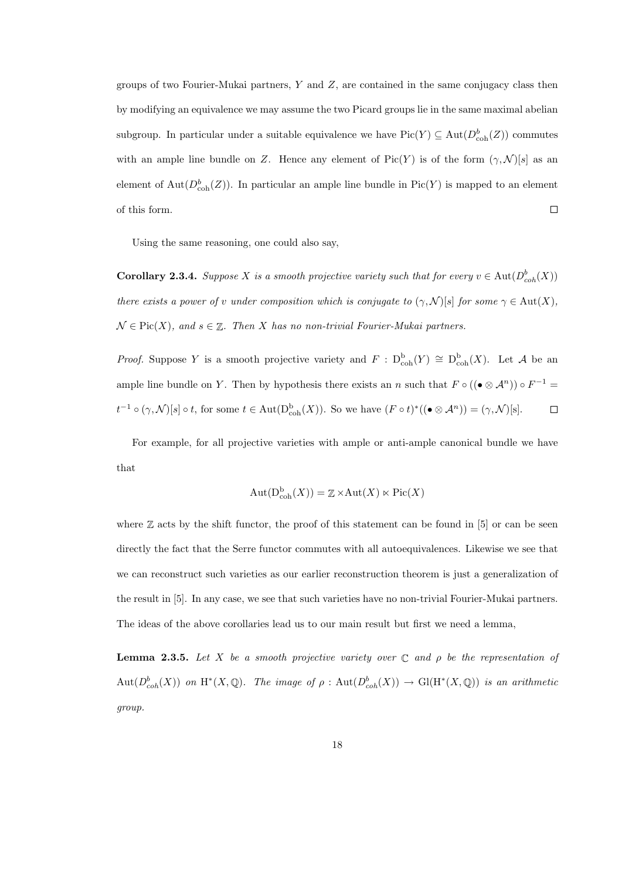groups of two Fourier-Mukai partners, $Y$ and $Z$, are contained in the same conjugacy class then by modifying an equivalence we may assume the two Picard groups lie in the same maximal abelian subgroup. In particular under a suitable equivalence we have $\mathrm{Pic}(Y) \subseteq \mathrm{Aut}(D^b_{\mathrm{coh}}(Z))$ commutes with an ample line bundle on $Z$. Hence any element of $\mathrm{Pic}(Y)$ is of the form $(\gamma, \mathcal{N})[s]$ as an element of $\mathrm{Aut}(D^b_{\mathrm{coh}}(Z))$. In particular an ample line bundle in $\mathrm{Pic}(Y)$ is mapped to an element of this form. ◻

Using the same reasoning, one could also say,

**Corollary 2.3.4.** *Suppose $X$ is a smooth projective variety such that for every $v \in \mathrm{Aut}(D^b_{coh}(X))$ there exists a power of $v$ under composition which is conjugate to $(\gamma, \mathcal{N})[s]$ for some $\gamma \in \mathrm{Aut}(X)$, $\mathcal{N} \in \mathrm{Pic}(X)$, and $s \in \mathbb{Z}$. Then $X$ has no non-trivial Fourier-Mukai partners.*

*Proof.* Suppose $Y$ is a smooth projective variety and $F : \mathrm{D}^{\mathrm{b}}_{\mathrm{coh}}(Y) \cong \mathrm{D}^{\mathrm{b}}_{\mathrm{coh}}(X)$. Let $\mathcal{A}$ be an ample line bundle on $Y$. Then by hypothesis there exists an $n$ such that $F \circ ((\bullet \otimes \mathcal{A}^n)) \circ F^{-1} = t^{-1} \circ (\gamma, \mathcal{N})[s] \circ t$, for some $t \in \mathrm{Aut}(\mathrm{D}^{\mathrm{b}}_{\mathrm{coh}}(X))$. So we have $(F \circ t)^*((\bullet \otimes \mathcal{A}^n)) = (\gamma, \mathcal{N})[\mathrm{s}]$. ◻

For example, for all projective varieties with ample or anti-ample canonical bundle we have that

$$\mathrm{Aut}(\mathrm{D}^{\mathrm{b}}_{\mathrm{coh}}(X)) = \mathbb{Z} \times \mathrm{Aut}(X) \ltimes \mathrm{Pic}(X)$$

where $\mathbb{Z}$ acts by the shift functor, the proof of this statement can be found in [5] or can be seen directly the fact that the Serre functor commutes with all autoequivalences. Likewise we see that we can reconstruct such varieties as our earlier reconstruction theorem is just a generalization of the result in [5]. In any case, we see that such varieties have no non-trivial Fourier-Mukai partners. The ideas of the above corollaries lead us to our main result but first we need a lemma,

**Lemma 2.3.5.** *Let $X$ be a smooth projective variety over $\mathbb{C}$ and $\rho$ be the representation of $\mathrm{Aut}(D^b_{coh}(X))$ on $\mathrm{H}^*(X, \mathbb{Q})$. The image of $\rho : \mathrm{Aut}(D^b_{coh}(X)) \to \mathrm{Gl}(\mathrm{H}^*(X, \mathbb{Q}))$ is an arithmetic group.*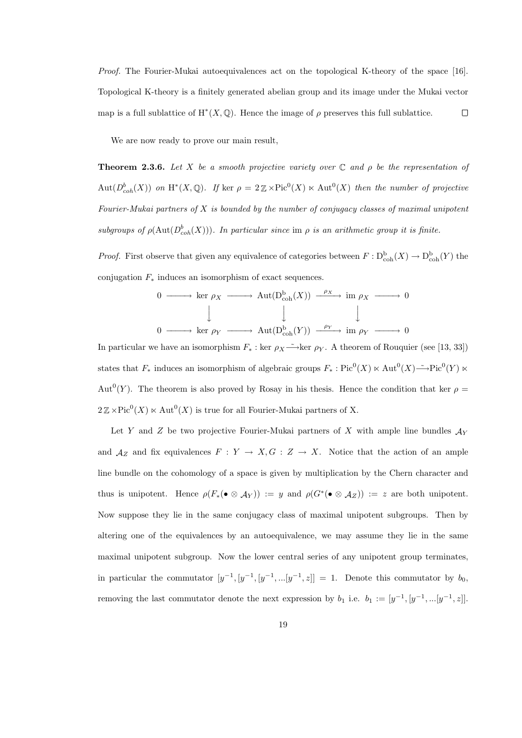*Proof.* The Fourier-Mukai autoequivalences act on the topological K-theory of the space [16]. Topological K-theory is a finitely generated abelian group and its image under the Mukai vector map is a full sublattice of $\mathrm{H}^*(X, \mathbb{Q})$. Hence the image of $\rho$ preserves this full sublattice. $\square$

We are now ready to prove our main result,

**Theorem 2.3.6.** *Let $X$ be a smooth projective variety over $\mathbb{C}$ and $\rho$ be the representation of $\mathrm{Aut}(D^b_{coh}(X))$ on $\mathrm{H}^*(X, \mathbb{Q})$. If $\ker \rho = 2\mathbb{Z} \times \mathrm{Pic}^0(X) \ltimes \mathrm{Aut}^0(X)$ then the number of projective Fourier-Mukai partners of $X$ is bounded by the number of conjugacy classes of maximal unipotent subgroups of $\rho(\mathrm{Aut}(D^b_{coh}(X)))$. In particular since $\mathrm{im}\ \rho$ is an arithmetic group it is finite.*

*Proof.* First observe that given any equivalence of categories between $F : \mathrm{D}^{\mathrm{b}}_{\mathrm{coh}}(X) \to \mathrm{D}^{\mathrm{b}}_{\mathrm{coh}}(Y)$ the conjugation $F_*$ induces an isomorphism of exact sequences.

$$
\begin{array}{ccccccccc}
0 & \longrightarrow & \ker \rho_X & \longrightarrow & \mathrm{Aut}(\mathrm{D}^{\mathrm{b}}_{\mathrm{coh}}(X)) & \xrightarrow{\rho_X} & \mathrm{im}\ \rho_X & \longrightarrow & 0 \\
 & & \downarrow & & \downarrow & & \downarrow & & \\
0 & \longrightarrow & \ker \rho_Y & \longrightarrow & \mathrm{Aut}(\mathrm{D}^{\mathrm{b}}_{\mathrm{coh}}(Y)) & \xrightarrow{\rho_Y} & \mathrm{im}\ \rho_Y & \longrightarrow & 0
\end{array}
$$

In particular we have an isomorphism $F_* : \ker \rho_X \xrightarrow{\sim} \ker \rho_Y$. A theorem of Rouquier (see [13, 33]) states that $F_*$ induces an isomorphism of algebraic groups $F_* : \mathrm{Pic}^0(X) \ltimes \mathrm{Aut}^0(X) \xrightarrow{\sim} \mathrm{Pic}^0(Y) \ltimes \mathrm{Aut}^0(Y)$. The theorem is also proved by Rosay in his thesis. Hence the condition that $\ker \rho = 2\mathbb{Z} \times \mathrm{Pic}^0(X) \ltimes \mathrm{Aut}^0(X)$ is true for all Fourier-Mukai partners of X.

Let $Y$ and $Z$ be two projective Fourier-Mukai partners of $X$ with ample line bundles $\mathcal{A}_Y$ and $\mathcal{A}_Z$ and fix equivalences $F : Y \to X, G : Z \to X$. Notice that the action of an ample line bundle on the cohomology of a space is given by multiplication by the Chern character and thus is unipotent. Hence $\rho(F_*(\bullet \otimes \mathcal{A}_Y)) := y$ and $\rho(G^*(\bullet \otimes \mathcal{A}_Z)) := z$ are both unipotent. Now suppose they lie in the same conjugacy class of maximal unipotent subgroups. Then by altering one of the equivalences by an autoequivalence, we may assume they lie in the same maximal unipotent subgroup. Now the lower central series of any unipotent group terminates, in particular the commutator $[y^{-1}, [y^{-1}, [y^{-1}, ...[y^{-1}, z]] = 1$. Denote this commutator by $b_0$, removing the last commutator denote the next expression by $b_1$ i.e. $b_1 := [y^{-1}, [y^{-1}, ...[y^{-1}, z]]$.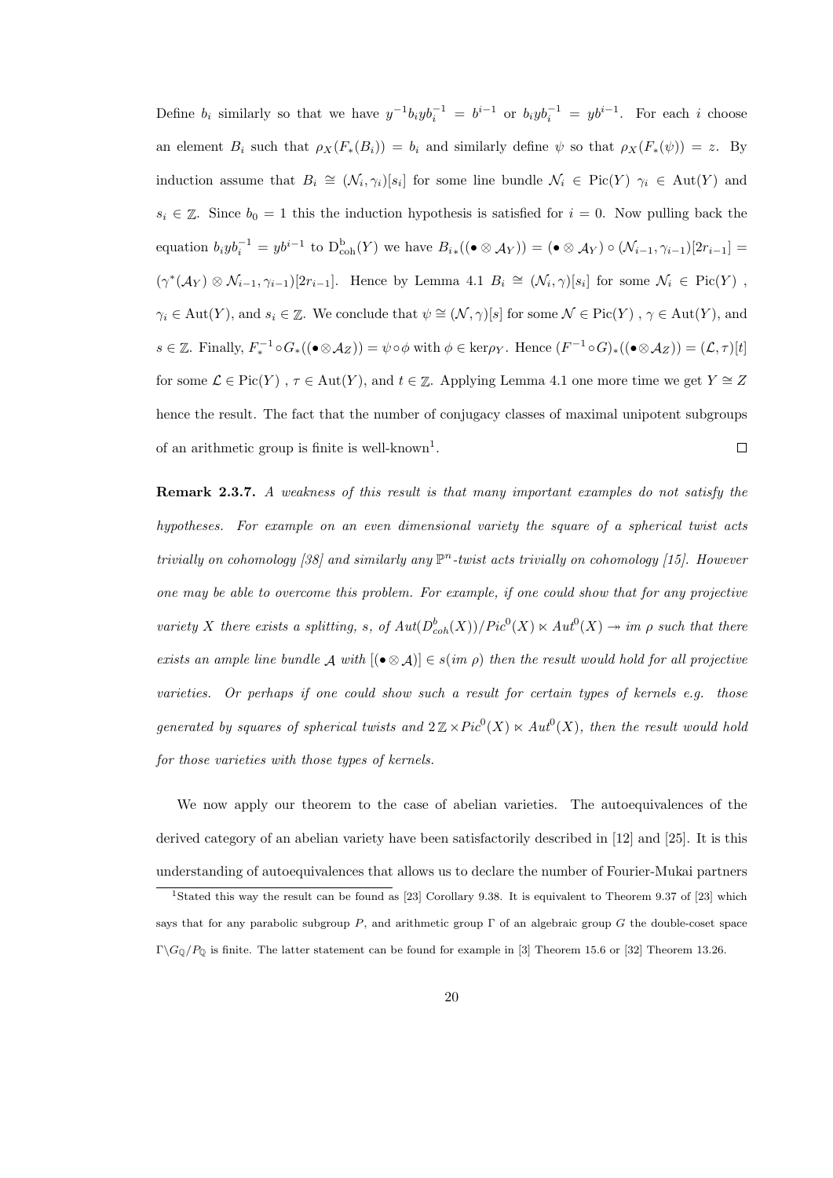Define $b_i$ similarly so that we have $y^{-1}b_i y b_i^{-1} = b^{i-1}$ or $b_i y b_i^{-1} = yb^{i-1}$. For each $i$ choose an element $B_i$ such that $\rho_X(F_*(B_i)) = b_i$ and similarly define $\psi$ so that $\rho_X(F_*(\psi)) = z$. By induction assume that $B_i \cong (\mathcal{N}_i, \gamma_i)[s_i]$ for some line bundle $\mathcal{N}_i \in \mathrm{Pic}(Y)$ $\gamma_i \in \mathrm{Aut}(Y)$ and $s_i \in \mathbb{Z}$. Since $b_0 = 1$ this the induction hypothesis is satisfied for $i = 0$. Now pulling back the equation $b_i y b_i^{-1} = yb^{i-1}$ to $\mathrm{D}^{\mathrm{b}}_{\mathrm{coh}}(Y)$ we have $B_{i*}((\bullet \otimes \mathcal{A}_Y)) = (\bullet \otimes \mathcal{A}_Y) \circ (\mathcal{N}_{i-1}, \gamma_{i-1})[2r_{i-1}] = (\gamma^*(\mathcal{A}_Y) \otimes \mathcal{N}_{i-1}, \gamma_{i-1})[2r_{i-1}]$. Hence by Lemma 4.1 $B_i \cong (\mathcal{N}_i, \gamma)[s_i]$ for some $\mathcal{N}_i \in \mathrm{Pic}(Y)$ , $\gamma_i \in \mathrm{Aut}(Y)$, and $s_i \in \mathbb{Z}$. We conclude that $\psi \cong (\mathcal{N}, \gamma)[s]$ for some $\mathcal{N} \in \mathrm{Pic}(Y)$ , $\gamma \in \mathrm{Aut}(Y)$, and $s \in \mathbb{Z}$. Finally, $F_*^{-1} \circ G_*((\bullet \otimes \mathcal{A}_Z)) = \psi \circ \phi$ with $\phi \in \ker\rho_Y$. Hence $(F^{-1} \circ G)_*((\bullet \otimes \mathcal{A}_Z)) = (\mathcal{L}, \tau)[t]$ for some $\mathcal{L} \in \mathrm{Pic}(Y)$ , $\tau \in \mathrm{Aut}(Y)$, and $t \in \mathbb{Z}$. Applying Lemma 4.1 one more time we get $Y \cong Z$ hence the result. The fact that the number of conjugacy classes of maximal unipotent subgroups of an arithmetic group is finite is well-known[1]. □

**Remark 2.3.7.** *A weakness of this result is that many important examples do not satisfy the hypotheses. For example on an even dimensional variety the square of a spherical twist acts trivially on cohomology [38] and similarly any $\mathbb{P}^n$-twist acts trivially on cohomology [15]. However one may be able to overcome this problem. For example, if one could show that for any projective variety $X$ there exists a splitting, $s$, of $Aut(D^b_{coh}(X))/Pic^0(X) \ltimes Aut^0(X) \twoheadrightarrow im\ \rho$ such that there exists an ample line bundle $\mathcal{A}$ with $[(\bullet \otimes \mathcal{A})] \in s(im\ \rho)$ then the result would hold for all projective varieties. Or perhaps if one could show such a result for certain types of kernels e.g. those generated by squares of spherical twists and $2\,\mathbb{Z} \times Pic^0(X) \ltimes Aut^0(X)$, then the result would hold for those varieties with those types of kernels.*

We now apply our theorem to the case of abelian varieties. The autoequivalences of the derived category of an abelian variety have been satisfactorily described in [12] and [25]. It is this understanding of autoequivalences that allows us to declare the number of Fourier-Mukai partners

[1] Stated this way the result can be found as [23] Corollary 9.38. It is equivalent to Theorem 9.37 of [23] which says that for any parabolic subgroup $P$, and arithmetic group $\Gamma$ of an algebraic group $G$ the double-coset space $\Gamma \backslash G_{\mathbb{Q}}/P_{\mathbb{Q}}$ is finite. The latter statement can be found for example in [3] Theorem 15.6 or [32] Theorem 13.26.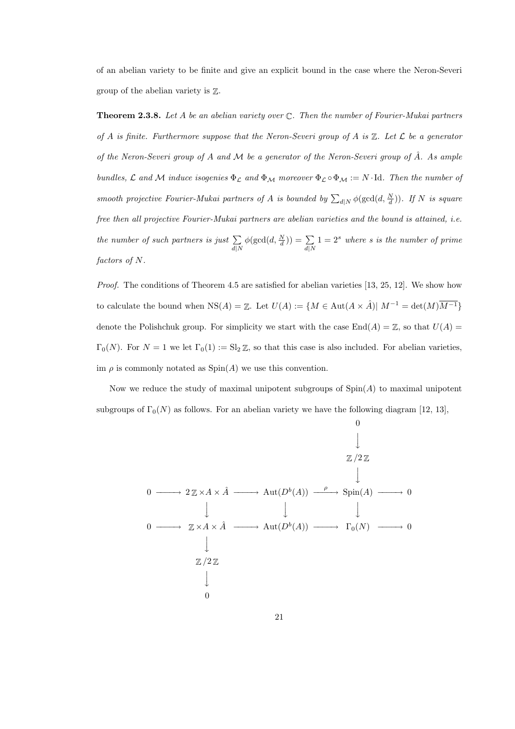of an abelian variety to be finite and give an explicit bound in the case where the Neron-Severi group of the abelian variety is $\mathbb{Z}$.

**Theorem 2.3.8.** *Let $A$ be an abelian variety over $\mathbb{C}$. Then the number of Fourier-Mukai partners of $A$ is finite. Furthermore suppose that the Neron-Severi group of $A$ is $\mathbb{Z}$. Let $\mathcal{L}$ be a generator of the Neron-Severi group of $A$ and $\mathcal{M}$ be a generator of the Neron-Severi group of $\hat{A}$. As ample bundles, $\mathcal{L}$ and $\mathcal{M}$ induce isogenies $\Phi_{\mathcal{L}}$ and $\Phi_{\mathcal{M}}$ moreover $\Phi_{\mathcal{L}} \circ \Phi_{\mathcal{M}} := N \cdot \mathrm{Id}$. Then the number of smooth projective Fourier-Mukai partners of $A$ is bounded by $\sum_{d|N} \phi(\gcd(d, \frac{N}{d}))$. If $N$ is square free then all projective Fourier-Mukai partners are abelian varieties and the bound is attained, i.e. the number of such partners is just $\sum\limits_{d|N} \phi(\gcd(d, \frac{N}{d})) = \sum\limits_{d|N} 1 = 2^s$ where $s$ is the number of prime factors of $N$.*

*Proof.* The conditions of Theorem 4.5 are satisfied for abelian varieties [13, 25, 12]. We show how to calculate the bound when $\mathrm{NS}(A) = \mathbb{Z}$. Let $U(A) := \{M \in \mathrm{Aut}(A \times \hat{A}) |\ M^{-1} = \det(M)\overline{M^{-1}}\}$ denote the Polishchuk group. For simplicity we start with the case $\mathrm{End}(A) = \mathbb{Z}$, so that $U(A) = \Gamma_0(N)$. For $N = 1$ we let $\Gamma_0(1) := \mathrm{Sl}_2\,\mathbb{Z}$, so that this case is also included. For abelian varieties, im $\rho$ is commonly notated as $\mathrm{Spin}(A)$ we use this convention.

Now we reduce the study of maximal unipotent subgroups of $\mathrm{Spin}(A)$ to maximal unipotent subgroups of $\Gamma_0(N)$ as follows. For an abelian variety we have the following diagram [12, 13],

$$
\begin{array}{ccccccccc}
 & & & & & & 0 & & \\
 & & & & & & \downarrow & & \\
 & & & & & & \mathbb{Z}/2\,\mathbb{Z} & & \\
 & & & & & & \downarrow & & \\
0 & \longrightarrow & 2\,\mathbb{Z} \times A \times \hat{A} & \longrightarrow & \mathrm{Aut}(D^b(A)) & \xrightarrow{\ \rho\ } & \mathrm{Spin}(A) & \longrightarrow & 0 \\
 & & \downarrow & & \downarrow & & \downarrow & & \\
0 & \longrightarrow & \mathbb{Z} \times A \times \hat{A} & \longrightarrow & \mathrm{Aut}(D^b(A)) & \longrightarrow & \Gamma_0(N) & \longrightarrow & 0 \\
 & & \downarrow & & & & & & \\
 & & \mathbb{Z}/2\,\mathbb{Z} & & & & & & \\
 & & \downarrow & & & & & & \\
 & & 0 & & & & & &
\end{array}
$$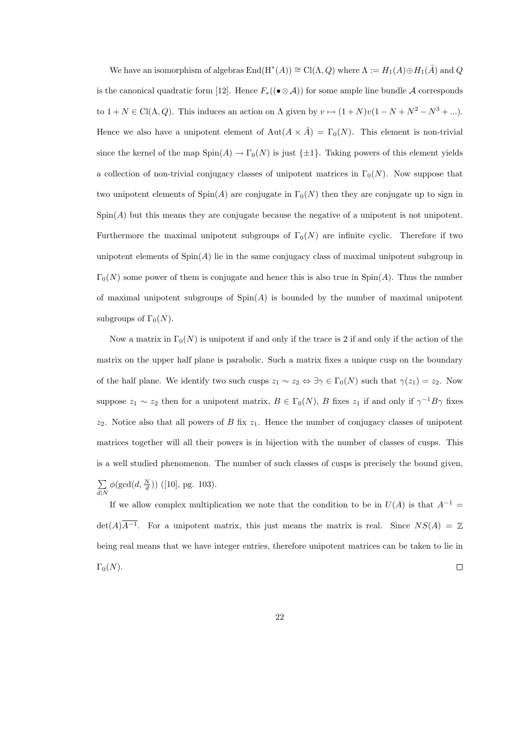We have an isomorphism of algebras $\mathrm{End}(\mathrm{H}^*(A)) \cong \mathrm{Cl}(\Lambda, Q)$ where $\Lambda := H_1(A) \oplus H_1(\hat{A})$ and $Q$ is the canonical quadratic form [12]. Hence $F_*((\bullet \otimes \mathcal{A}))$ for some ample line bundle $\mathcal{A}$ corresponds to $1 + N \in \mathrm{Cl}(\Lambda, Q)$. This induces an action on $\Lambda$ given by $v \mapsto (1+N)v(1 - N + N^2 - N^3 + \ldots)$. Hence we also have a unipotent element of $\mathrm{Aut}(A \times \hat{A}) = \Gamma_0(N)$. This element is non-trivial since the kernel of the map $\mathrm{Spin}(A) \to \Gamma_0(N)$ is just $\{\pm 1\}$. Taking powers of this element yields a collection of non-trivial conjugacy classes of unipotent matrices in $\Gamma_0(N)$. Now suppose that two unipotent elements of $\mathrm{Spin}(A)$ are conjugate in $\Gamma_0(N)$ then they are conjugate up to sign in $\mathrm{Spin}(A)$ but this means they are conjugate because the negative of a unipotent is not unipotent. Furthermore the maximal unipotent subgroups of $\Gamma_0(N)$ are infinite cyclic. Therefore if two unipotent elements of $\mathrm{Spin}(A)$ lie in the same conjugacy class of maximal unipotent subgroup in $\Gamma_0(N)$ some power of them is conjugate and hence this is also true in $\mathrm{Spin}(A)$. Thus the number of maximal unipotent subgroups of $\mathrm{Spin}(A)$ is bounded by the number of maximal unipotent subgroups of $\Gamma_0(N)$.

Now a matrix in $\Gamma_0(N)$ is unipotent if and only if the trace is 2 if and only if the action of the matrix on the upper half plane is parabolic. Such a matrix fixes a unique cusp on the boundary of the half plane. We identify two such cusps $z_1 \sim z_2 \Leftrightarrow \exists \gamma \in \Gamma_0(N)$ such that $\gamma(z_1) = z_2$. Now suppose $z_1 \sim z_2$ then for a unipotent matrix, $B \in \Gamma_0(N)$, $B$ fixes $z_1$ if and only if $\gamma^{-1} B \gamma$ fixes $z_2$. Notice also that all powers of $B$ fix $z_1$. Hence the number of conjugacy classes of unipotent matrices together will all their powers is in bijection with the number of classes of cusps. This is a well studied phenomenon. The number of such classes of cusps is precisely the bound given, $\sum_{d|N} \phi(\gcd(d, \frac{N}{d}))$ ([10], pg. 103).

If we allow complex multiplication we note that the condition to be in $U(A)$ is that $A^{-1} = \det(A)\overline{A^{-1}}$. For a unipotent matrix, this just means the matrix is real. Since $NS(A) = \mathbb{Z}$ being real means that we have integer entries, therefore unipotent matrices can be taken to lie in $\Gamma_0(N)$. $\square$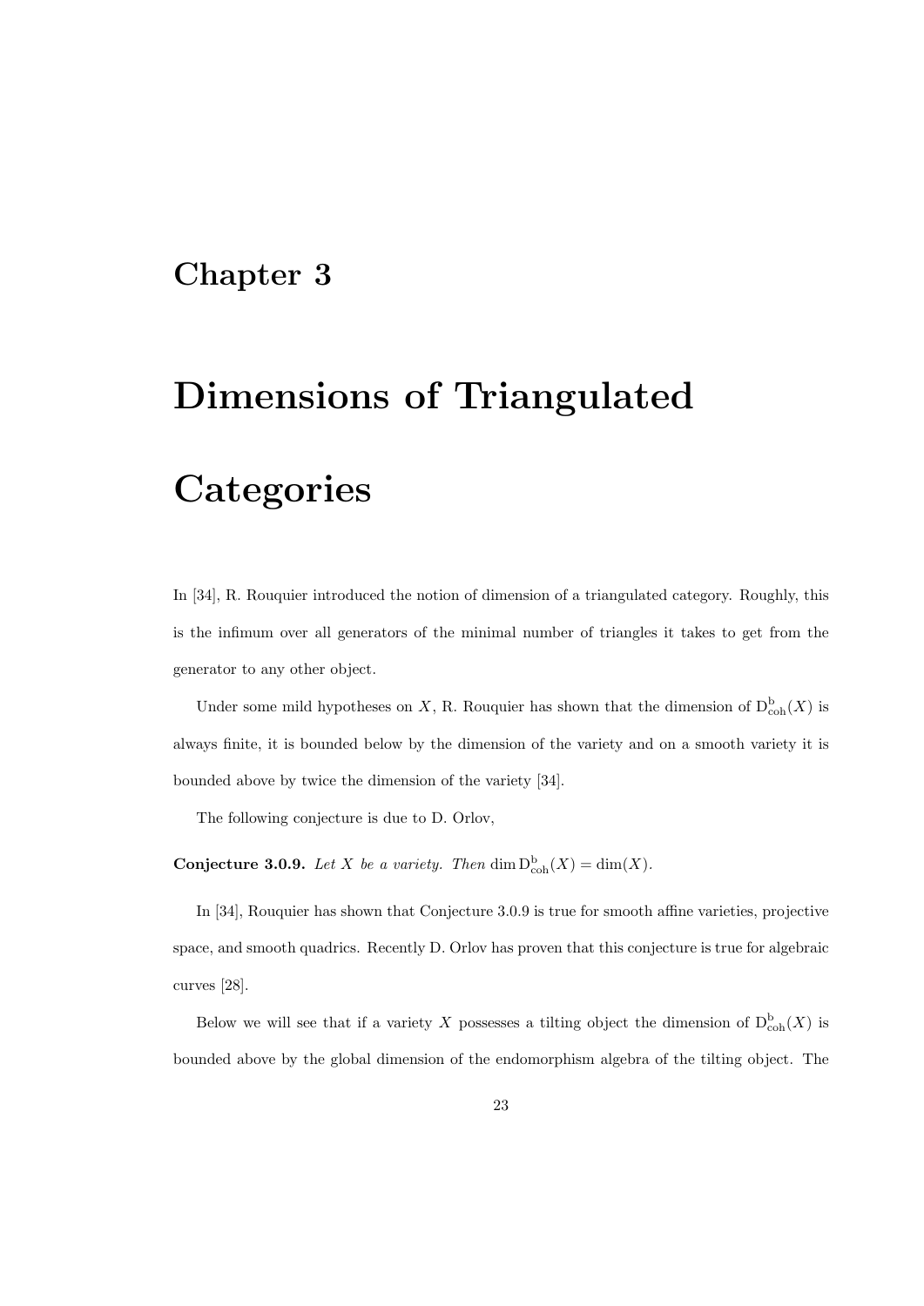# Chapter 3

# Dimensions of Triangulated Categories

In [34], R. Rouquier introduced the notion of dimension of a triangulated category. Roughly, this is the infimum over all generators of the minimal number of triangles it takes to get from the generator to any other object.

Under some mild hypotheses on $X$, R. Rouquier has shown that the dimension of $\mathrm{D}^{\mathrm{b}}_{\mathrm{coh}}(X)$ is always finite, it is bounded below by the dimension of the variety and on a smooth variety it is bounded above by twice the dimension of the variety [34].

The following conjecture is due to D. Orlov,

**Conjecture 3.0.9.** *Let $X$ be a variety. Then* $\dim \mathrm{D}^{\mathrm{b}}_{\mathrm{coh}}(X) = \dim(X)$.

In [34], Rouquier has shown that Conjecture 3.0.9 is true for smooth affine varieties, projective space, and smooth quadrics. Recently D. Orlov has proven that this conjecture is true for algebraic curves [28].

Below we will see that if a variety $X$ possesses a tilting object the dimension of $\mathrm{D}^{\mathrm{b}}_{\mathrm{coh}}(X)$ is bounded above by the global dimension of the endomorphism algebra of the tilting object. The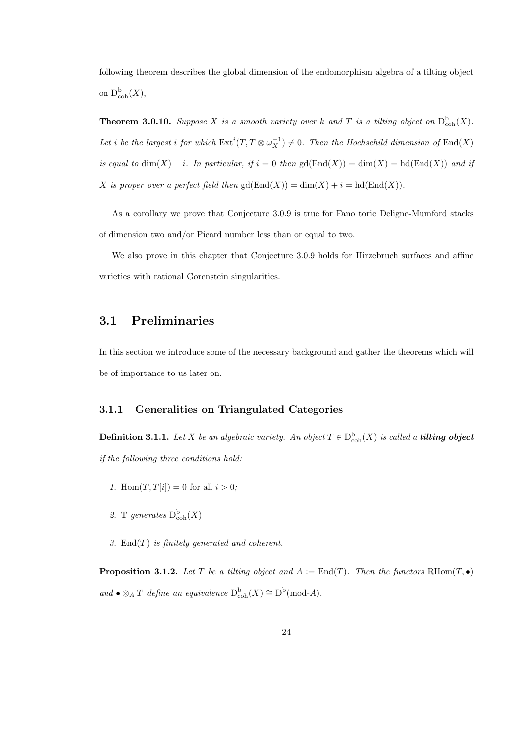following theorem describes the global dimension of the endomorphism algebra of a tilting object on $\mathrm{D}^{\mathrm{b}}_{\mathrm{coh}}(X)$,

**Theorem 3.0.10.** *Suppose $X$ is a smooth variety over $k$ and $T$ is a tilting object on $\mathrm{D}^{\mathrm{b}}_{\mathrm{coh}}(X)$. Let $i$ be the largest $i$ for which $\mathrm{Ext}^i(T, T \otimes \omega_X^{-1}) \neq 0$. Then the Hochschild dimension of $\mathrm{End}(X)$ is equal to $\dim(X) + i$. In particular, if $i = 0$ then $\mathrm{gd}(\mathrm{End}(X)) = \dim(X) = \mathrm{hd}(\mathrm{End}(X))$ and if $X$ is proper over a perfect field then $\mathrm{gd}(\mathrm{End}(X)) = \dim(X) + i = \mathrm{hd}(\mathrm{End}(X))$.*

As a corollary we prove that Conjecture 3.0.9 is true for Fano toric Deligne-Mumford stacks of dimension two and/or Picard number less than or equal to two.

We also prove in this chapter that Conjecture 3.0.9 holds for Hirzebruch surfaces and affine varieties with rational Gorenstein singularities.

## 3.1 Preliminaries

In this section we introduce some of the necessary background and gather the theorems which will be of importance to us later on.

### 3.1.1 Generalities on Triangulated Categories

**Definition 3.1.1.** *Let $X$ be an algebraic variety. An object $T \in \mathrm{D}^{\mathrm{b}}_{\mathrm{coh}}(X)$ is called a **tilting object** if the following three conditions hold:*

1. $\mathrm{Hom}(T, T[i]) = 0$ for all $i > 0$*;*
2. T *generates* $\mathrm{D}^{\mathrm{b}}_{\mathrm{coh}}(X)$
3. $\mathrm{End}(T)$ *is finitely generated and coherent.*

**Proposition 3.1.2.** *Let $T$ be a tilting object and $A := \mathrm{End}(T)$. Then the functors $\mathrm{RHom}(T, \bullet)$ and $\bullet \otimes_A T$ define an equivalence $\mathrm{D}^{\mathrm{b}}_{\mathrm{coh}}(X) \cong \mathrm{D}^{\mathrm{b}}(\text{mod-}A)$.*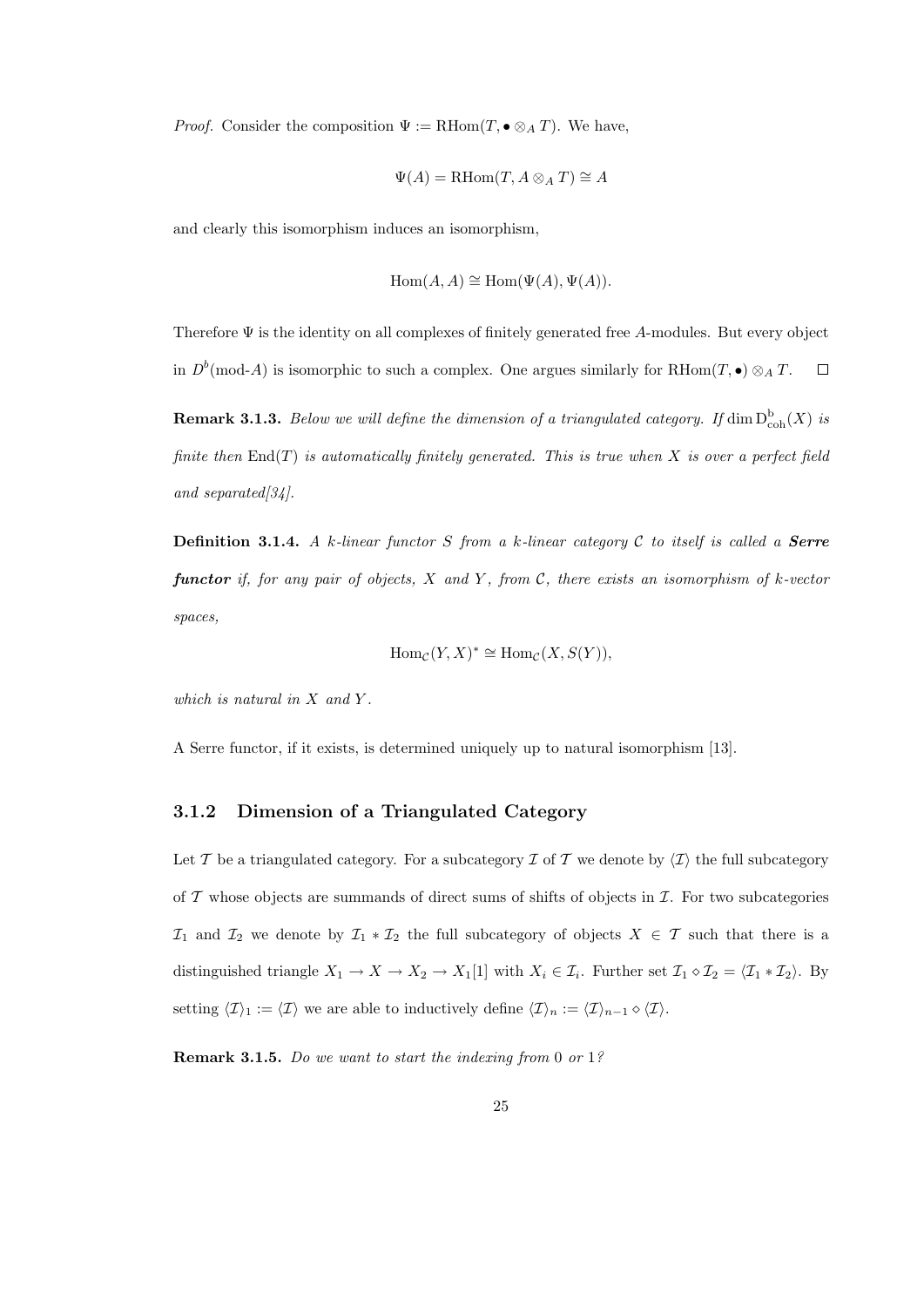*Proof.* Consider the composition $\Psi := \mathrm{RHom}(T, \bullet \otimes_A T)$. We have,

$$\Psi(A) = \mathrm{RHom}(T, A \otimes_A T) \cong A$$

and clearly this isomorphism induces an isomorphism,

$$\mathrm{Hom}(A, A) \cong \mathrm{Hom}(\Psi(A), \Psi(A)).$$

Therefore $\Psi$ is the identity on all complexes of finitely generated free $A$-modules. But every object in $D^b(\text{mod-}A)$ is isomorphic to such a complex. One argues similarly for $\mathrm{RHom}(T, \bullet) \otimes_A T$. $\square$

**Remark 3.1.3.** *Below we will define the dimension of a triangulated category. If $\dim \mathrm{D}^{\mathrm{b}}_{\mathrm{coh}}(X)$ is finite then $\mathrm{End}(T)$ is automatically finitely generated. This is true when $X$ is over a perfect field and separated[34].*

**Definition 3.1.4.** *A $k$-linear functor $S$ from a $k$-linear category $\mathcal{C}$ to itself is called a **Serre functor** if, for any pair of objects, $X$ and $Y$, from $\mathcal{C}$, there exists an isomorphism of $k$-vector spaces,*

$$\mathrm{Hom}_{\mathcal{C}}(Y, X)^* \cong \mathrm{Hom}_{\mathcal{C}}(X, S(Y)),$$

*which is natural in $X$ and $Y$.*

A Serre functor, if it exists, is determined uniquely up to natural isomorphism [13].

### 3.1.2 Dimension of a Triangulated Category

Let $\mathcal{T}$ be a triangulated category. For a subcategory $\mathcal{I}$ of $\mathcal{T}$ we denote by $\langle \mathcal{I} \rangle$ the full subcategory of $\mathcal{T}$ whose objects are summands of direct sums of shifts of objects in $\mathcal{I}$. For two subcategories $\mathcal{I}_1$ and $\mathcal{I}_2$ we denote by $\mathcal{I}_1 * \mathcal{I}_2$ the full subcategory of objects $X \in \mathcal{T}$ such that there is a distinguished triangle $X_1 \to X \to X_2 \to X_1[1]$ with $X_i \in \mathcal{I}_i$. Further set $\mathcal{I}_1 \diamond \mathcal{I}_2 = \langle \mathcal{I}_1 * \mathcal{I}_2 \rangle$. By setting $\langle \mathcal{I} \rangle_1 := \langle \mathcal{I} \rangle$ we are able to inductively define $\langle \mathcal{I} \rangle_n := \langle \mathcal{I} \rangle_{n-1} \diamond \langle \mathcal{I} \rangle$.

**Remark 3.1.5.** *Do we want to start the indexing from 0 or 1?*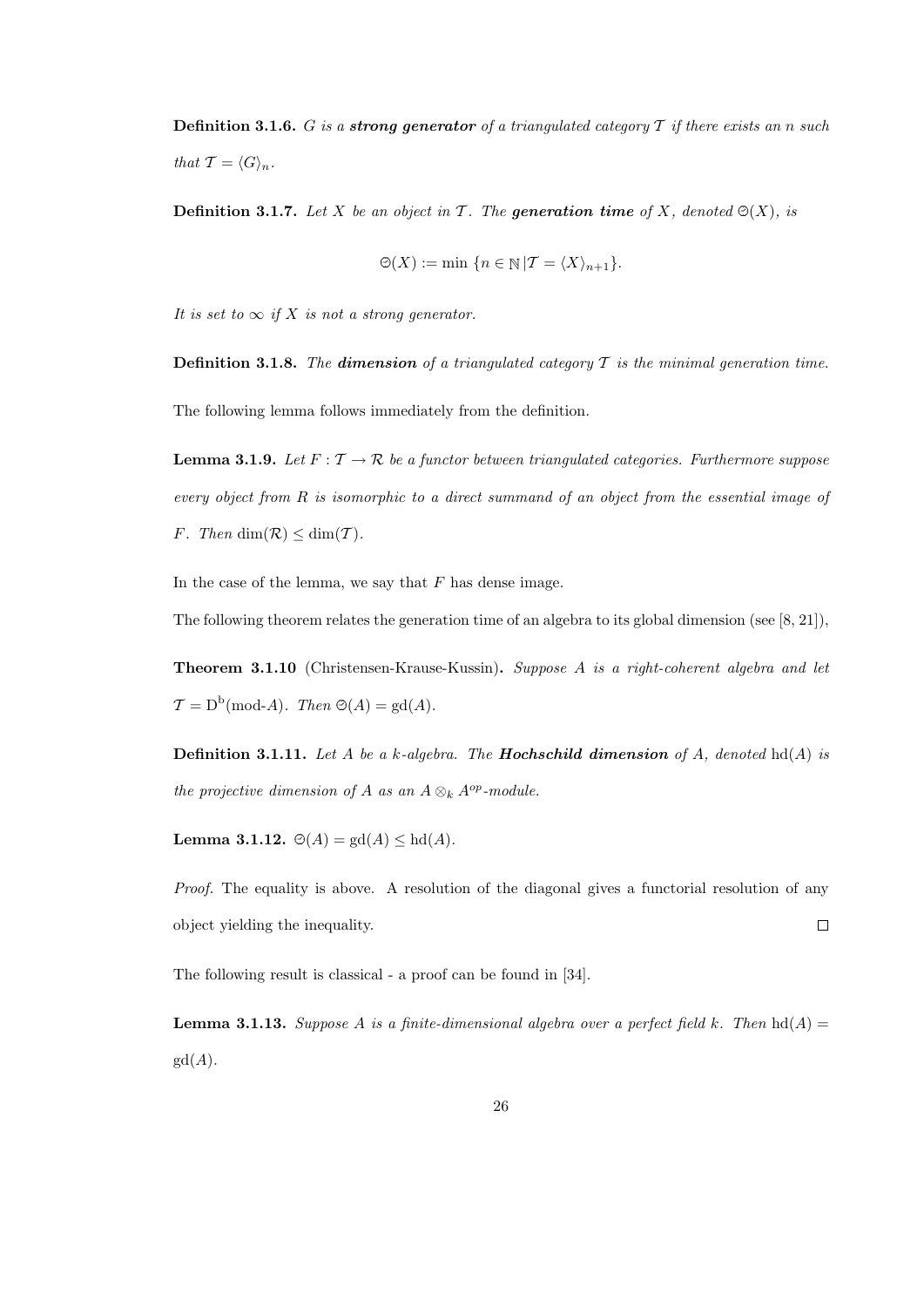**Definition 3.1.6.** *$G$ is a **strong generator** of a triangulated category $\mathcal{T}$ if there exists an $n$ such that $\mathcal{T} = \langle G \rangle_n$.*

**Definition 3.1.7.** *Let $X$ be an object in $\mathcal{T}$. The **generation time** of $X$, denoted $\Theta(X)$, is*

$$\Theta(X) := \min \{n \in \mathbb{N} \,|\, \mathcal{T} = \langle X \rangle_{n+1}\}.$$

*It is set to $\infty$ if $X$ is not a strong generator.*

**Definition 3.1.8.** *The **dimension** of a triangulated category $\mathcal{T}$ is the minimal generation time.*

The following lemma follows immediately from the definition.

**Lemma 3.1.9.** *Let $F : \mathcal{T} \to \mathcal{R}$ be a functor between triangulated categories. Furthermore suppose every object from $R$ is isomorphic to a direct summand of an object from the essential image of $F$. Then $\dim(\mathcal{R}) \leq \dim(\mathcal{T})$.*

In the case of the lemma, we say that $F$ has dense image.

The following theorem relates the generation time of an algebra to its global dimension (see [8, 21]),

**Theorem 3.1.10** (Christensen-Krause-Kussin)**.** *Suppose $A$ is a right-coherent algebra and let $\mathcal{T} = \mathrm{D}^{\mathrm{b}}(\text{mod-}A)$. Then $\Theta(A) = \mathrm{gd}(A)$.*

**Definition 3.1.11.** *Let $A$ be a $k$-algebra. The **Hochschild dimension** of $A$, denoted $\mathrm{hd}(A)$ is the projective dimension of $A$ as an $A \otimes_k A^{op}$-module.*

**Lemma 3.1.12.** $\Theta(A) = \mathrm{gd}(A) \leq \mathrm{hd}(A)$.

*Proof.* The equality is above. A resolution of the diagonal gives a functorial resolution of any object yielding the inequality. $\square$

The following result is classical - a proof can be found in [34].

**Lemma 3.1.13.** *Suppose $A$ is a finite-dimensional algebra over a perfect field $k$. Then $\mathrm{hd}(A) = \mathrm{gd}(A)$.*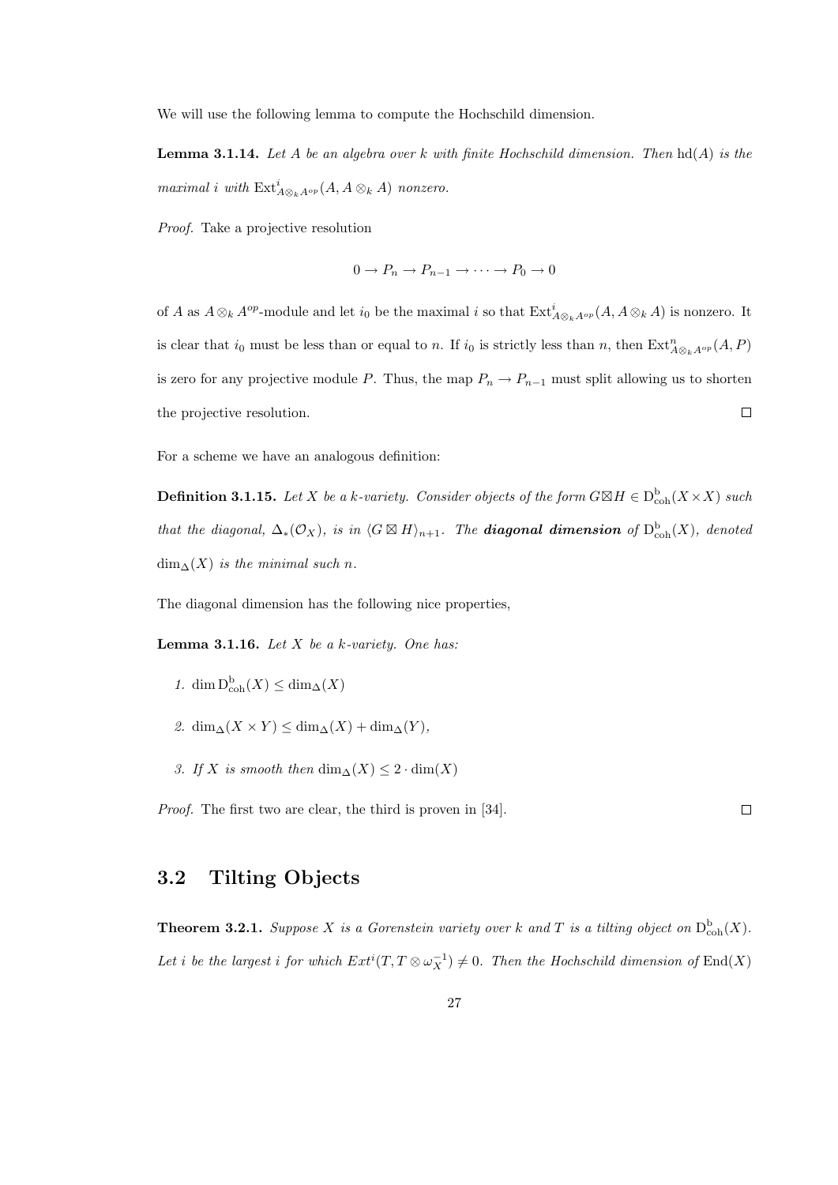We will use the following lemma to compute the Hochschild dimension.

**Lemma 3.1.14.** *Let $A$ be an algebra over $k$ with finite Hochschild dimension. Then $\mathrm{hd}(A)$ is the maximal $i$ with $\mathrm{Ext}^i_{A\otimes_k A^{op}}(A, A\otimes_k A)$ nonzero.*

*Proof.* Take a projective resolution

$$0 \to P_n \to P_{n-1} \to \cdots \to P_0 \to 0$$

of $A$ as $A\otimes_k A^{op}$-module and let $i_0$ be the maximal $i$ so that $\mathrm{Ext}^i_{A\otimes_k A^{op}}(A, A\otimes_k A)$ is nonzero. It is clear that $i_0$ must be less than or equal to $n$. If $i_0$ is strictly less than $n$, then $\mathrm{Ext}^n_{A\otimes_k A^{op}}(A, P)$ is zero for any projective module $P$. Thus, the map $P_n \to P_{n-1}$ must split allowing us to shorten the projective resolution. $\square$

For a scheme we have an analogous definition:

**Definition 3.1.15.** *Let $X$ be a $k$-variety. Consider objects of the form $G\boxtimes H \in \mathrm{D}^{\mathrm{b}}_{\mathrm{coh}}(X\times X)$ such that the diagonal, $\Delta_*(\mathcal{O}_X)$, is in $\langle G\boxtimes H\rangle_{n+1}$. The* ***diagonal dimension*** *of $\mathrm{D}^{\mathrm{b}}_{\mathrm{coh}}(X)$, denoted $\dim_\Delta(X)$ is the minimal such $n$.*

The diagonal dimension has the following nice properties,

**Lemma 3.1.16.** *Let $X$ be a $k$-variety. One has:*

1. $\dim \mathrm{D}^{\mathrm{b}}_{\mathrm{coh}}(X) \leq \dim_\Delta(X)$
2. $\dim_\Delta(X\times Y) \leq \dim_\Delta(X) + \dim_\Delta(Y)$,
3. *If $X$ is smooth then* $\dim_\Delta(X) \leq 2\cdot \dim(X)$

*Proof.* The first two are clear, the third is proven in [34]. $\square$

## 3.2 Tilting Objects

**Theorem 3.2.1.** *Suppose $X$ is a Gorenstein variety over $k$ and $T$ is a tilting object on $\mathrm{D}^{\mathrm{b}}_{\mathrm{coh}}(X)$. Let $i$ be the largest $i$ for which $Ext^i(T, T\otimes\omega_X^{-1}) \neq 0$. Then the Hochschild dimension of $\mathrm{End}(X)$*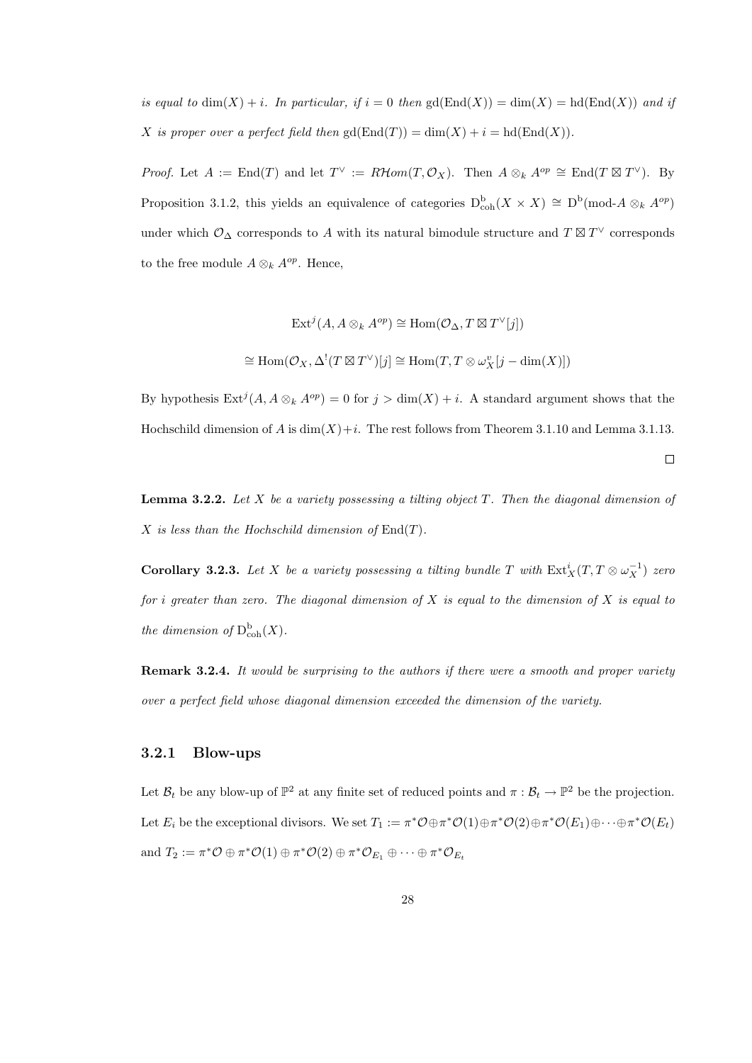*is equal to $\dim(X) + i$. In particular, if $i = 0$ then $\mathrm{gd}(\mathrm{End}(X)) = \dim(X) = \mathrm{hd}(\mathrm{End}(X))$ and if $X$ is proper over a perfect field then $\mathrm{gd}(\mathrm{End}(T)) = \dim(X) + i = \mathrm{hd}(\mathrm{End}(X))$.*

*Proof.* Let $A := \mathrm{End}(T)$ and let $T^\vee := R\mathcal{H}om(T, \mathcal{O}_X)$. Then $A \otimes_k A^{op} \cong \mathrm{End}(T \boxtimes T^\vee)$. By Proposition 3.1.2, this yields an equivalence of categories $\mathrm{D}^{\mathrm{b}}_{\mathrm{coh}}(X \times X) \cong \mathrm{D}^{\mathrm{b}}(\text{mod-}A \otimes_k A^{op})$ under which $\mathcal{O}_\Delta$ corresponds to $A$ with its natural bimodule structure and $T \boxtimes T^\vee$ corresponds to the free module $A \otimes_k A^{op}$. Hence,

$$\mathrm{Ext}^j(A, A \otimes_k A^{op}) \cong \mathrm{Hom}(\mathcal{O}_\Delta, T \boxtimes T^\vee[j])$$

$$\cong \mathrm{Hom}(\mathcal{O}_X, \Delta^!(T \boxtimes T^\vee)[j] \cong \mathrm{Hom}(T, T \otimes \omega_X^v[j - \dim(X)])$$

By hypothesis $\mathrm{Ext}^j(A, A \otimes_k A^{op}) = 0$ for $j > \dim(X) + i$. A standard argument shows that the Hochschild dimension of $A$ is $\dim(X)+i$. The rest follows from Theorem 3.1.10 and Lemma 3.1.13.

□

**Lemma 3.2.2.** *Let $X$ be a variety possessing a tilting object $T$. Then the diagonal dimension of $X$ is less than the Hochschild dimension of $\mathrm{End}(T)$.*

**Corollary 3.2.3.** *Let $X$ be a variety possessing a tilting bundle $T$ with $\mathrm{Ext}^i_X(T, T \otimes \omega_X^{-1})$ zero for $i$ greater than zero. The diagonal dimension of $X$ is equal to the dimension of $X$ is equal to the dimension of $\mathrm{D}^{\mathrm{b}}_{\mathrm{coh}}(X)$.*

**Remark 3.2.4.** *It would be surprising to the authors if there were a smooth and proper variety over a perfect field whose diagonal dimension exceeded the dimension of the variety.*

### 3.2.1 Blow-ups

Let $\mathcal{B}_t$ be any blow-up of $\mathbb{P}^2$ at any finite set of reduced points and $\pi : \mathcal{B}_t \to \mathbb{P}^2$ be the projection. Let $E_i$ be the exceptional divisors. We set $T_1 := \pi^*\mathcal{O} \oplus \pi^*\mathcal{O}(1) \oplus \pi^*\mathcal{O}(2) \oplus \pi^*\mathcal{O}(E_1) \oplus \cdots \oplus \pi^*\mathcal{O}(E_t)$ and $T_2 := \pi^*\mathcal{O} \oplus \pi^*\mathcal{O}(1) \oplus \pi^*\mathcal{O}(2) \oplus \pi^*\mathcal{O}_{E_1} \oplus \cdots \oplus \pi^*\mathcal{O}_{E_t}$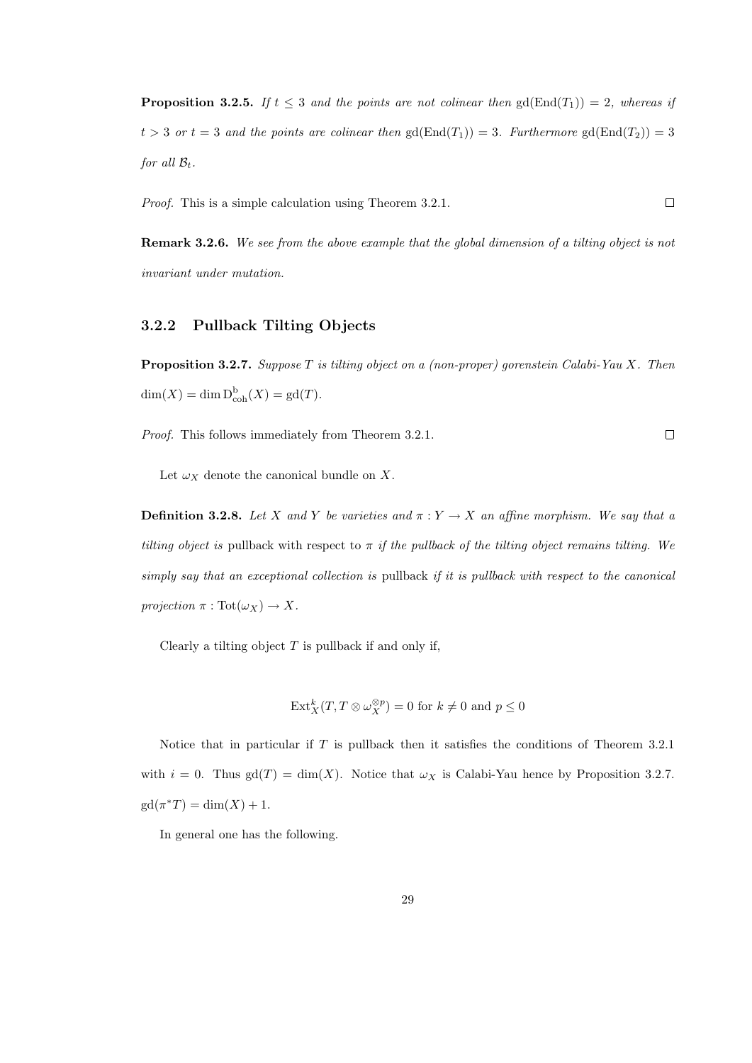**Proposition 3.2.5.** *If $t \leq 3$ and the points are not colinear then $\mathrm{gd}(\mathrm{End}(T_1)) = 2$, whereas if $t > 3$ or $t = 3$ and the points are colinear then $\mathrm{gd}(\mathrm{End}(T_1)) = 3$. Furthermore $\mathrm{gd}(\mathrm{End}(T_2)) = 3$ for all $\mathcal{B}_t$.*

*Proof.* This is a simple calculation using Theorem 3.2.1. □

**Remark 3.2.6.** *We see from the above example that the global dimension of a tilting object is not invariant under mutation.*

### 3.2.2 Pullback Tilting Objects

**Proposition 3.2.7.** *Suppose $T$ is tilting object on a (non-proper) gorenstein Calabi-Yau $X$. Then $\dim(X) = \dim \mathrm{D}^{\mathrm{b}}_{\mathrm{coh}}(X) = \mathrm{gd}(T)$.*

*Proof.* This follows immediately from Theorem 3.2.1. □

Let $\omega_X$ denote the canonical bundle on $X$.

**Definition 3.2.8.** *Let $X$ and $Y$ be varieties and $\pi : Y \to X$ an affine morphism. We say that a tilting object is* pullback with respect to $\pi$ *if the pullback of the tilting object remains tilting. We simply say that an exceptional collection is* pullback *if it is pullback with respect to the canonical projection $\pi : \mathrm{Tot}(\omega_X) \to X$.*

Clearly a tilting object $T$ is pullback if and only if,

$$\mathrm{Ext}^k_X(T, T \otimes \omega_X^{\otimes p}) = 0 \text{ for } k \neq 0 \text{ and } p \leq 0$$

Notice that in particular if $T$ is pullback then it satisfies the conditions of Theorem 3.2.1 with $i = 0$. Thus $\mathrm{gd}(T) = \dim(X)$. Notice that $\omega_X$ is Calabi-Yau hence by Proposition 3.2.7. $\mathrm{gd}(\pi^* T) = \dim(X) + 1$.

In general one has the following.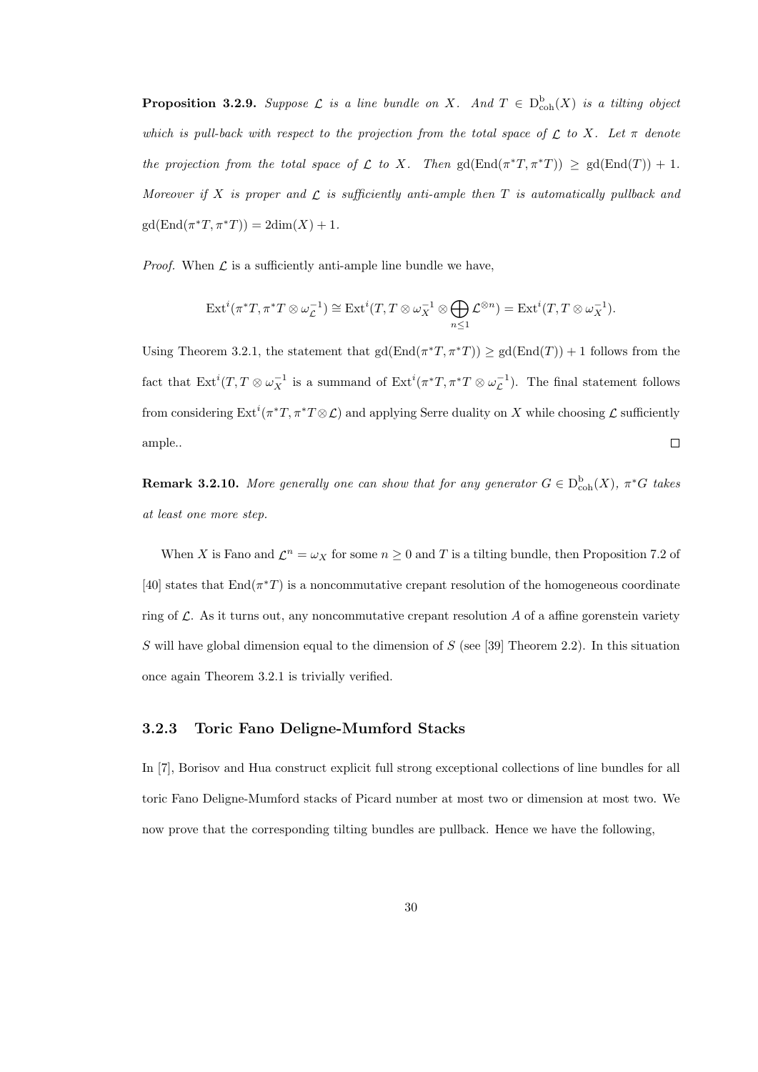**Proposition 3.2.9.** *Suppose $\mathcal{L}$ is a line bundle on $X$. And $T \in \mathrm{D}^{\mathrm{b}}_{\mathrm{coh}}(X)$ is a tilting object which is pull-back with respect to the projection from the total space of $\mathcal{L}$ to $X$. Let $\pi$ denote the projection from the total space of $\mathcal{L}$ to $X$. Then $\mathrm{gd}(\mathrm{End}(\pi^*T, \pi^*T)) \geq \mathrm{gd}(\mathrm{End}(T)) + 1$. Moreover if $X$ is proper and $\mathcal{L}$ is sufficiently anti-ample then $T$ is automatically pullback and $\mathrm{gd}(\mathrm{End}(\pi^*T, \pi^*T)) = 2\mathrm{dim}(X) + 1$.*

*Proof.* When $\mathcal{L}$ is a sufficiently anti-ample line bundle we have,

$$\mathrm{Ext}^i(\pi^*T, \pi^*T \otimes \omega_{\mathcal{L}}^{-1}) \cong \mathrm{Ext}^i(T, T \otimes \omega_X^{-1} \otimes \bigoplus_{n \leq 1} \mathcal{L}^{\otimes n}) = \mathrm{Ext}^i(T, T \otimes \omega_X^{-1}).$$

Using Theorem 3.2.1, the statement that $\mathrm{gd}(\mathrm{End}(\pi^*T, \pi^*T)) \geq \mathrm{gd}(\mathrm{End}(T)) + 1$ follows from the fact that $\mathrm{Ext}^i(T, T \otimes \omega_X^{-1}$ is a summand of $\mathrm{Ext}^i(\pi^*T, \pi^*T \otimes \omega_{\mathcal{L}}^{-1})$. The final statement follows from considering $\mathrm{Ext}^i(\pi^*T, \pi^*T \otimes \mathcal{L})$ and applying Serre duality on $X$ while choosing $\mathcal{L}$ sufficiently ample.. ∎

**Remark 3.2.10.** *More generally one can show that for any generator $G \in \mathrm{D}^{\mathrm{b}}_{\mathrm{coh}}(X)$, $\pi^*G$ takes at least one more step.*

When $X$ is Fano and $\mathcal{L}^n = \omega_X$ for some $n \geq 0$ and $T$ is a tilting bundle, then Proposition 7.2 of [40] states that $\mathrm{End}(\pi^*T)$ is a noncommutative crepant resolution of the homogeneous coordinate ring of $\mathcal{L}$. As it turns out, any noncommutative crepant resolution $A$ of a affine gorenstein variety $S$ will have global dimension equal to the dimension of $S$ (see [39] Theorem 2.2). In this situation once again Theorem 3.2.1 is trivially verified.

### 3.2.3 Toric Fano Deligne-Mumford Stacks

In [7], Borisov and Hua construct explicit full strong exceptional collections of line bundles for all toric Fano Deligne-Mumford stacks of Picard number at most two or dimension at most two. We now prove that the corresponding tilting bundles are pullback. Hence we have the following,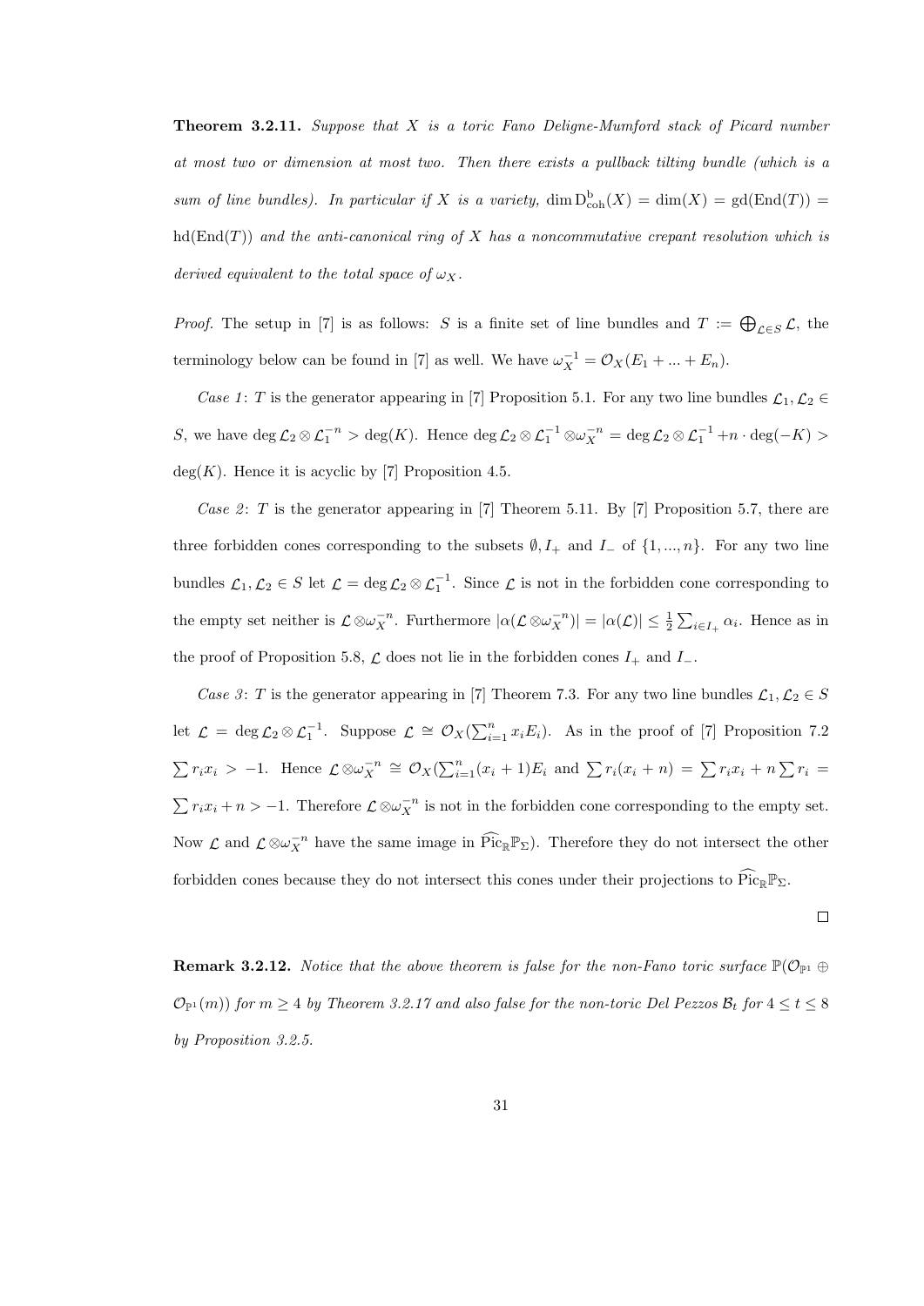**Theorem 3.2.11.** *Suppose that $X$ is a toric Fano Deligne-Mumford stack of Picard number at most two or dimension at most two. Then there exists a pullback tilting bundle (which is a sum of line bundles). In particular if $X$ is a variety, $\dim \mathrm{D}^{\mathrm{b}}_{\mathrm{coh}}(X) = \dim(X) = \mathrm{gd}(\mathrm{End}(T)) = \mathrm{hd}(\mathrm{End}(T))$ and the anti-canonical ring of $X$ has a noncommutative crepant resolution which is derived equivalent to the total space of $\omega_X$.*

*Proof.* The setup in [7] is as follows: $S$ is a finite set of line bundles and $T := \bigoplus_{\mathcal{L} \in S} \mathcal{L}$, the terminology below can be found in [7] as well. We have $\omega_X^{-1} = \mathcal{O}_X(E_1 + ... + E_n)$.

*Case 1*: $T$ is the generator appearing in [7] Proposition 5.1. For any two line bundles $\mathcal{L}_1, \mathcal{L}_2 \in S$, we have $\deg \mathcal{L}_2 \otimes \mathcal{L}_1^{-n} > \deg(K)$. Hence $\deg \mathcal{L}_2 \otimes \mathcal{L}_1^{-1} \otimes \omega_X^{-n} = \deg \mathcal{L}_2 \otimes \mathcal{L}_1^{-1} + n \cdot \deg(-K) > \deg(K)$. Hence it is acyclic by [7] Proposition 4.5.

*Case 2*: $T$ is the generator appearing in [7] Theorem 5.11. By [7] Proposition 5.7, there are three forbidden cones corresponding to the subsets $\emptyset, I_+$ and $I_-$ of $\{1, ..., n\}$. For any two line bundles $\mathcal{L}_1, \mathcal{L}_2 \in S$ let $\mathcal{L} = \deg \mathcal{L}_2 \otimes \mathcal{L}_1^{-1}$. Since $\mathcal{L}$ is not in the forbidden cone corresponding to the empty set neither is $\mathcal{L} \otimes \omega_X^{-n}$. Furthermore $|\alpha(\mathcal{L} \otimes \omega_X^{-n})| = |\alpha(\mathcal{L})| \leq \frac{1}{2} \sum_{i \in I_+} \alpha_i$. Hence as in the proof of Proposition 5.8, $\mathcal{L}$ does not lie in the forbidden cones $I_+$ and $I_-$.

*Case 3*: $T$ is the generator appearing in [7] Theorem 7.3. For any two line bundles $\mathcal{L}_1, \mathcal{L}_2 \in S$ let $\mathcal{L} = \deg \mathcal{L}_2 \otimes \mathcal{L}_1^{-1}$. Suppose $\mathcal{L} \cong \mathcal{O}_X(\sum_{i=1}^n x_i E_i)$. As in the proof of [7] Proposition 7.2 $\sum r_i x_i > -1$. Hence $\mathcal{L} \otimes \omega_X^{-n} \cong \mathcal{O}_X(\sum_{i=1}^n (x_i + 1) E_i$ and $\sum r_i (x_i + n) = \sum r_i x_i + n \sum r_i = \sum r_i x_i + n > -1$. Therefore $\mathcal{L} \otimes \omega_X^{-n}$ is not in the forbidden cone corresponding to the empty set. Now $\mathcal{L}$ and $\mathcal{L} \otimes \omega_X^{-n}$ have the same image in $\widehat{\mathrm{Pic}}_{\mathbb{R}} \mathbb{P}_\Sigma$). Therefore they do not intersect the other forbidden cones because they do not intersect this cones under their projections to $\widehat{\mathrm{Pic}}_{\mathbb{R}} \mathbb{P}_\Sigma$.

□

**Remark 3.2.12.** *Notice that the above theorem is false for the non-Fano toric surface $\mathbb{P}(\mathcal{O}_{\mathbb{P}^1} \oplus \mathcal{O}_{\mathbb{P}^1}(m))$ for $m \geq 4$ by Theorem 3.2.17 and also false for the non-toric Del Pezzos $\mathcal{B}_t$ for $4 \leq t \leq 8$ by Proposition 3.2.5.*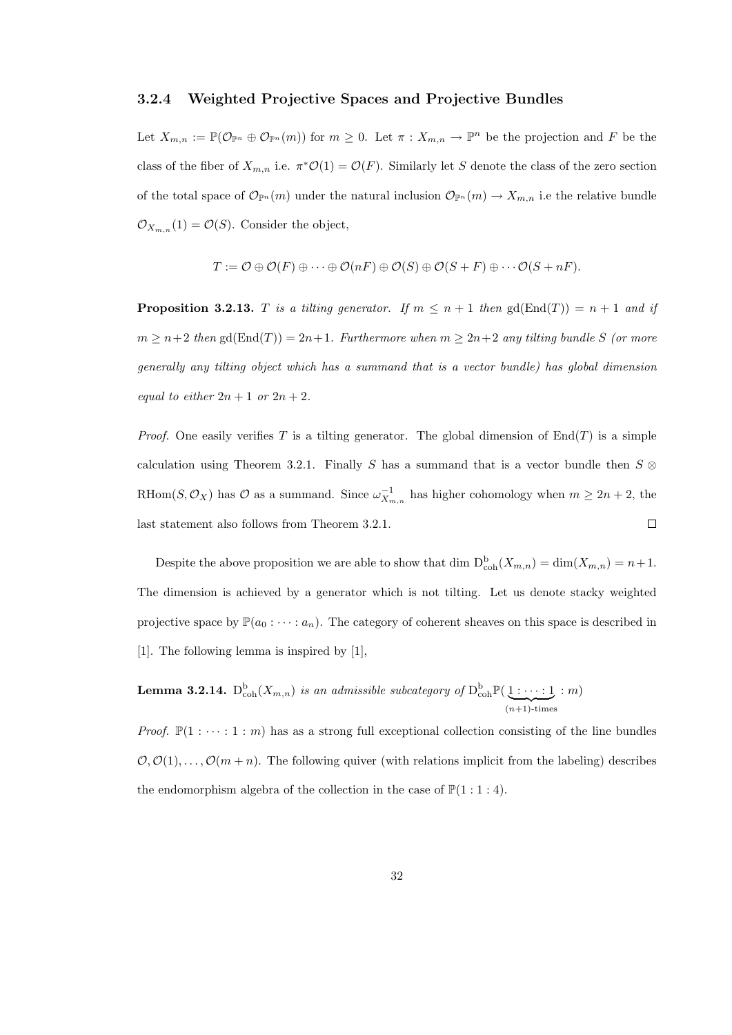### 3.2.4 Weighted Projective Spaces and Projective Bundles

Let $X_{m,n} := \mathbb{P}(\mathcal{O}_{\mathbb{P}^n} \oplus \mathcal{O}_{\mathbb{P}^n}(m))$ for $m \geq 0$. Let $\pi : X_{m,n} \to \mathbb{P}^n$ be the projection and $F$ be the class of the fiber of $X_{m,n}$ i.e. $\pi^*\mathcal{O}(1) = \mathcal{O}(F)$. Similarly let $S$ denote the class of the zero section of the total space of $\mathcal{O}_{\mathbb{P}^n}(m)$ under the natural inclusion $\mathcal{O}_{\mathbb{P}^n}(m) \to X_{m,n}$ i.e the relative bundle $\mathcal{O}_{X_{m,n}}(1) = \mathcal{O}(S)$. Consider the object,

$$T := \mathcal{O} \oplus \mathcal{O}(F) \oplus \cdots \oplus \mathcal{O}(nF) \oplus \mathcal{O}(S) \oplus \mathcal{O}(S+F) \oplus \cdots \mathcal{O}(S+nF).$$

**Proposition 3.2.13.** *$T$ is a tilting generator. If $m \leq n+1$ then $\mathrm{gd}(\mathrm{End}(T)) = n+1$ and if $m \geq n+2$ then $\mathrm{gd}(\mathrm{End}(T)) = 2n+1$. Furthermore when $m \geq 2n+2$ any tilting bundle $S$ (or more generally any tilting object which has a summand that is a vector bundle) has global dimension equal to either $2n+1$ or $2n+2$.*

*Proof.* One easily verifies $T$ is a tilting generator. The global dimension of $\mathrm{End}(T)$ is a simple calculation using Theorem 3.2.1. Finally $S$ has a summand that is a vector bundle then $S \otimes \mathrm{RHom}(S, \mathcal{O}_X)$ has $\mathcal{O}$ as a summand. Since $\omega^{-1}_{X_{m,n}}$ has higher cohomology when $m \geq 2n+2$, the last statement also follows from Theorem 3.2.1. $\square$

Despite the above proposition we are able to show that $\dim \mathrm{D}^{\mathrm{b}}_{\mathrm{coh}}(X_{m,n}) = \dim(X_{m,n}) = n+1$. The dimension is achieved by a generator which is not tilting. Let us denote stacky weighted projective space by $\mathbb{P}(a_0 : \cdots : a_n)$. The category of coherent sheaves on this space is described in [1]. The following lemma is inspired by [1],

**Lemma 3.2.14.** *$\mathrm{D}^{\mathrm{b}}_{\mathrm{coh}}(X_{m,n})$ is an admissible subcategory of $\mathrm{D}^{\mathrm{b}}_{\mathrm{coh}}\mathbb{P}(\underbrace{1 : \cdots : 1}_{(n+1)\text{-times}} : m)$*

*Proof.* $\mathbb{P}(1 : \cdots : 1 : m)$ has as a strong full exceptional collection consisting of the line bundles $\mathcal{O}, \mathcal{O}(1), \ldots, \mathcal{O}(m+n)$. The following quiver (with relations implicit from the labeling) describes the endomorphism algebra of the collection in the case of $\mathbb{P}(1 : 1 : 4)$.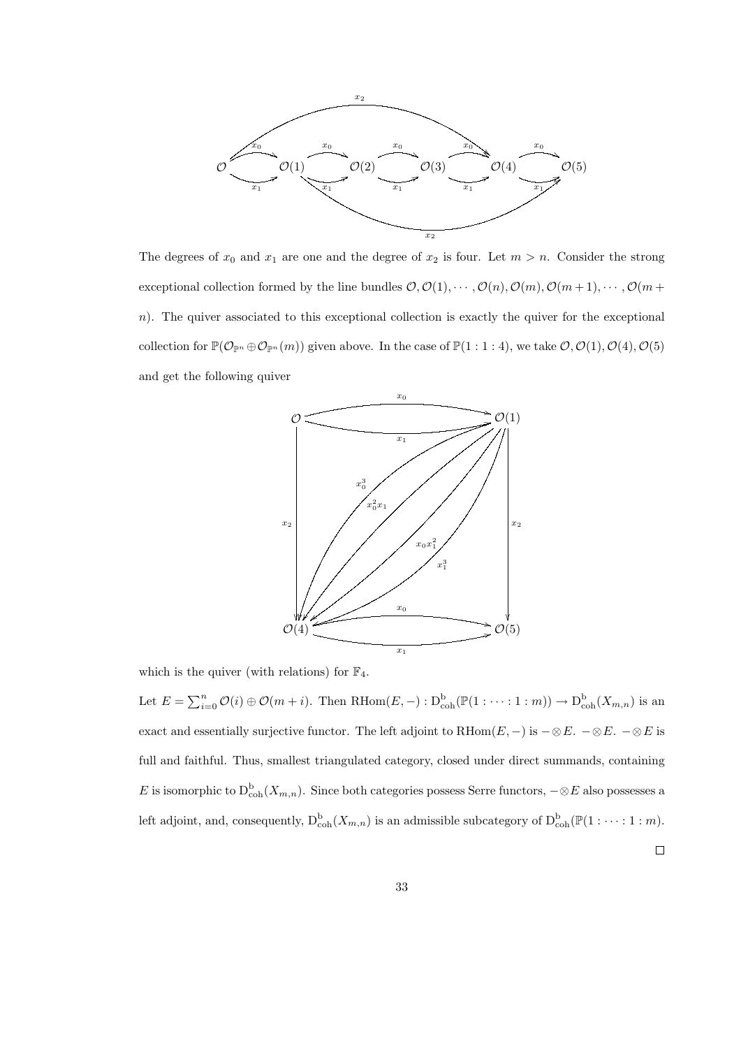The degrees of $x_0$ and $x_1$ are one and the degree of $x_2$ is four. Let $m > n$. Consider the strong exceptional collection formed by the line bundles $\mathcal{O}, \mathcal{O}(1), \cdots, \mathcal{O}(n), \mathcal{O}(m), \mathcal{O}(m+1), \cdots, \mathcal{O}(m+n)$. The quiver associated to this exceptional collection is exactly the quiver for the exceptional collection for $\mathbb{P}(\mathcal{O}_{\mathbb{P}^n} \oplus \mathcal{O}_{\mathbb{P}^n}(m))$ given above. In the case of $\mathbb{P}(1:1:4)$, we take $\mathcal{O}, \mathcal{O}(1), \mathcal{O}(4), \mathcal{O}(5)$ and get the following quiver

which is the quiver (with relations) for $\mathbb{F}_4$.

Let $E = \sum_{i=0}^{n} \mathcal{O}(i) \oplus \mathcal{O}(m+i)$. Then $\mathrm{RHom}(E, -) : \mathrm{D}^{\mathrm{b}}_{\mathrm{coh}}(\mathbb{P}(1:\cdots:1:m)) \to \mathrm{D}^{\mathrm{b}}_{\mathrm{coh}}(X_{m,n})$ is an exact and essentially surjective functor. The left adjoint to $\mathrm{RHom}(E, -)$ is $- \otimes E$. $- \otimes E$. $- \otimes E$ is full and faithful. Thus, smallest triangulated category, closed under direct summands, containing $E$ is isomorphic to $\mathrm{D}^{\mathrm{b}}_{\mathrm{coh}}(X_{m,n})$. Since both categories possess Serre functors, $- \otimes E$ also possesses a left adjoint, and, consequently, $\mathrm{D}^{\mathrm{b}}_{\mathrm{coh}}(X_{m,n})$ is an admissible subcategory of $\mathrm{D}^{\mathrm{b}}_{\mathrm{coh}}(\mathbb{P}(1:\cdots:1:m)$.

□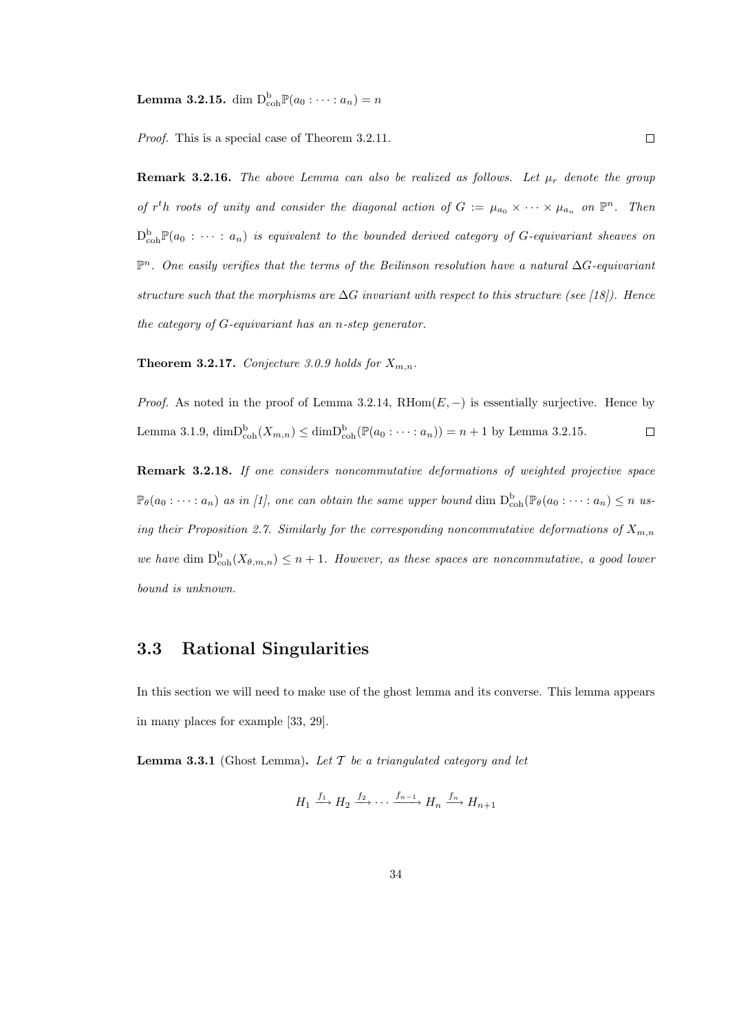**Lemma 3.2.15.** $\dim \mathrm{D}^{\mathrm{b}}_{\mathrm{coh}}\mathbb{P}(a_0 : \cdots : a_n) = n$

*Proof.* This is a special case of Theorem 3.2.11. $\square$

**Remark 3.2.16.** *The above Lemma can also be realized as follows. Let $\mu_r$ denote the group of $r^th$ roots of unity and consider the diagonal action of $G := \mu_{a_0} \times \cdots \times \mu_{a_n}$ on $\mathbb{P}^n$. Then $\mathrm{D}^{\mathrm{b}}_{\mathrm{coh}}\mathbb{P}(a_0 : \cdots : a_n)$ is equivalent to the bounded derived category of $G$-equivariant sheaves on $\mathbb{P}^n$. One easily verifies that the terms of the Beilinson resolution have a natural $\Delta G$-equivariant structure such that the morphisms are $\Delta G$ invariant with respect to this structure (see [18]). Hence the category of $G$-equivariant has an $n$-step generator.*

**Theorem 3.2.17.** *Conjecture 3.0.9 holds for $X_{m,n}$.*

*Proof.* As noted in the proof of Lemma 3.2.14, $\mathrm{RHom}(E, -)$ is essentially surjective. Hence by Lemma 3.1.9, $\dim \mathrm{D}^{\mathrm{b}}_{\mathrm{coh}}(X_{m,n}) \leq \dim \mathrm{D}^{\mathrm{b}}_{\mathrm{coh}}(\mathbb{P}(a_0 : \cdots : a_n)) = n + 1$ by Lemma 3.2.15. $\square$

**Remark 3.2.18.** *If one considers noncommutative deformations of weighted projective space $\mathbb{P}_\theta(a_0 : \cdots : a_n)$ as in [1], one can obtain the same upper bound $\dim \mathrm{D}^{\mathrm{b}}_{\mathrm{coh}}(\mathbb{P}_\theta(a_0 : \cdots : a_n) \leq n$ using their Proposition 2.7. Similarly for the corresponding noncommutative deformations of $X_{m,n}$ we have $\dim \mathrm{D}^{\mathrm{b}}_{\mathrm{coh}}(X_{\theta,m,n}) \leq n + 1$. However, as these spaces are noncommutative, a good lower bound is unknown.*

## 3.3 Rational Singularities

In this section we will need to make use of the ghost lemma and its converse. This lemma appears in many places for example [33, 29].

**Lemma 3.3.1** (Ghost Lemma)**.** *Let $\mathcal{T}$ be a triangulated category and let*

$$H_1 \xrightarrow{f_1} H_2 \xrightarrow{f_2} \cdots \xrightarrow{f_{n-1}} H_n \xrightarrow{f_n} H_{n+1}$$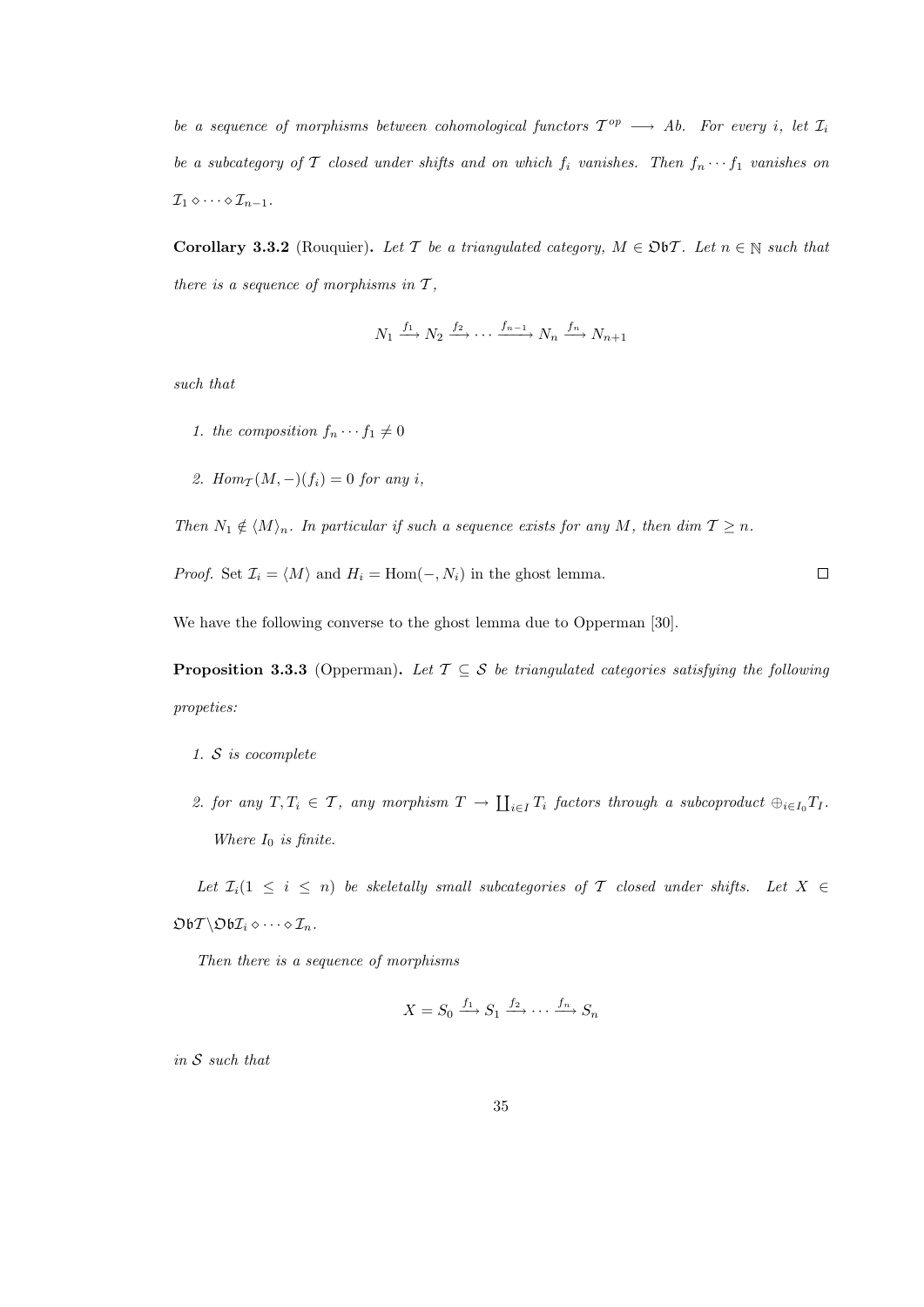*be a sequence of morphisms between cohomological functors $\mathcal{T}^{op} \longrightarrow Ab$. For every $i$, let $\mathcal{I}_i$ be a subcategory of $\mathcal{T}$ closed under shifts and on which $f_i$ vanishes. Then $f_n \cdots f_1$ vanishes on $\mathcal{I}_1 \diamond \cdots \diamond \mathcal{I}_{n-1}$.*

**Corollary 3.3.2** (Rouquier)**.** *Let $\mathcal{T}$ be a triangulated category, $M \in \mathfrak{Ob}\mathcal{T}$. Let $n \in \mathbb{N}$ such that there is a sequence of morphisms in $\mathcal{T}$,*

$$N_1 \xrightarrow{f_1} N_2 \xrightarrow{f_2} \cdots \xrightarrow{f_{n-1}} N_n \xrightarrow{f_n} N_{n+1}$$

*such that*

1. *the composition $f_n \cdots f_1 \neq 0$*
2. *$Hom_{\mathcal{T}}(M, -)(f_i) = 0$ for any $i$,*

*Then $N_1 \notin \langle M \rangle_n$. In particular if such a sequence exists for any $M$, then dim $\mathcal{T} \geq n$.*

*Proof.* Set $\mathcal{I}_i = \langle M \rangle$ and $H_i = \mathrm{Hom}(-, N_i)$ in the ghost lemma. $\square$

We have the following converse to the ghost lemma due to Opperman [30].

**Proposition 3.3.3** (Opperman)**.** *Let $\mathcal{T} \subseteq \mathcal{S}$ be triangulated categories satisfying the following propeties:*

1. *$\mathcal{S}$ is cocomplete*
2. *for any $T, T_i \in \mathcal{T}$, any morphism $T \to \coprod_{i \in I} T_i$ factors through a subcoproduct $\oplus_{i \in I_0} T_I$. Where $I_0$ is finite.*

*Let $\mathcal{I}_i (1 \leq i \leq n)$ be skeletally small subcategories of $\mathcal{T}$ closed under shifts. Let $X \in \mathfrak{Ob}\mathcal{T} \backslash \mathfrak{Ob}\mathcal{I}_i \diamond \cdots \diamond \mathcal{I}_n$.*

*Then there is a sequence of morphisms*

$$X = S_0 \xrightarrow{f_1} S_1 \xrightarrow{f_2} \cdots \xrightarrow{f_n} S_n$$

*in $\mathcal{S}$ such that*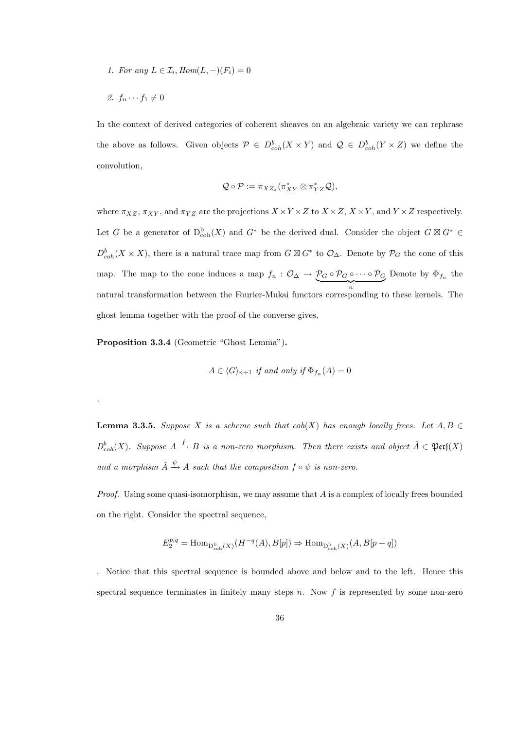1. *For any $L \in \mathcal{I}_i$, $Hom(L, -)(F_i) = 0$*

2. $f_n \cdots f_1 \neq 0$

In the context of derived categories of coherent sheaves on an algebraic variety we can rephrase the above as follows. Given objects $\mathcal{P} \in D^b_{coh}(X \times Y)$ and $\mathcal{Q} \in D^b_{coh}(Y \times Z)$ we define the convolution,

$$\mathcal{Q} \circ \mathcal{P} := \pi_{XZ_*}(\pi^*_{XY} \otimes \pi^*_{YZ}\mathcal{Q}),$$

where $\pi_{XZ}$, $\pi_{XY}$, and $\pi_{YZ}$ are the projections $X \times Y \times Z$ to $X \times Z$, $X \times Y$, and $Y \times Z$ respectively. Let $G$ be a generator of $\mathrm{D}^{\mathrm{b}}_{\mathrm{coh}}(X)$ and $G^*$ be the derived dual. Consider the object $G \boxtimes G^* \in D^b_{coh}(X \times X)$, there is a natural trace map from $G \boxtimes G^*$ to $\mathcal{O}_\Delta$. Denote by $\mathcal{P}_G$ the cone of this map. The map to the cone induces a map $f_n : \mathcal{O}_\Delta \to \underbrace{\mathcal{P}_G \circ \mathcal{P}_G \circ \cdots \circ \mathcal{P}_G}_{n}$ Denote by $\Phi_{f_n}$ the natural transformation between the Fourier-Mukai functors corresponding to these kernels. The ghost lemma together with the proof of the converse gives,

**Proposition 3.3.4** (Geometric "Ghost Lemma")**.**

$$A \in \langle G \rangle_{n+1} \text{ if and only if } \Phi_{f_n}(A) = 0$$

.

**Lemma 3.3.5.** *Suppose $X$ is a scheme such that $coh(X)$ has enough locally frees. Let $A, B \in D^b_{coh}(X)$. Suppose $A \xrightarrow{f} B$ is a non-zero morphism. Then there exists and object $\hat{A} \in \mathfrak{Perf}(X)$ and a morphism $\hat{A} \xrightarrow{\psi} A$ such that the composition $f \circ \psi$ is non-zero.*

*Proof.* Using some quasi-isomorphism, we may assume that $A$ is a complex of locally frees bounded on the right. Consider the spectral sequence,

$$E_2^{p,q} = \mathrm{Hom}_{\mathrm{D}^{\mathrm{b}}_{\mathrm{coh}}(X)}(H^{-q}(A), B[p]) \Rightarrow \mathrm{Hom}_{\mathrm{D}^{\mathrm{b}}_{\mathrm{coh}}(X)}(A, B[p+q])$$

. Notice that this spectral sequence is bounded above and below and to the left. Hence this spectral sequence terminates in finitely many steps $n$. Now $f$ is represented by some non-zero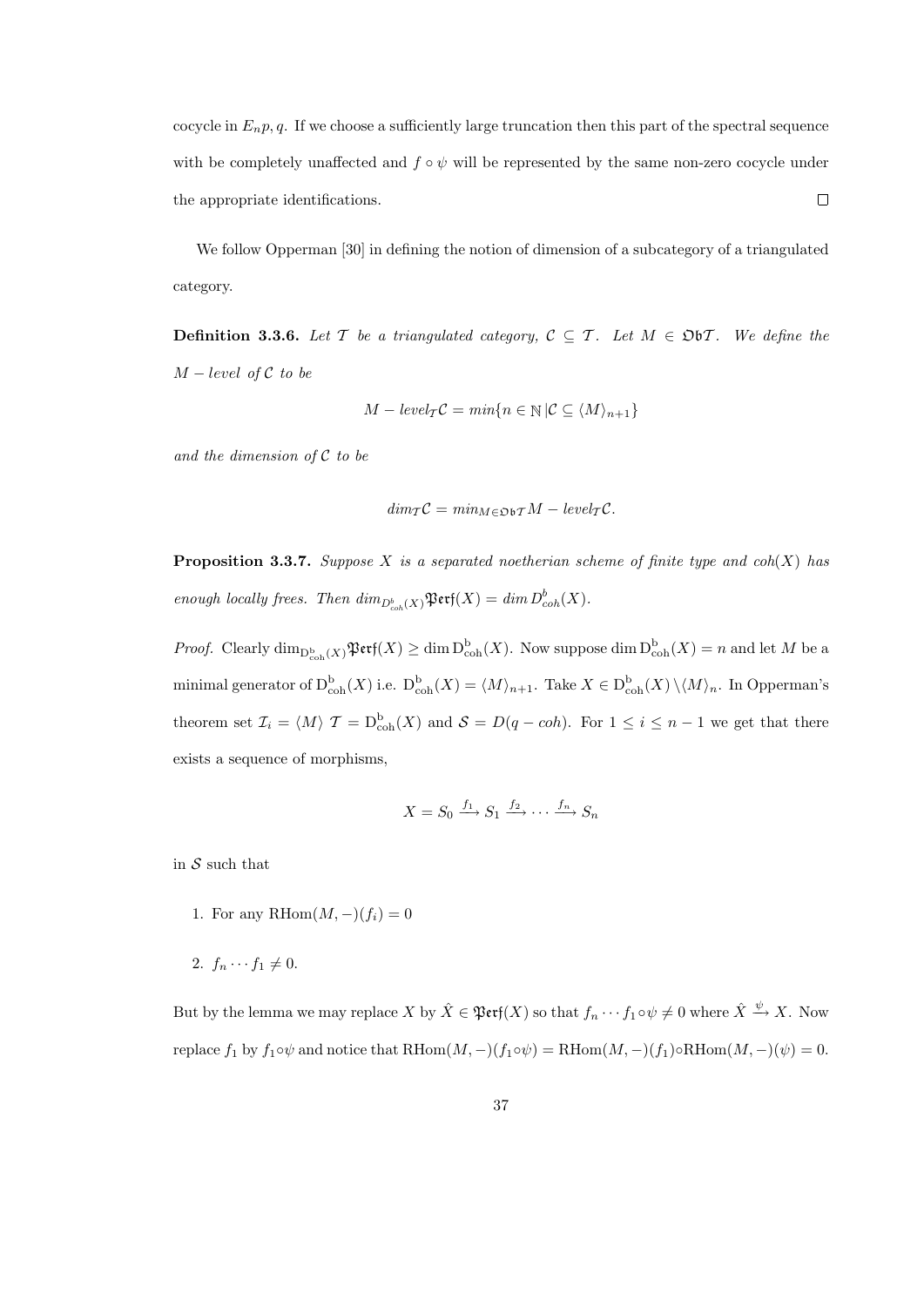cocycle in $E_np, q$. If we choose a sufficiently large truncation then this part of the spectral sequence with be completely unaffected and $f \circ \psi$ will be represented by the same non-zero cocycle under the appropriate identifications. $\square$

We follow Opperman [30] in defining the notion of dimension of a subcategory of a triangulated category.

**Definition 3.3.6.** *Let $\mathcal{T}$ be a triangulated category, $\mathcal{C} \subseteq \mathcal{T}$. Let $M \in \mathfrak{Ob}\mathcal{T}$. We define the $M-level$ of $\mathcal{C}$ to be*

$$M - level_{\mathcal{T}}\mathcal{C} = min\{n \in \mathbb{N} \,|\mathcal{C} \subseteq \langle M \rangle_{n+1}\}$$

*and the dimension of $\mathcal{C}$ to be*

$$dim_{\mathcal{T}}\mathcal{C} = min_{M \in \mathfrak{Ob}\mathcal{T}} M - level_{\mathcal{T}}\mathcal{C}.$$

**Proposition 3.3.7.** *Suppose $X$ is a separated noetherian scheme of finite type and $coh(X)$ has enough locally frees. Then $dim_{D^b_{coh}(X)}\mathfrak{Perf}(X) = dim\, D^b_{coh}(X)$.*

*Proof.* Clearly $\dim_{\mathrm{D}^{\mathrm{b}}_{\mathrm{coh}}(X)}\mathfrak{Perf}(X) \geq \dim \mathrm{D}^{\mathrm{b}}_{\mathrm{coh}}(X)$. Now suppose $\dim \mathrm{D}^{\mathrm{b}}_{\mathrm{coh}}(X) = n$ and let $M$ be a minimal generator of $\mathrm{D}^{\mathrm{b}}_{\mathrm{coh}}(X)$ i.e. $\mathrm{D}^{\mathrm{b}}_{\mathrm{coh}}(X) = \langle M \rangle_{n+1}$. Take $X \in \mathrm{D}^{\mathrm{b}}_{\mathrm{coh}}(X) \setminus \langle M \rangle_n$. In Opperman's theorem set $\mathcal{I}_i = \langle M \rangle$ $\mathcal{T} = \mathrm{D}^{\mathrm{b}}_{\mathrm{coh}}(X)$ and $\mathcal{S} = D(q-coh)$. For $1 \leq i \leq n-1$ we get that there exists a sequence of morphisms,

$$X = S_0 \xrightarrow{f_1} S_1 \xrightarrow{f_2} \cdots \xrightarrow{f_n} S_n$$

in $\mathcal{S}$ such that

1. For any $\mathrm{RHom}(M, -)(f_i) = 0$
2. $f_n \cdots f_1 \neq 0$.

But by the lemma we may replace $X$ by $\hat{X} \in \mathfrak{Perf}(X)$ so that $f_n \cdots f_1 \circ \psi \neq 0$ where $\hat{X} \xrightarrow{\psi} X$. Now replace $f_1$ by $f_1 \circ \psi$ and notice that $\mathrm{RHom}(M, -)(f_1 \circ \psi) = \mathrm{RHom}(M, -)(f_1) \circ \mathrm{RHom}(M, -)(\psi) = 0$.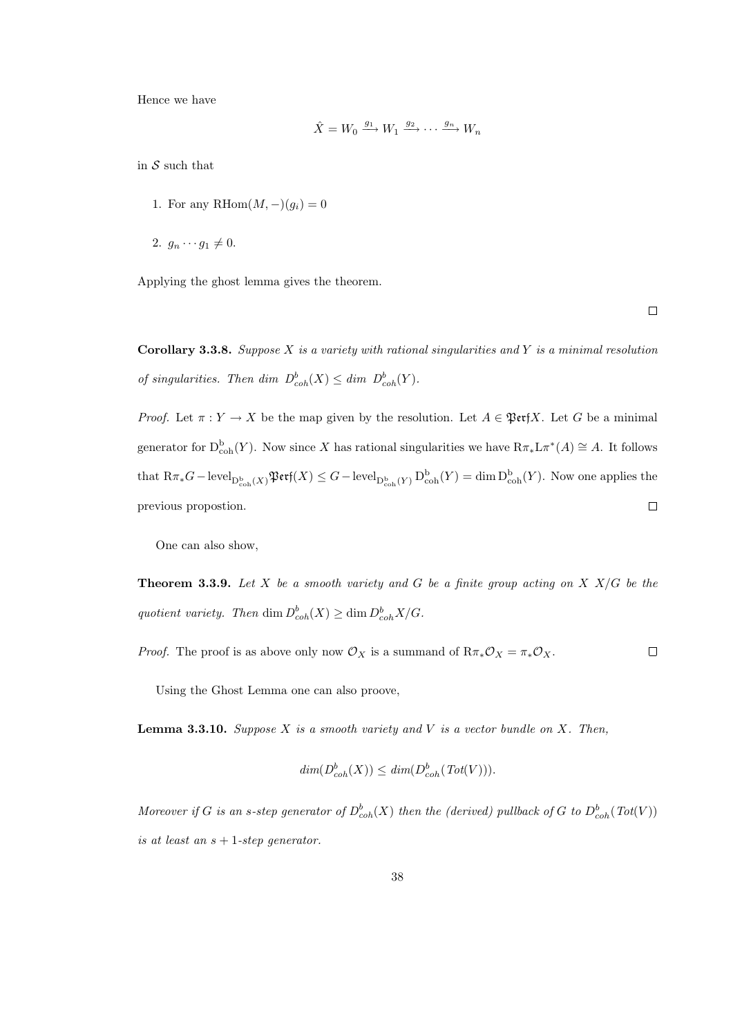Hence we have

$$\hat{X} = W_0 \xrightarrow{g_1} W_1 \xrightarrow{g_2} \cdots \xrightarrow{g_n} W_n$$

in $\mathcal{S}$ such that

1. For any $\mathrm{RHom}(M, -)(g_i) = 0$
2. $g_n \cdots g_1 \neq 0$.

Applying the ghost lemma gives the theorem.

$\square$

**Corollary 3.3.8.** *Suppose $X$ is a variety with rational singularities and $Y$ is a minimal resolution of singularities. Then dim $D^b_{coh}(X) \leq$ dim $D^b_{coh}(Y)$.*

*Proof.* Let $\pi : Y \to X$ be the map given by the resolution. Let $A \in \mathfrak{Perf}X$. Let $G$ be a minimal generator for $\mathrm{D}^{\mathrm{b}}_{\mathrm{coh}}(Y)$. Now since $X$ has rational singularities we have $\mathrm{R}\pi_* \mathrm{L}\pi^*(A) \cong A$. It follows that $\mathrm{R}\pi_* G - \mathrm{level}_{\mathrm{D}^{\mathrm{b}}_{\mathrm{coh}}(X)} \mathfrak{Perf}(X) \leq G - \mathrm{level}_{\mathrm{D}^{\mathrm{b}}_{\mathrm{coh}}(Y)} \mathrm{D}^{\mathrm{b}}_{\mathrm{coh}}(Y) = \dim \mathrm{D}^{\mathrm{b}}_{\mathrm{coh}}(Y)$. Now one applies the previous propostion. $\square$

One can also show,

**Theorem 3.3.9.** *Let $X$ be a smooth variety and $G$ be a finite group acting on $X$ $X/G$ be the quotient variety. Then $\dim D^b_{coh}(X) \geq \dim D^b_{coh} X/G$.*

*Proof.* The proof is as above only now $\mathcal{O}_X$ is a summand of $\mathrm{R}\pi_* \mathcal{O}_X = \pi_* \mathcal{O}_X$. $\square$

Using the Ghost Lemma one can also proove,

**Lemma 3.3.10.** *Suppose $X$ is a smooth variety and $V$ is a vector bundle on $X$. Then,*

$$dim(D^b_{coh}(X)) \leq dim(D^b_{coh}(Tot(V))).$$

*Moreover if $G$ is an $s$-step generator of $D^b_{coh}(X)$ then the (derived) pullback of $G$ to $D^b_{coh}(Tot(V))$ is at least an $s+1$-step generator.*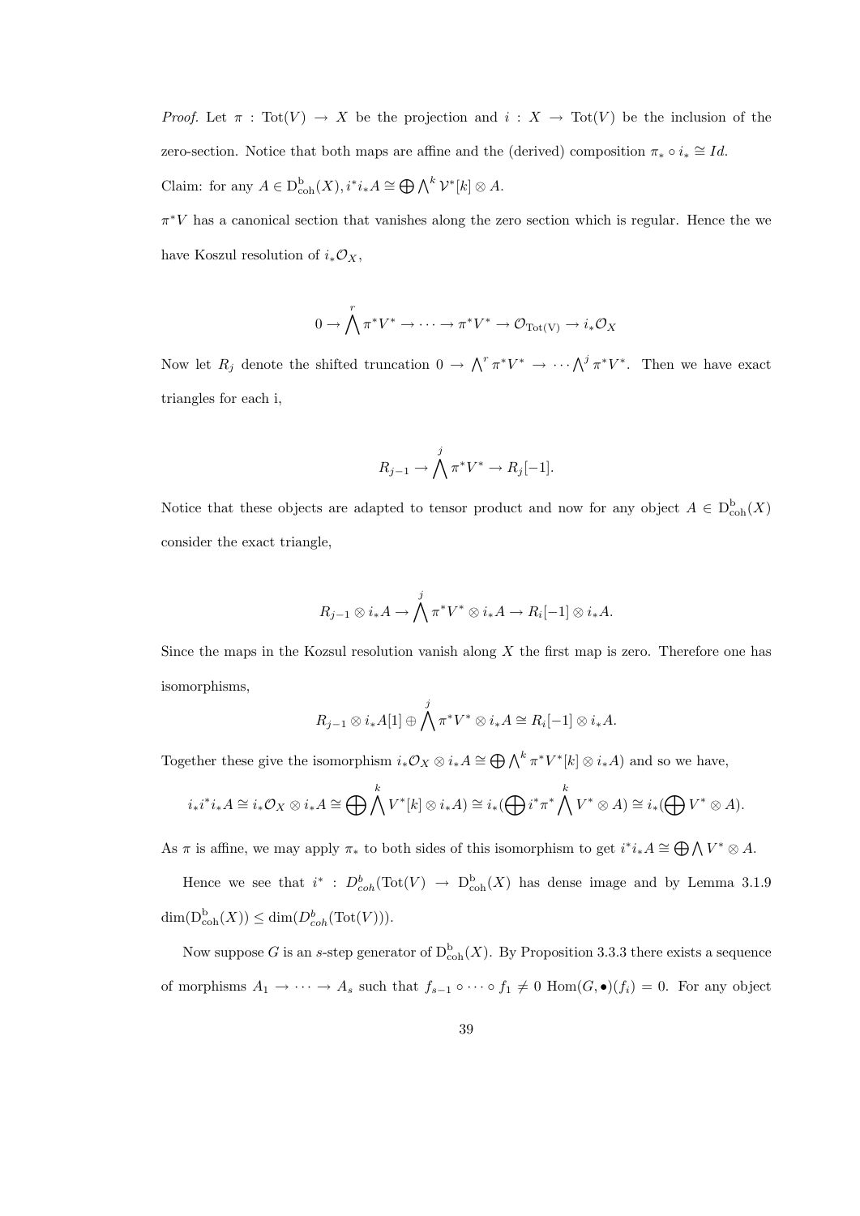*Proof.* Let $\pi : \mathrm{Tot}(V) \to X$ be the projection and $i : X \to \mathrm{Tot}(V)$ be the inclusion of the zero-section. Notice that both maps are affine and the (derived) composition $\pi_* \circ i_* \cong Id$.

Claim: for any $A \in \mathrm{D}^{\mathrm{b}}_{\mathrm{coh}}(X), i^* i_* A \cong \bigoplus \bigwedge^k \mathcal{V}^*[k] \otimes A$.

$\pi^* V$ has a canonical section that vanishes along the zero section which is regular. Hence the we have Koszul resolution of $i_* \mathcal{O}_X$,

$$0 \to \bigwedge^r \pi^* V^* \to \cdots \to \pi^* V^* \to \mathcal{O}_{\mathrm{Tot(V)}} \to i_* \mathcal{O}_X$$

Now let $R_j$ denote the shifted truncation $0 \to \bigwedge^r \pi^* V^* \to \cdots \bigwedge^j \pi^* V^*$. Then we have exact triangles for each i,

$$R_{j-1} \to \bigwedge^j \pi^* V^* \to R_j[-1].$$

Notice that these objects are adapted to tensor product and now for any object $A \in \mathrm{D}^{\mathrm{b}}_{\mathrm{coh}}(X)$ consider the exact triangle,

$$R_{j-1} \otimes i_* A \to \bigwedge^j \pi^* V^* \otimes i_* A \to R_i[-1] \otimes i_* A.$$

Since the maps in the Kozsul resolution vanish along $X$ the first map is zero. Therefore one has isomorphisms,

$$R_{j-1} \otimes i_* A[1] \oplus \bigwedge^j \pi^* V^* \otimes i_* A \cong R_i[-1] \otimes i_* A.$$

Together these give the isomorphism $i_* \mathcal{O}_X \otimes i_* A \cong \bigoplus \bigwedge^k \pi^* V^*[k] \otimes i_* A)$ and so we have,

$$i_* i^* i_* A \cong i_* \mathcal{O}_X \otimes i_* A \cong \bigoplus \bigwedge^k V^*[k] \otimes i_* A) \cong i_*(\bigoplus i^* \pi^* \bigwedge^k V^* \otimes A) \cong i_*(\bigoplus V^* \otimes A).$$

As $\pi$ is affine, we may apply $\pi_*$ to both sides of this isomorphism to get $i^* i_* A \cong \bigoplus \bigwedge V^* \otimes A$.

Hence we see that $i^* : D^b_{coh}(\mathrm{Tot}(V) \to \mathrm{D}^{\mathrm{b}}_{\mathrm{coh}}(X)$ has dense image and by Lemma 3.1.9 $\dim(\mathrm{D}^{\mathrm{b}}_{\mathrm{coh}}(X)) \leq \dim(D^b_{coh}(\mathrm{Tot}(V)))$.

Now suppose $G$ is an $s$-step generator of $\mathrm{D}^{\mathrm{b}}_{\mathrm{coh}}(X)$. By Proposition 3.3.3 there exists a sequence of morphisms $A_1 \to \cdots \to A_s$ such that $f_{s-1} \circ \cdots \circ f_1 \neq 0$ $\mathrm{Hom}(G, \bullet)(f_i) = 0$. For any object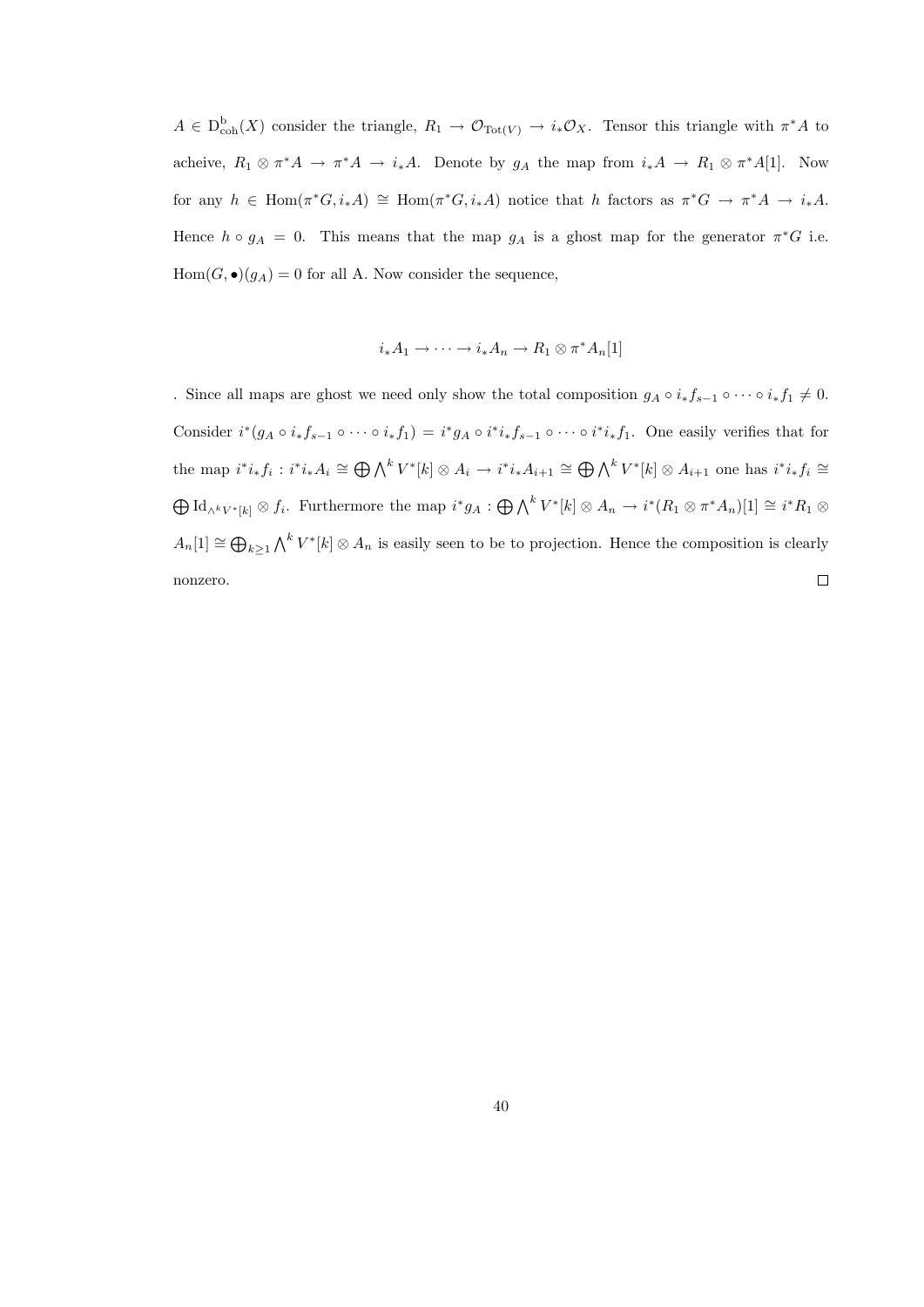$A \in \mathrm{D}^{\mathrm{b}}_{\mathrm{coh}}(X)$ consider the triangle, $R_1 \to \mathcal{O}_{\mathrm{Tot}(V)} \to i_*\mathcal{O}_X$. Tensor this triangle with $\pi^*A$ to acheive, $R_1 \otimes \pi^*A \to \pi^*A \to i_*A$. Denote by $g_A$ the map from $i_*A \to R_1 \otimes \pi^*A[1]$. Now for any $h \in \mathrm{Hom}(\pi^*G, i_*A) \cong \mathrm{Hom}(\pi^*G, i_*A)$ notice that $h$ factors as $\pi^*G \to \pi^*A \to i_*A$. Hence $h \circ g_A = 0$. This means that the map $g_A$ is a ghost map for the generator $\pi^*G$ i.e. $\mathrm{Hom}(G, \bullet)(g_A) = 0$ for all A. Now consider the sequence,

$$i_*A_1 \to \cdots \to i_*A_n \to R_1 \otimes \pi^*A_n[1]$$

. Since all maps are ghost we need only show the total composition $g_A \circ i_*f_{s-1} \circ \cdots \circ i_*f_1 \neq 0$. Consider $i^*(g_A \circ i_*f_{s-1} \circ \cdots \circ i_*f_1) = i^*g_A \circ i^*i_*f_{s-1} \circ \cdots \circ i^*i_*f_1$. One easily verifies that for the map $i^*i_*f_i : i^*i_*A_i \cong \bigoplus \bigwedge^k V^*[k] \otimes A_i \to i^*i_*A_{i+1} \cong \bigoplus \bigwedge^k V^*[k] \otimes A_{i+1}$ one has $i^*i_*f_i \cong \bigoplus \mathrm{Id}_{\wedge^k V^*[k]} \otimes f_i$. Furthermore the map $i^*g_A : \bigoplus \bigwedge^k V^*[k] \otimes A_n \to i^*(R_1 \otimes \pi^*A_n)[1] \cong i^*R_1 \otimes A_n[1] \cong \bigoplus_{k \geq 1} \bigwedge^k V^*[k] \otimes A_n$ is easily seen to be to projection. Hence the composition is clearly nonzero. $\square$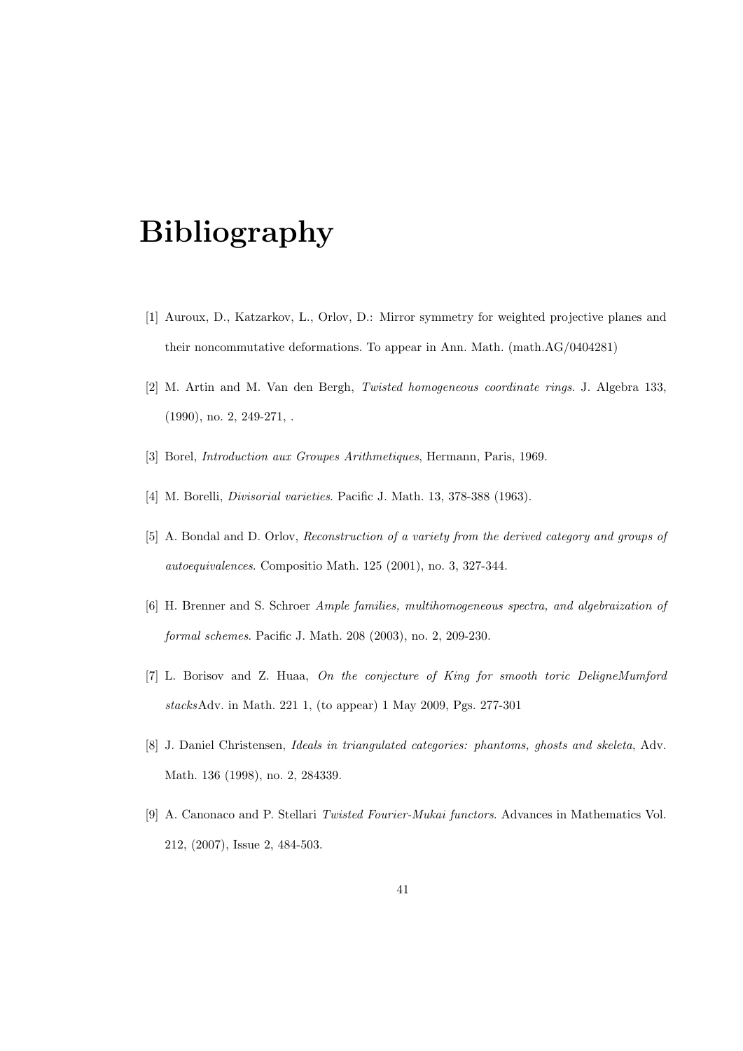# Bibliography

[1] Auroux, D., Katzarkov, L., Orlov, D.: Mirror symmetry for weighted projective planes and their noncommutative deformations. To appear in Ann. Math. (math.AG/0404281)

[2] M. Artin and M. Van den Bergh, *Twisted homogeneous coordinate rings*. J. Algebra 133, (1990), no. 2, 249-271, .

[3] Borel, *Introduction aux Groupes Arithmetiques*, Hermann, Paris, 1969.

[4] M. Borelli, *Divisorial varieties*. Pacific J. Math. 13, 378-388 (1963).

[5] A. Bondal and D. Orlov, *Reconstruction of a variety from the derived category and groups of autoequivalences*. Compositio Math. 125 (2001), no. 3, 327-344.

[6] H. Brenner and S. Schroer *Ample families, multihomogeneous spectra, and algebraization of formal schemes*. Pacific J. Math. 208 (2003), no. 2, 209-230.

[7] L. Borisov and Z. Huaa, *On the conjecture of King for smooth toric DeligneMumford stacks*Adv. in Math. 221 1, (to appear) 1 May 2009, Pgs. 277-301

[8] J. Daniel Christensen, *Ideals in triangulated categories: phantoms, ghosts and skeleta*, Adv. Math. 136 (1998), no. 2, 284339.

[9] A. Canonaco and P. Stellari *Twisted Fourier-Mukai functors*. Advances in Mathematics Vol. 212, (2007), Issue 2, 484-503.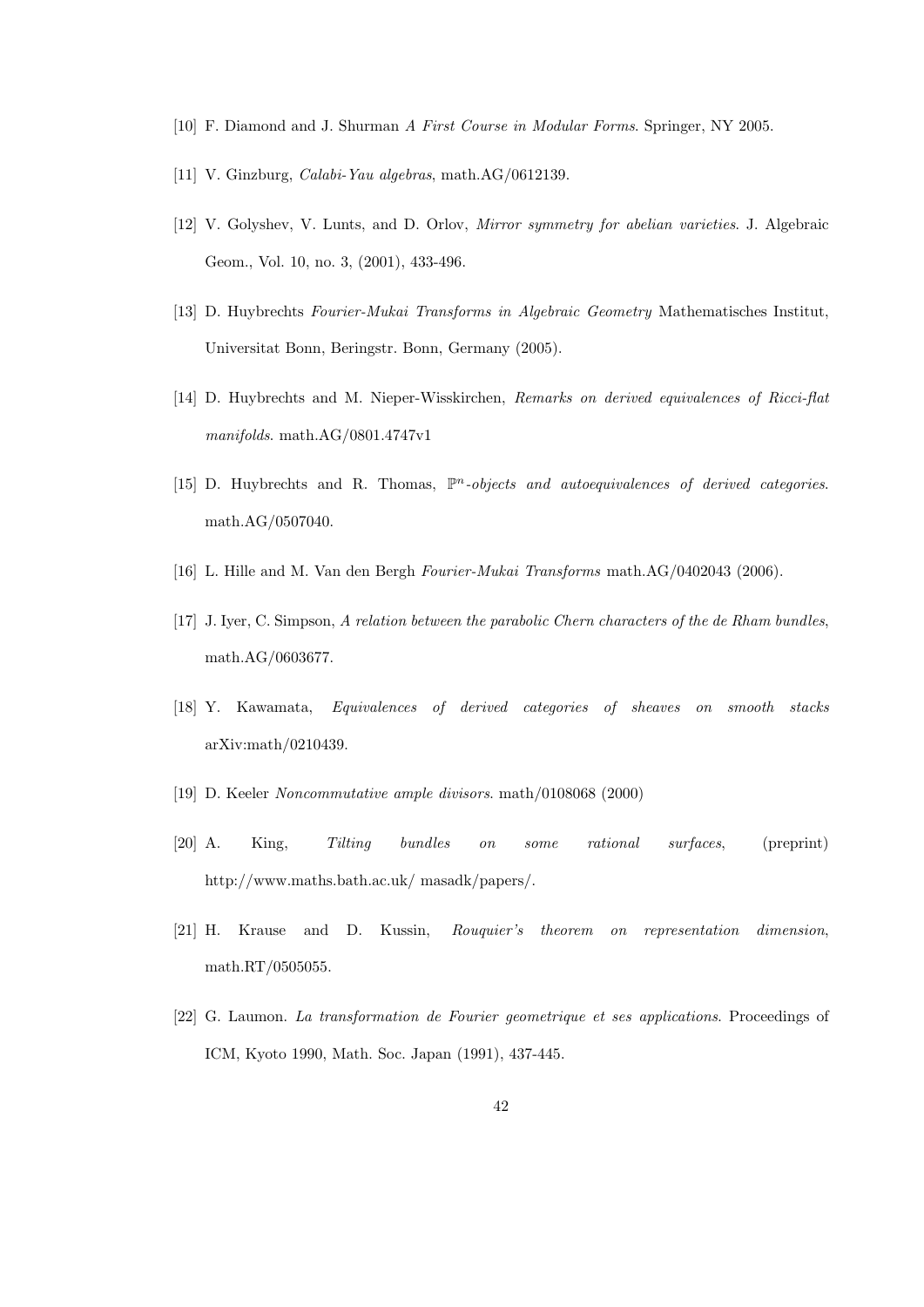[10] F. Diamond and J. Shurman *A First Course in Modular Forms*. Springer, NY 2005.

[11] V. Ginzburg, *Calabi-Yau algebras*, math.AG/0612139.

[12] V. Golyshev, V. Lunts, and D. Orlov, *Mirror symmetry for abelian varieties*. J. Algebraic Geom., Vol. 10, no. 3, (2001), 433-496.

[13] D. Huybrechts *Fourier-Mukai Transforms in Algebraic Geometry* Mathematisches Institut, Universitat Bonn, Beringstr. Bonn, Germany (2005).

[14] D. Huybrechts and M. Nieper-Wisskirchen, *Remarks on derived equivalences of Ricci-flat manifolds*. math.AG/0801.4747v1

[15] D. Huybrechts and R. Thomas, $\mathbb{P}^n$*-objects and autoequivalences of derived categories*. math.AG/0507040.

[16] L. Hille and M. Van den Bergh *Fourier-Mukai Transforms* math.AG/0402043 (2006).

[17] J. Iyer, C. Simpson, *A relation between the parabolic Chern characters of the de Rham bundles*, math.AG/0603677.

[18] Y. Kawamata, *Equivalences of derived categories of sheaves on smooth stacks* arXiv:math/0210439.

[19] D. Keeler *Noncommutative ample divisors*. math/0108068 (2000)

[20] A. King, *Tilting bundles on some rational surfaces*, (preprint) http://www.maths.bath.ac.uk/ masadk/papers/.

[21] H. Krause and D. Kussin, *Rouquier's theorem on representation dimension*, math.RT/0505055.

[22] G. Laumon. *La transformation de Fourier geometrique et ses applications*. Proceedings of ICM, Kyoto 1990, Math. Soc. Japan (1991), 437-445.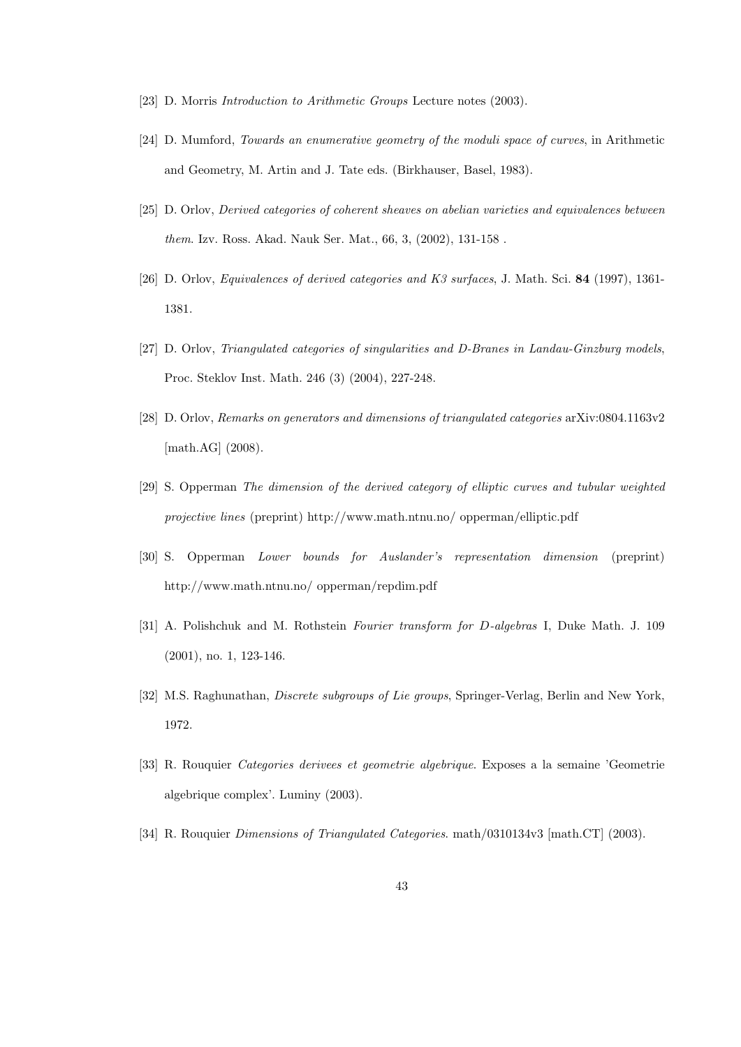[23] D. Morris *Introduction to Arithmetic Groups* Lecture notes (2003).

[24] D. Mumford, *Towards an enumerative geometry of the moduli space of curves*, in Arithmetic and Geometry, M. Artin and J. Tate eds. (Birkhauser, Basel, 1983).

[25] D. Orlov, *Derived categories of coherent sheaves on abelian varieties and equivalences between them*. Izv. Ross. Akad. Nauk Ser. Mat., 66, 3, (2002), 131-158 .

[26] D. Orlov, *Equivalences of derived categories and K3 surfaces*, J. Math. Sci. **84** (1997), 1361-1381.

[27] D. Orlov, *Triangulated categories of singularities and D-Branes in Landau-Ginzburg models*, Proc. Steklov Inst. Math. 246 (3) (2004), 227-248.

[28] D. Orlov, *Remarks on generators and dimensions of triangulated categories* arXiv:0804.1163v2 [math.AG] (2008).

[29] S. Opperman *The dimension of the derived category of elliptic curves and tubular weighted projective lines* (preprint) http://www.math.ntnu.no/ opperman/elliptic.pdf

[30] S. Opperman *Lower bounds for Auslander's representation dimension* (preprint) http://www.math.ntnu.no/ opperman/repdim.pdf

[31] A. Polishchuk and M. Rothstein *Fourier transform for D-algebras* I, Duke Math. J. 109 (2001), no. 1, 123-146.

[32] M.S. Raghunathan, *Discrete subgroups of Lie groups*, Springer-Verlag, Berlin and New York, 1972.

[33] R. Rouquier *Categories derivees et geometrie algebrique*. Exposes a la semaine 'Geometrie algebrique complex'. Luminy (2003).

[34] R. Rouquier *Dimensions of Triangulated Categories*. math/0310134v3 [math.CT] (2003).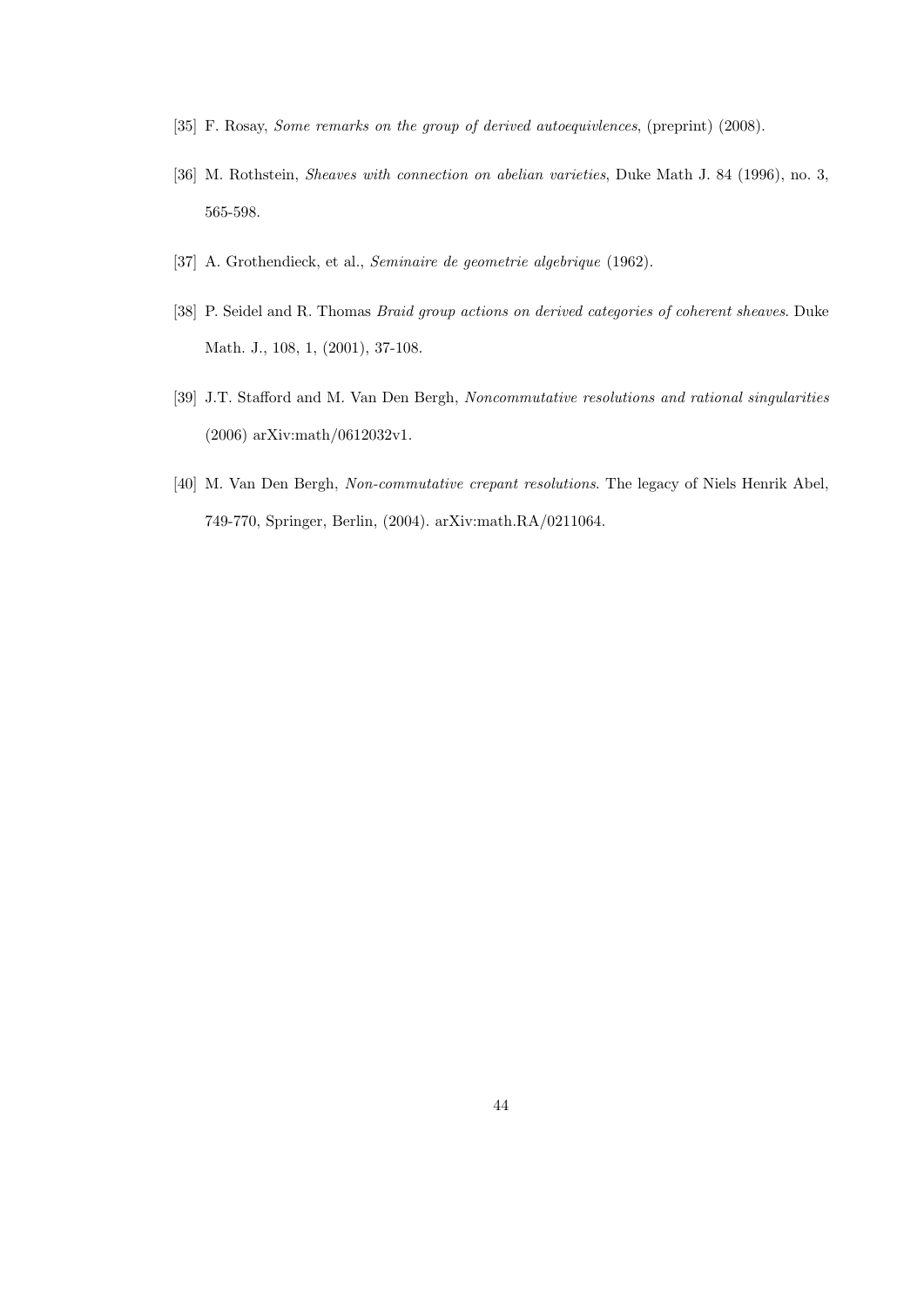[35] F. Rosay, *Some remarks on the group of derived autoequivlences*, (preprint) (2008).

[36] M. Rothstein, *Sheaves with connection on abelian varieties*, Duke Math J. 84 (1996), no. 3, 565-598.

[37] A. Grothendieck, et al., *Seminaire de geometrie algebrique* (1962).

[38] P. Seidel and R. Thomas *Braid group actions on derived categories of coherent sheaves*. Duke Math. J., 108, 1, (2001), 37-108.

[39] J.T. Stafford and M. Van Den Bergh, *Noncommutative resolutions and rational singularities* (2006) arXiv:math/0612032v1.

[40] M. Van Den Bergh, *Non-commutative crepant resolutions*. The legacy of Niels Henrik Abel, 749-770, Springer, Berlin, (2004). arXiv:math.RA/0211064.